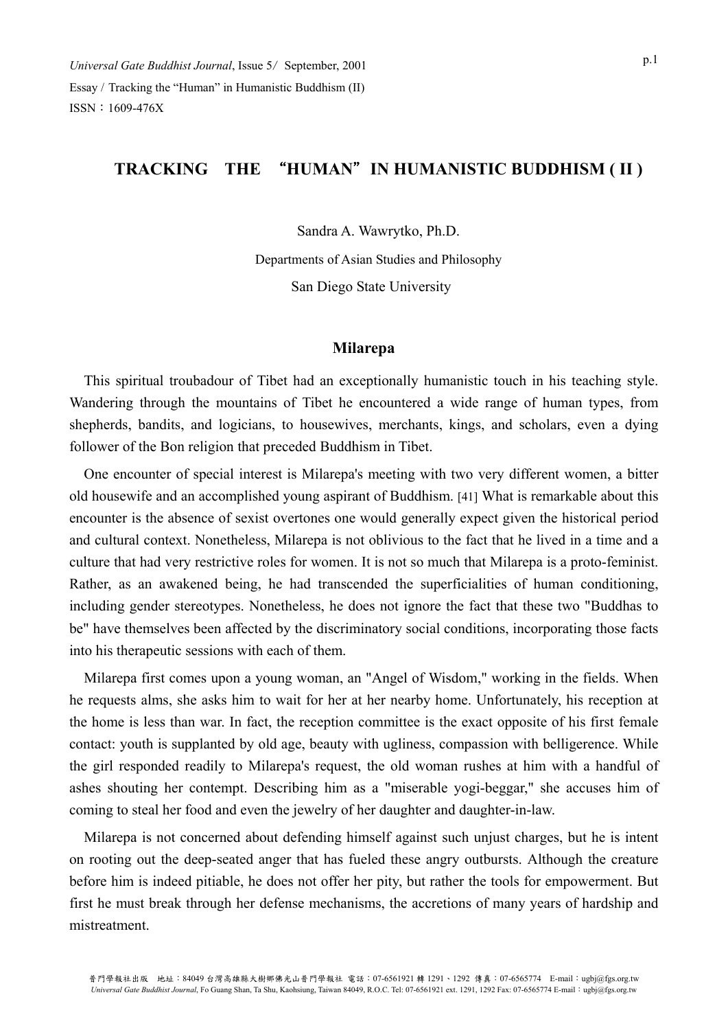# TRACKING THE "HUMAN" IN HUMANISTIC BUDDHISM ( II )

Sandra A. Wawrytko, Ph.D.

Departments of Asian Studies and Philosophy

San Diego State University

## Milarepa

This spiritual troubadour of Tibet had an exceptionally humanistic touch in his teaching style. Wandering through the mountains of Tibet he encountered a wide range of human types, from shepherds, bandits, and logicians, to housewives, merchants, kings, and scholars, even a dying follower of the Bon religion that preceded Buddhism in Tibet.

One encounter of special interest is Milarepa's meeting with two very different women, a bitter old housewife and an accomplished young aspirant of Buddhism. [41] What is remarkable about this encounter is the absence of sexist overtones one would generally expect given the historical period and cultural context. Nonetheless, Milarepa is not oblivious to the fact that he lived in a time and a culture that had very restrictive roles for women. It is not so much that Milarepa is a proto-feminist. Rather, as an awakened being, he had transcended the superficialities of human conditioning, including gender stereotypes. Nonetheless, he does not ignore the fact that these two "Buddhas to be" have themselves been affected by the discriminatory social conditions, incorporating those facts into his therapeutic sessions with each of them.

Milarepa first comes upon a young woman, an "Angel of Wisdom," working in the fields. When he requests alms, she asks him to wait for her at her nearby home. Unfortunately, his reception at the home is less than war. In fact, the reception committee is the exact opposite of his first female contact: youth is supplanted by old age, beauty with ugliness, compassion with belligerence. While the girl responded readily to Milarepa's request, the old woman rushes at him with a handful of ashes shouting her contempt. Describing him as a "miserable yogi-beggar," she accuses him of coming to steal her food and even the jewelry of her daughter and daughter-in-law.

Milarepa is not concerned about defending himself against such unjust charges, but he is intent on rooting out the deep-seated anger that has fueled these angry outbursts. Although the creature before him is indeed pitiable, he does not offer her pity, but rather the tools for empowerment. But first he must break through her defense mechanisms, the accretions of many years of hardship and mistreatment.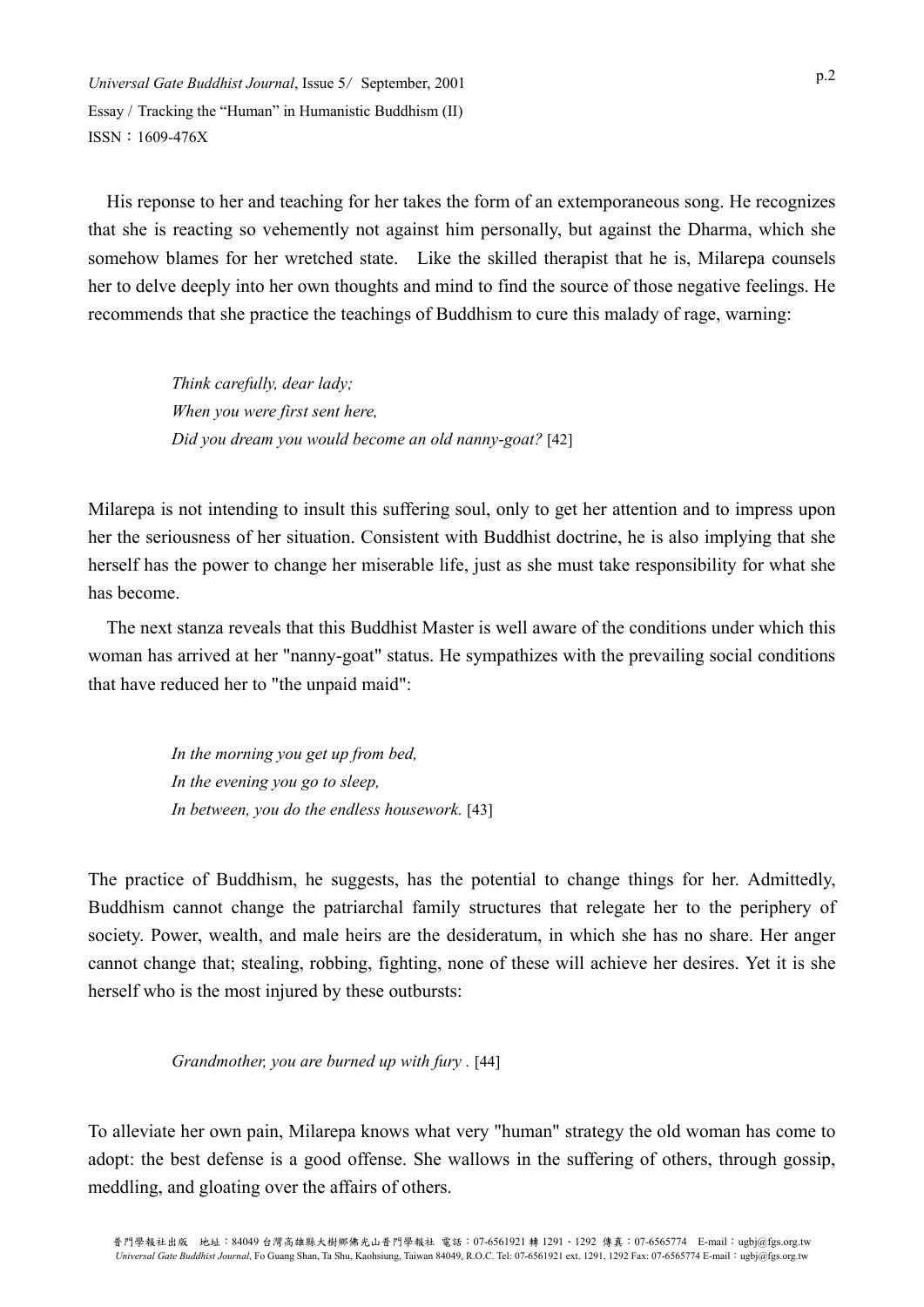His reponse to her and teaching for her takes the form of an extemporaneous song. He recognizes that she is reacting so vehemently not against him personally, but against the Dharma, which she somehow blames for her wretched state. Like the skilled therapist that he is, Milarepa counsels her to delve deeply into her own thoughts and mind to find the source of those negative feelings. He recommends that she practice the teachings of Buddhism to cure this malady of rage, warning:

> *Think carefully, dear lady;*
> *When you were first sent here,*
> *Did you dream you would become an old nanny-goat?* [42]

Milarepa is not intending to insult this suffering soul, only to get her attention and to impress upon her the seriousness of her situation. Consistent with Buddhist doctrine, he is also implying that she herself has the power to change her miserable life, just as she must take responsibility for what she has become.

The next stanza reveals that this Buddhist Master is well aware of the conditions under which this woman has arrived at her "nanny-goat" status. He sympathizes with the prevailing social conditions that have reduced her to "the unpaid maid":

> *In the morning you get up from bed,*
> *In the evening you go to sleep,*
> *In between, you do the endless housework.* [43]

The practice of Buddhism, he suggests, has the potential to change things for her. Admittedly, Buddhism cannot change the patriarchal family structures that relegate her to the periphery of society. Power, wealth, and male heirs are the desideratum, in which she has no share. Her anger cannot change that; stealing, robbing, fighting, none of these will achieve her desires. Yet it is she herself who is the most injured by these outbursts:

> *Grandmother, you are burned up with fury .* [44]

To alleviate her own pain, Milarepa knows what very "human" strategy the old woman has come to adopt: the best defense is a good offense. She wallows in the suffering of others, through gossip, meddling, and gloating over the affairs of others.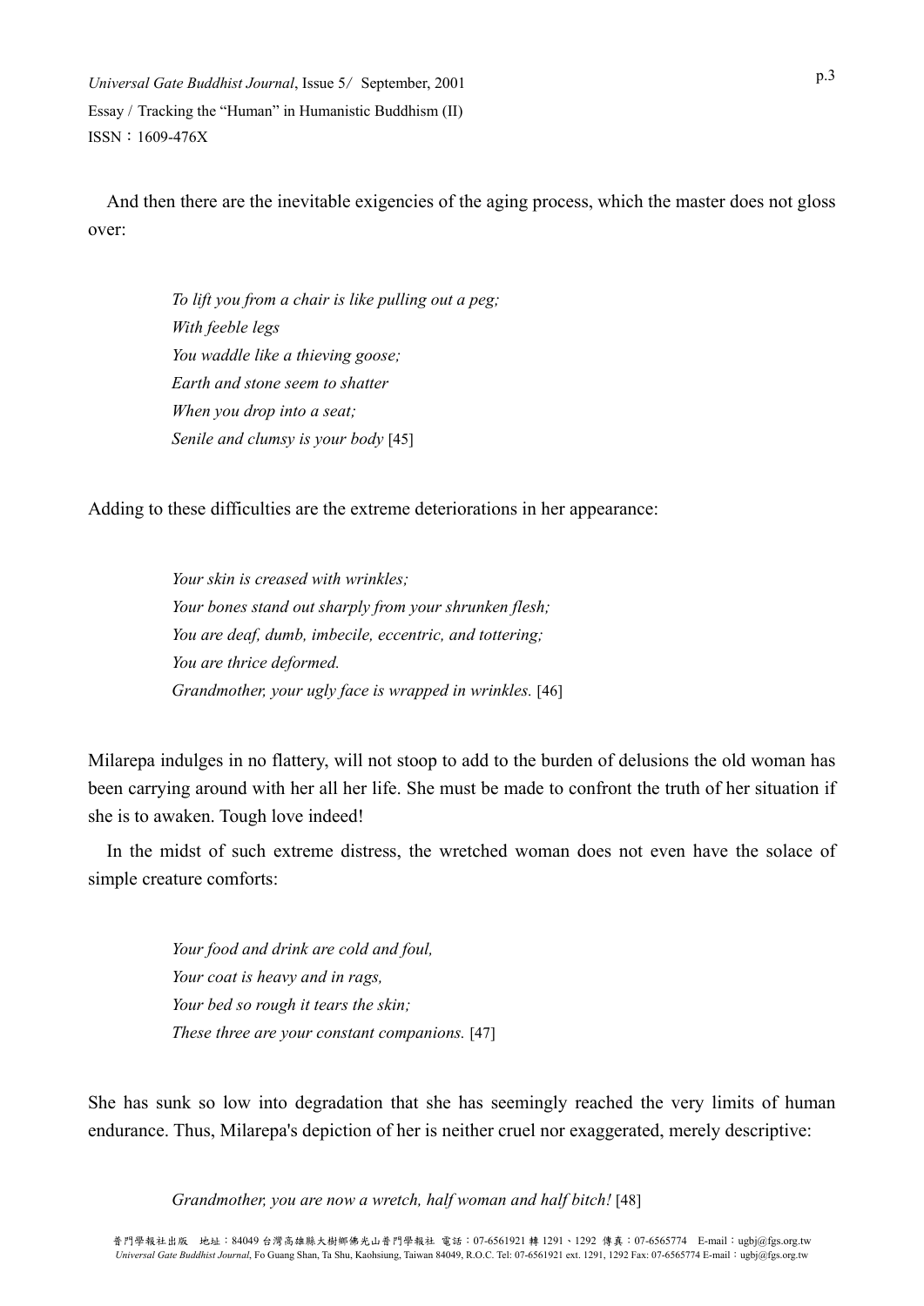And then there are the inevitable exigencies of the aging process, which the master does not gloss over:

> *To lift you from a chair is like pulling out a peg;*
> *With feeble legs*
> *You waddle like a thieving goose;*
> *Earth and stone seem to shatter*
> *When you drop into a seat;*
> *Senile and clumsy is your body* [45]

Adding to these difficulties are the extreme deteriorations in her appearance:

> *Your skin is creased with wrinkles;*
> *Your bones stand out sharply from your shrunken flesh;*
> *You are deaf, dumb, imbecile, eccentric, and tottering;*
> *You are thrice deformed.*
> *Grandmother, your ugly face is wrapped in wrinkles.* [46]

Milarepa indulges in no flattery, will not stoop to add to the burden of delusions the old woman has been carrying around with her all her life. She must be made to confront the truth of her situation if she is to awaken. Tough love indeed!

In the midst of such extreme distress, the wretched woman does not even have the solace of simple creature comforts:

> *Your food and drink are cold and foul,*
> *Your coat is heavy and in rags,*
> *Your bed so rough it tears the skin;*
> *These three are your constant companions.* [47]

She has sunk so low into degradation that she has seemingly reached the very limits of human endurance. Thus, Milarepa's depiction of her is neither cruel nor exaggerated, merely descriptive:

> *Grandmother, you are now a wretch, half woman and half bitch!* [48]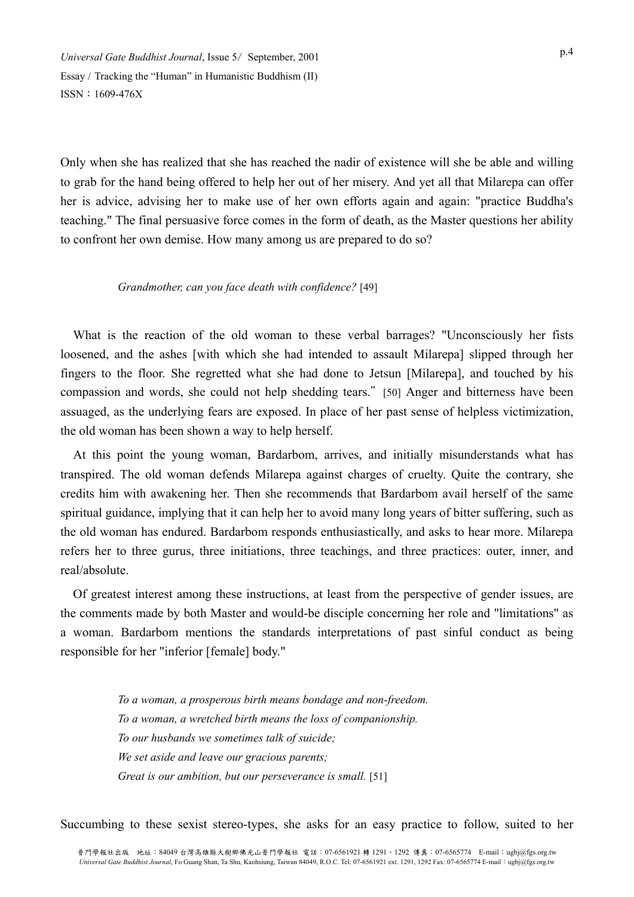Only when she has realized that she has reached the nadir of existence will she be able and willing to grab for the hand being offered to help her out of her misery. And yet all that Milarepa can offer her is advice, advising her to make use of her own efforts again and again: "practice Buddha's teaching." The final persuasive force comes in the form of death, as the Master questions her ability to confront her own demise. How many among us are prepared to do so?

> *Grandmother, can you face death with confidence?* [49]

What is the reaction of the old woman to these verbal barrages? "Unconsciously her fists loosened, and the ashes [with which she had intended to assault Milarepa] slipped through her fingers to the floor. She regretted what she had done to Jetsun [Milarepa], and touched by his compassion and words, she could not help shedding tears." [50] Anger and bitterness have been assuaged, as the underlying fears are exposed. In place of her past sense of helpless victimization, the old woman has been shown a way to help herself.

At this point the young woman, Bardarbom, arrives, and initially misunderstands what has transpired. The old woman defends Milarepa against charges of cruelty. Quite the contrary, she credits him with awakening her. Then she recommends that Bardarbom avail herself of the same spiritual guidance, implying that it can help her to avoid many long years of bitter suffering, such as the old woman has endured. Bardarbom responds enthusiastically, and asks to hear more. Milarepa refers her to three gurus, three initiations, three teachings, and three practices: outer, inner, and real/absolute.

Of greatest interest among these instructions, at least from the perspective of gender issues, are the comments made by both Master and would-be disciple concerning her role and "limitations" as a woman. Bardarbom mentions the standards interpretations of past sinful conduct as being responsible for her "inferior [female] body."

> *To a woman, a prosperous birth means bondage and non-freedom.*
> *To a woman, a wretched birth means the loss of companionship.*
> *To our husbands we sometimes talk of suicide;*
> *We set aside and leave our gracious parents;*
> *Great is our ambition, but our perseverance is small.* [51]

Succumbing to these sexist stereo-types, she asks for an easy practice to follow, suited to her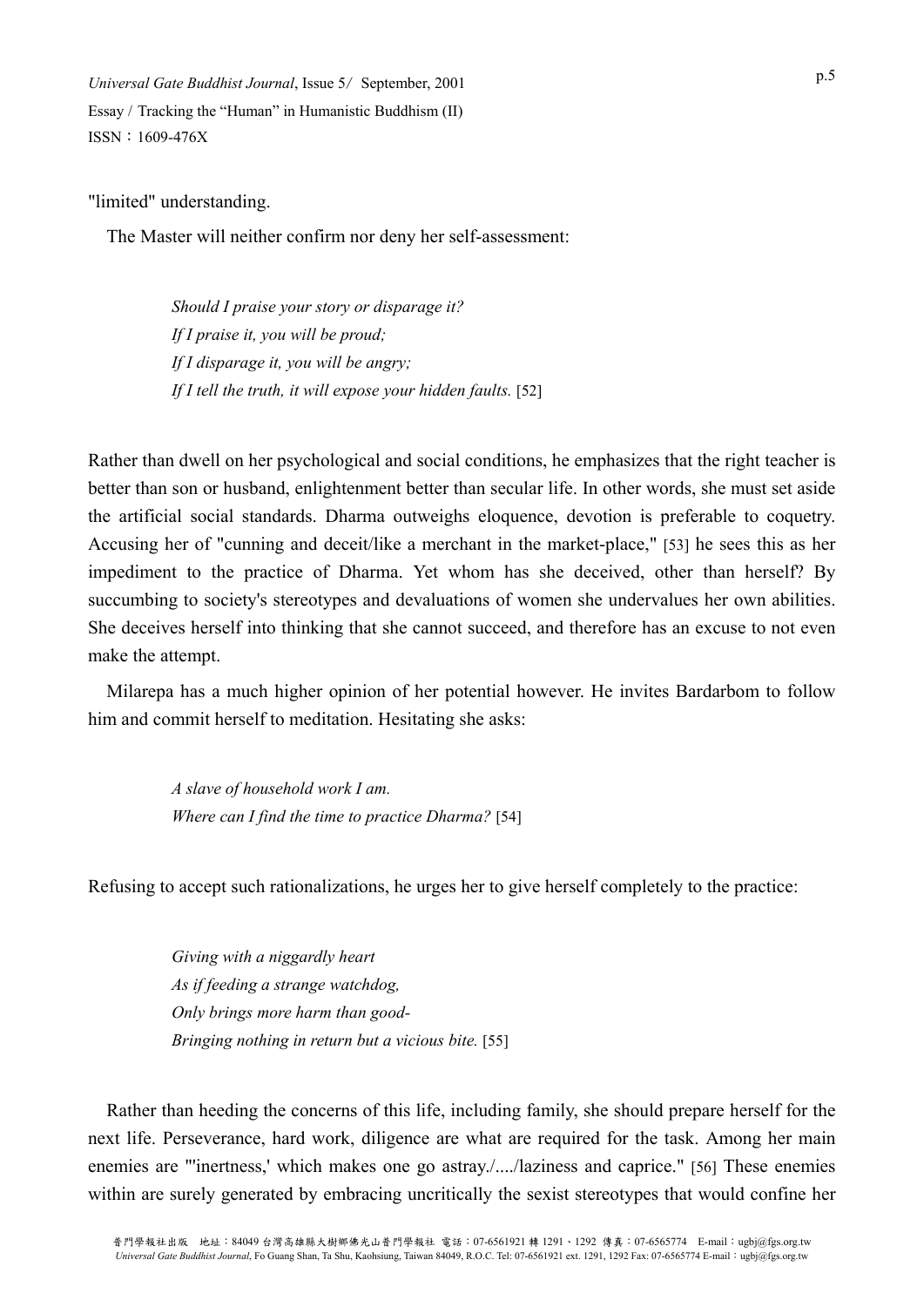"limited" understanding.

The Master will neither confirm nor deny her self-assessment:

> *Should I praise your story or disparage it?*
> *If I praise it, you will be proud;*
> *If I disparage it, you will be angry;*
> *If I tell the truth, it will expose your hidden faults.* [52]

Rather than dwell on her psychological and social conditions, he emphasizes that the right teacher is better than son or husband, enlightenment better than secular life. In other words, she must set aside the artificial social standards. Dharma outweighs eloquence, devotion is preferable to coquetry. Accusing her of "cunning and deceit/like a merchant in the market-place," [53] he sees this as her impediment to the practice of Dharma. Yet whom has she deceived, other than herself? By succumbing to society's stereotypes and devaluations of women she undervalues her own abilities. She deceives herself into thinking that she cannot succeed, and therefore has an excuse to not even make the attempt.

Milarepa has a much higher opinion of her potential however. He invites Bardarbom to follow him and commit herself to meditation. Hesitating she asks:

> *A slave of household work I am.*
> *Where can I find the time to practice Dharma?* [54]

Refusing to accept such rationalizations, he urges her to give herself completely to the practice:

> *Giving with a niggardly heart*
> *As if feeding a strange watchdog,*
> *Only brings more harm than good-*
> *Bringing nothing in return but a vicious bite.* [55]

Rather than heeding the concerns of this life, including family, she should prepare herself for the next life. Perseverance, hard work, diligence are what are required for the task. Among her main enemies are "'inertness,' which makes one go astray./..../laziness and caprice." [56] These enemies within are surely generated by embracing uncritically the sexist stereotypes that would confine her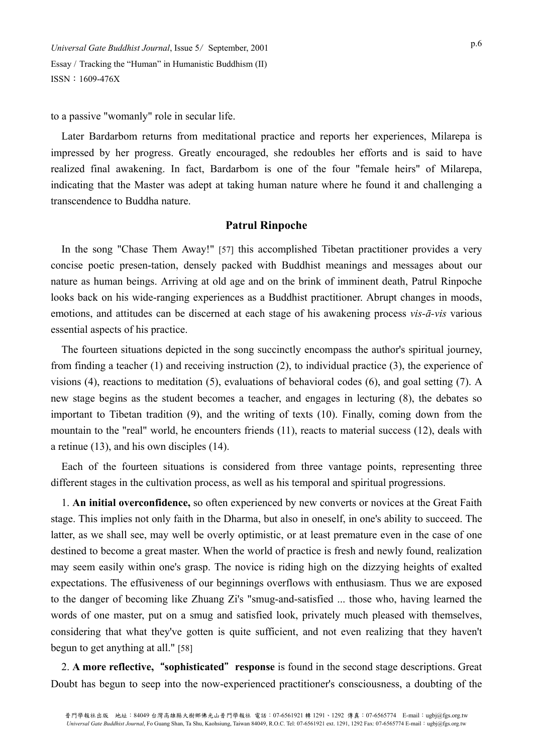to a passive "womanly" role in secular life.

Later Bardarbom returns from meditational practice and reports her experiences, Milarepa is impressed by her progress. Greatly encouraged, she redoubles her efforts and is said to have realized final awakening. In fact, Bardarbom is one of the four "female heirs" of Milarepa, indicating that the Master was adept at taking human nature where he found it and challenging a transcendence to Buddha nature.

### Patrul Rinpoche

In the song "Chase Them Away!" [57] this accomplished Tibetan practitioner provides a very concise poetic presen-tation, densely packed with Buddhist meanings and messages about our nature as human beings. Arriving at old age and on the brink of imminent death, Patrul Rinpoche looks back on his wide-ranging experiences as a Buddhist practitioner. Abrupt changes in moods, emotions, and attitudes can be discerned at each stage of his awakening process *vis-ā-vis* various essential aspects of his practice.

The fourteen situations depicted in the song succinctly encompass the author's spiritual journey, from finding a teacher (1) and receiving instruction (2), to individual practice (3), the experience of visions (4), reactions to meditation (5), evaluations of behavioral codes (6), and goal setting (7). A new stage begins as the student becomes a teacher, and engages in lecturing (8), the debates so important to Tibetan tradition (9), and the writing of texts (10). Finally, coming down from the mountain to the "real" world, he encounters friends (11), reacts to material success (12), deals with a retinue (13), and his own disciples (14).

Each of the fourteen situations is considered from three vantage points, representing three different stages in the cultivation process, as well as his temporal and spiritual progressions.

1. **An initial overconfidence,** so often experienced by new converts or novices at the Great Faith stage. This implies not only faith in the Dharma, but also in oneself, in one's ability to succeed. The latter, as we shall see, may well be overly optimistic, or at least premature even in the case of one destined to become a great master. When the world of practice is fresh and newly found, realization may seem easily within one's grasp. The novice is riding high on the dizzying heights of exalted expectations. The effusiveness of our beginnings overflows with enthusiasm. Thus we are exposed to the danger of becoming like Zhuang Zi's "smug-and-satisfied ... those who, having learned the words of one master, put on a smug and satisfied look, privately much pleased with themselves, considering that what they've gotten is quite sufficient, and not even realizing that they haven't begun to get anything at all." [58]

2. **A more reflective, "sophisticated" response** is found in the second stage descriptions. Great Doubt has begun to seep into the now-experienced practitioner's consciousness, a doubting of the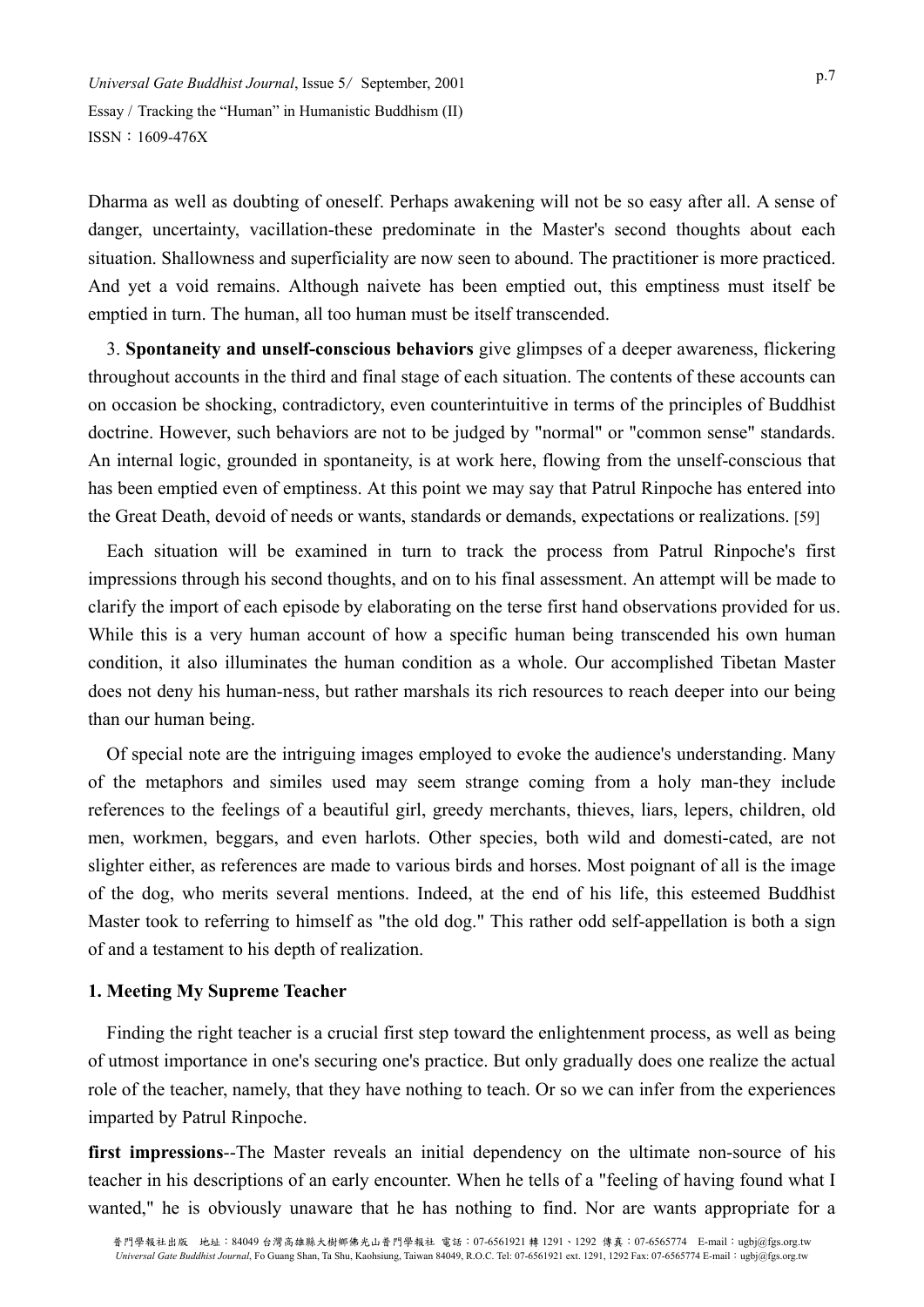Dharma as well as doubting of oneself. Perhaps awakening will not be so easy after all. A sense of danger, uncertainty, vacillation-these predominate in the Master's second thoughts about each situation. Shallowness and superficiality are now seen to abound. The practitioner is more practiced. And yet a void remains. Although naivete has been emptied out, this emptiness must itself be emptied in turn. The human, all too human must be itself transcended.

3. **Spontaneity and unself-conscious behaviors** give glimpses of a deeper awareness, flickering throughout accounts in the third and final stage of each situation. The contents of these accounts can on occasion be shocking, contradictory, even counterintuitive in terms of the principles of Buddhist doctrine. However, such behaviors are not to be judged by "normal" or "common sense" standards. An internal logic, grounded in spontaneity, is at work here, flowing from the unself-conscious that has been emptied even of emptiness. At this point we may say that Patrul Rinpoche has entered into the Great Death, devoid of needs or wants, standards or demands, expectations or realizations. [59]

Each situation will be examined in turn to track the process from Patrul Rinpoche's first impressions through his second thoughts, and on to his final assessment. An attempt will be made to clarify the import of each episode by elaborating on the terse first hand observations provided for us. While this is a very human account of how a specific human being transcended his own human condition, it also illuminates the human condition as a whole. Our accomplished Tibetan Master does not deny his human-ness, but rather marshals its rich resources to reach deeper into our being than our human being.

Of special note are the intriguing images employed to evoke the audience's understanding. Many of the metaphors and similes used may seem strange coming from a holy man-they include references to the feelings of a beautiful girl, greedy merchants, thieves, liars, lepers, children, old men, workmen, beggars, and even harlots. Other species, both wild and domesti-cated, are not slighter either, as references are made to various birds and horses. Most poignant of all is the image of the dog, who merits several mentions. Indeed, at the end of his life, this esteemed Buddhist Master took to referring to himself as "the old dog." This rather odd self-appellation is both a sign of and a testament to his depth of realization.

### 1. Meeting My Supreme Teacher

Finding the right teacher is a crucial first step toward the enlightenment process, as well as being of utmost importance in one's securing one's practice. But only gradually does one realize the actual role of the teacher, namely, that they have nothing to teach. Or so we can infer from the experiences imparted by Patrul Rinpoche.

**first impressions**--The Master reveals an initial dependency on the ultimate non-source of his teacher in his descriptions of an early encounter. When he tells of a "feeling of having found what I wanted," he is obviously unaware that he has nothing to find. Nor are wants appropriate for a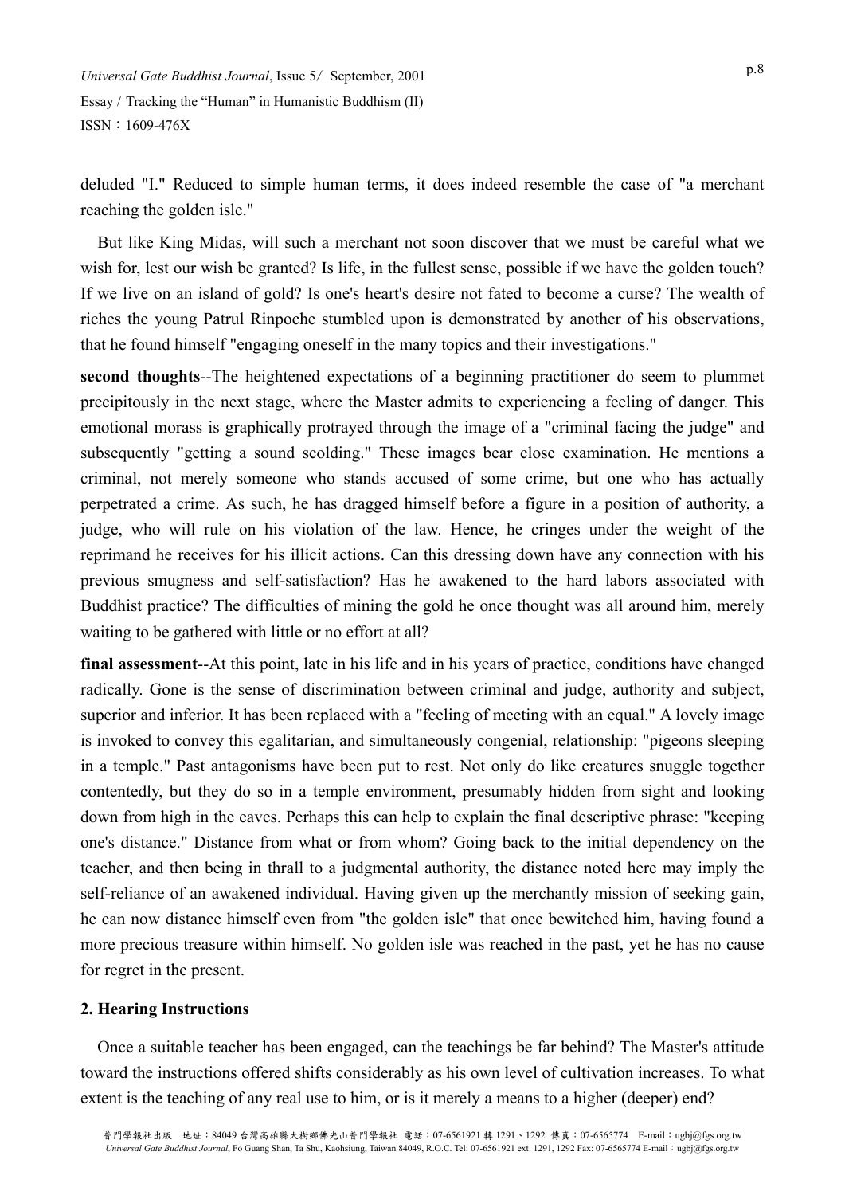deluded "I." Reduced to simple human terms, it does indeed resemble the case of "a merchant reaching the golden isle."

But like King Midas, will such a merchant not soon discover that we must be careful what we wish for, lest our wish be granted? Is life, in the fullest sense, possible if we have the golden touch? If we live on an island of gold? Is one's heart's desire not fated to become a curse? The wealth of riches the young Patrul Rinpoche stumbled upon is demonstrated by another of his observations, that he found himself "engaging oneself in the many topics and their investigations."

**second thoughts**--The heightened expectations of a beginning practitioner do seem to plummet precipitously in the next stage, where the Master admits to experiencing a feeling of danger. This emotional morass is graphically protrayed through the image of a "criminal facing the judge" and subsequently "getting a sound scolding." These images bear close examination. He mentions a criminal, not merely someone who stands accused of some crime, but one who has actually perpetrated a crime. As such, he has dragged himself before a figure in a position of authority, a judge, who will rule on his violation of the law. Hence, he cringes under the weight of the reprimand he receives for his illicit actions. Can this dressing down have any connection with his previous smugness and self-satisfaction? Has he awakened to the hard labors associated with Buddhist practice? The difficulties of mining the gold he once thought was all around him, merely waiting to be gathered with little or no effort at all?

**final assessment**--At this point, late in his life and in his years of practice, conditions have changed radically. Gone is the sense of discrimination between criminal and judge, authority and subject, superior and inferior. It has been replaced with a "feeling of meeting with an equal." A lovely image is invoked to convey this egalitarian, and simultaneously congenial, relationship: "pigeons sleeping in a temple." Past antagonisms have been put to rest. Not only do like creatures snuggle together contentedly, but they do so in a temple environment, presumably hidden from sight and looking down from high in the eaves. Perhaps this can help to explain the final descriptive phrase: "keeping one's distance." Distance from what or from whom? Going back to the initial dependency on the teacher, and then being in thrall to a judgmental authority, the distance noted here may imply the self-reliance of an awakened individual. Having given up the merchantly mission of seeking gain, he can now distance himself even from "the golden isle" that once bewitched him, having found a more precious treasure within himself. No golden isle was reached in the past, yet he has no cause for regret in the present.

### 2. Hearing Instructions

Once a suitable teacher has been engaged, can the teachings be far behind? The Master's attitude toward the instructions offered shifts considerably as his own level of cultivation increases. To what extent is the teaching of any real use to him, or is it merely a means to a higher (deeper) end?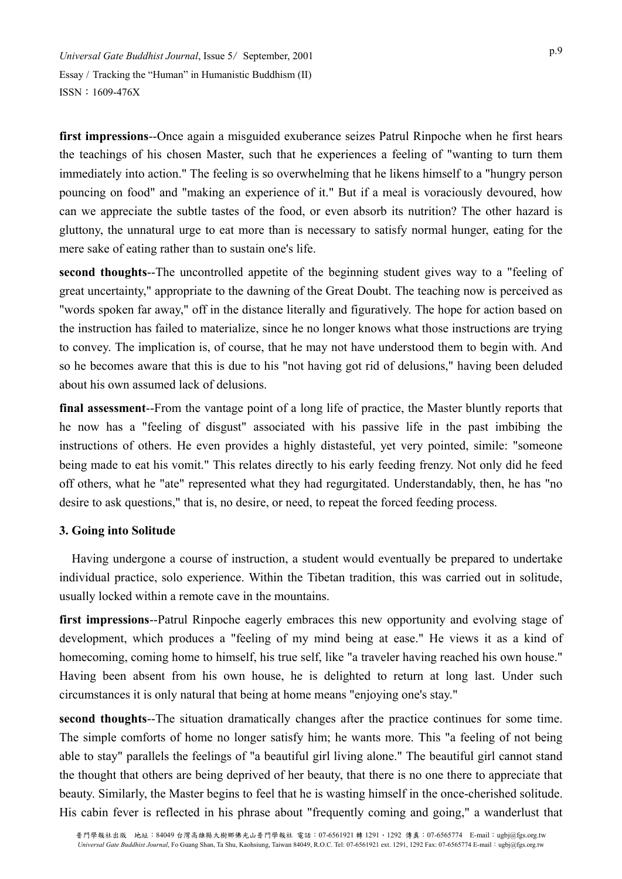**first impressions**--Once again a misguided exuberance seizes Patrul Rinpoche when he first hears the teachings of his chosen Master, such that he experiences a feeling of "wanting to turn them immediately into action." The feeling is so overwhelming that he likens himself to a "hungry person pouncing on food" and "making an experience of it." But if a meal is voraciously devoured, how can we appreciate the subtle tastes of the food, or even absorb its nutrition? The other hazard is gluttony, the unnatural urge to eat more than is necessary to satisfy normal hunger, eating for the mere sake of eating rather than to sustain one's life.

**second thoughts**--The uncontrolled appetite of the beginning student gives way to a "feeling of great uncertainty," appropriate to the dawning of the Great Doubt. The teaching now is perceived as "words spoken far away," off in the distance literally and figuratively. The hope for action based on the instruction has failed to materialize, since he no longer knows what those instructions are trying to convey. The implication is, of course, that he may not have understood them to begin with. And so he becomes aware that this is due to his "not having got rid of delusions," having been deluded about his own assumed lack of delusions.

**final assessment**--From the vantage point of a long life of practice, the Master bluntly reports that he now has a "feeling of disgust" associated with his passive life in the past imbibing the instructions of others. He even provides a highly distasteful, yet very pointed, simile: "someone being made to eat his vomit." This relates directly to his early feeding frenzy. Not only did he feed off others, what he "ate" represented what they had regurgitated. Understandably, then, he has "no desire to ask questions," that is, no desire, or need, to repeat the forced feeding process.

### 3. Going into Solitude

Having undergone a course of instruction, a student would eventually be prepared to undertake individual practice, solo experience. Within the Tibetan tradition, this was carried out in solitude, usually locked within a remote cave in the mountains.

**first impressions**--Patrul Rinpoche eagerly embraces this new opportunity and evolving stage of development, which produces a "feeling of my mind being at ease." He views it as a kind of homecoming, coming home to himself, his true self, like "a traveler having reached his own house." Having been absent from his own house, he is delighted to return at long last. Under such circumstances it is only natural that being at home means "enjoying one's stay."

**second thoughts**--The situation dramatically changes after the practice continues for some time. The simple comforts of home no longer satisfy him; he wants more. This "a feeling of not being able to stay" parallels the feelings of "a beautiful girl living alone." The beautiful girl cannot stand the thought that others are being deprived of her beauty, that there is no one there to appreciate that beauty. Similarly, the Master begins to feel that he is wasting himself in the once-cherished solitude. His cabin fever is reflected in his phrase about "frequently coming and going," a wanderlust that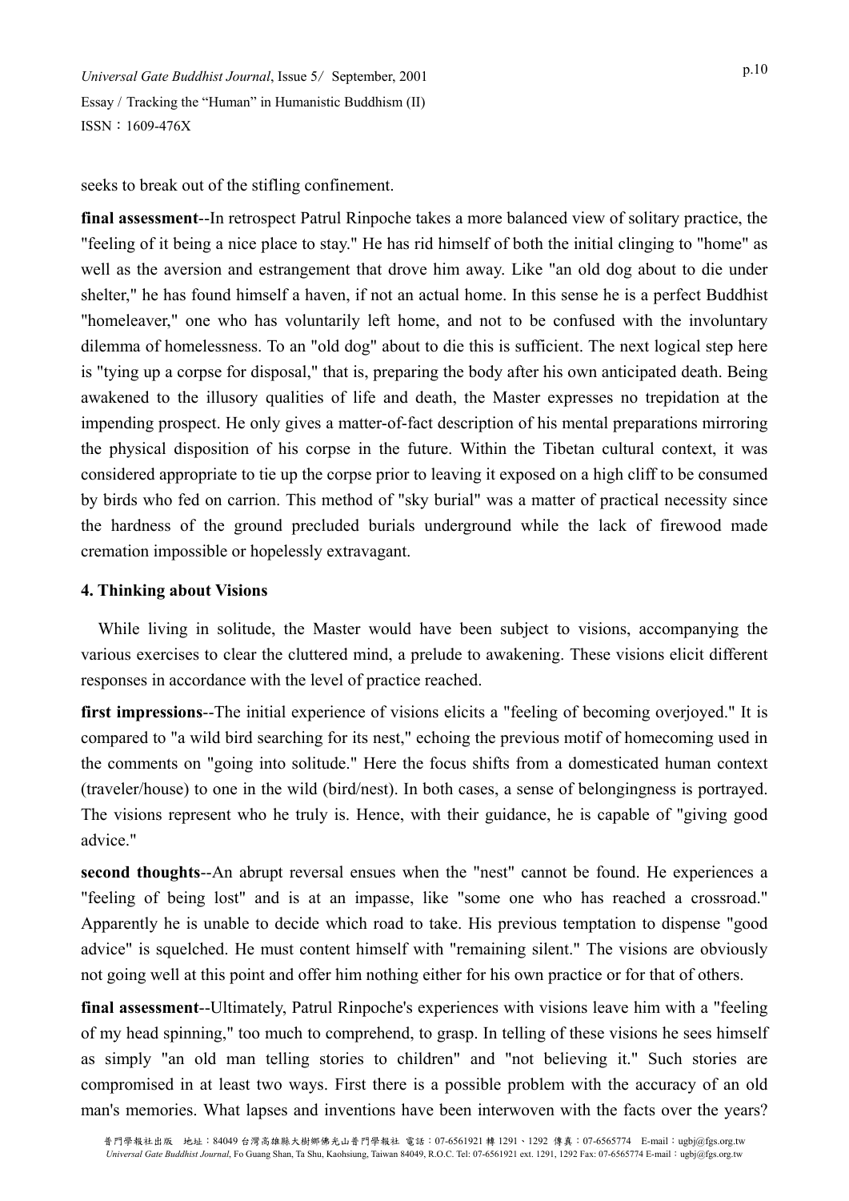seeks to break out of the stifling confinement.

**final assessment**--In retrospect Patrul Rinpoche takes a more balanced view of solitary practice, the "feeling of it being a nice place to stay." He has rid himself of both the initial clinging to "home" as well as the aversion and estrangement that drove him away. Like "an old dog about to die under shelter," he has found himself a haven, if not an actual home. In this sense he is a perfect Buddhist "homeleaver," one who has voluntarily left home, and not to be confused with the involuntary dilemma of homelessness. To an "old dog" about to die this is sufficient. The next logical step here is "tying up a corpse for disposal," that is, preparing the body after his own anticipated death. Being awakened to the illusory qualities of life and death, the Master expresses no trepidation at the impending prospect. He only gives a matter-of-fact description of his mental preparations mirroring the physical disposition of his corpse in the future. Within the Tibetan cultural context, it was considered appropriate to tie up the corpse prior to leaving it exposed on a high cliff to be consumed by birds who fed on carrion. This method of "sky burial" was a matter of practical necessity since the hardness of the ground precluded burials underground while the lack of firewood made cremation impossible or hopelessly extravagant.

### 4. Thinking about Visions

While living in solitude, the Master would have been subject to visions, accompanying the various exercises to clear the cluttered mind, a prelude to awakening. These visions elicit different responses in accordance with the level of practice reached.

**first impressions**--The initial experience of visions elicits a "feeling of becoming overjoyed." It is compared to "a wild bird searching for its nest," echoing the previous motif of homecoming used in the comments on "going into solitude." Here the focus shifts from a domesticated human context (traveler/house) to one in the wild (bird/nest). In both cases, a sense of belongingness is portrayed. The visions represent who he truly is. Hence, with their guidance, he is capable of "giving good advice."

**second thoughts**--An abrupt reversal ensues when the "nest" cannot be found. He experiences a "feeling of being lost" and is at an impasse, like "some one who has reached a crossroad." Apparently he is unable to decide which road to take. His previous temptation to dispense "good advice" is squelched. He must content himself with "remaining silent." The visions are obviously not going well at this point and offer him nothing either for his own practice or for that of others.

**final assessment**--Ultimately, Patrul Rinpoche's experiences with visions leave him with a "feeling of my head spinning," too much to comprehend, to grasp. In telling of these visions he sees himself as simply "an old man telling stories to children" and "not believing it." Such stories are compromised in at least two ways. First there is a possible problem with the accuracy of an old man's memories. What lapses and inventions have been interwoven with the facts over the years?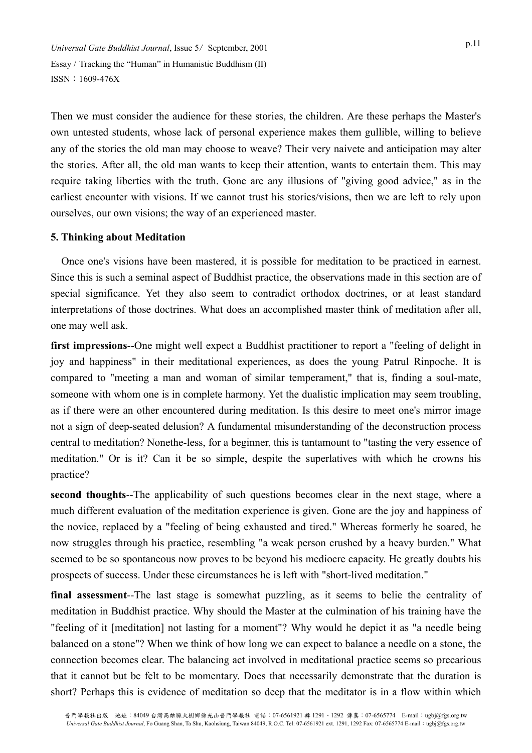Then we must consider the audience for these stories, the children. Are these perhaps the Master's own untested students, whose lack of personal experience makes them gullible, willing to believe any of the stories the old man may choose to weave? Their very naivete and anticipation may alter the stories. After all, the old man wants to keep their attention, wants to entertain them. This may require taking liberties with the truth. Gone are any illusions of "giving good advice," as in the earliest encounter with visions. If we cannot trust his stories/visions, then we are left to rely upon ourselves, our own visions; the way of an experienced master.

### 5. Thinking about Meditation

Once one's visions have been mastered, it is possible for meditation to be practiced in earnest. Since this is such a seminal aspect of Buddhist practice, the observations made in this section are of special significance. Yet they also seem to contradict orthodox doctrines, or at least standard interpretations of those doctrines. What does an accomplished master think of meditation after all, one may well ask.

**first impressions**--One might well expect a Buddhist practitioner to report a "feeling of delight in joy and happiness" in their meditational experiences, as does the young Patrul Rinpoche. It is compared to "meeting a man and woman of similar temperament," that is, finding a soul-mate, someone with whom one is in complete harmony. Yet the dualistic implication may seem troubling, as if there were an other encountered during meditation. Is this desire to meet one's mirror image not a sign of deep-seated delusion? A fundamental misunderstanding of the deconstruction process central to meditation? Nonethe-less, for a beginner, this is tantamount to "tasting the very essence of meditation." Or is it? Can it be so simple, despite the superlatives with which he crowns his practice?

**second thoughts**--The applicability of such questions becomes clear in the next stage, where a much different evaluation of the meditation experience is given. Gone are the joy and happiness of the novice, replaced by a "feeling of being exhausted and tired." Whereas formerly he soared, he now struggles through his practice, resembling "a weak person crushed by a heavy burden." What seemed to be so spontaneous now proves to be beyond his mediocre capacity. He greatly doubts his prospects of success. Under these circumstances he is left with "short-lived meditation."

**final assessment**--The last stage is somewhat puzzling, as it seems to belie the centrality of meditation in Buddhist practice. Why should the Master at the culmination of his training have the "feeling of it [meditation] not lasting for a moment"? Why would he depict it as "a needle being balanced on a stone"? When we think of how long we can expect to balance a needle on a stone, the connection becomes clear. The balancing act involved in meditational practice seems so precarious that it cannot but be felt to be momentary. Does that necessarily demonstrate that the duration is short? Perhaps this is evidence of meditation so deep that the meditator is in a flow within which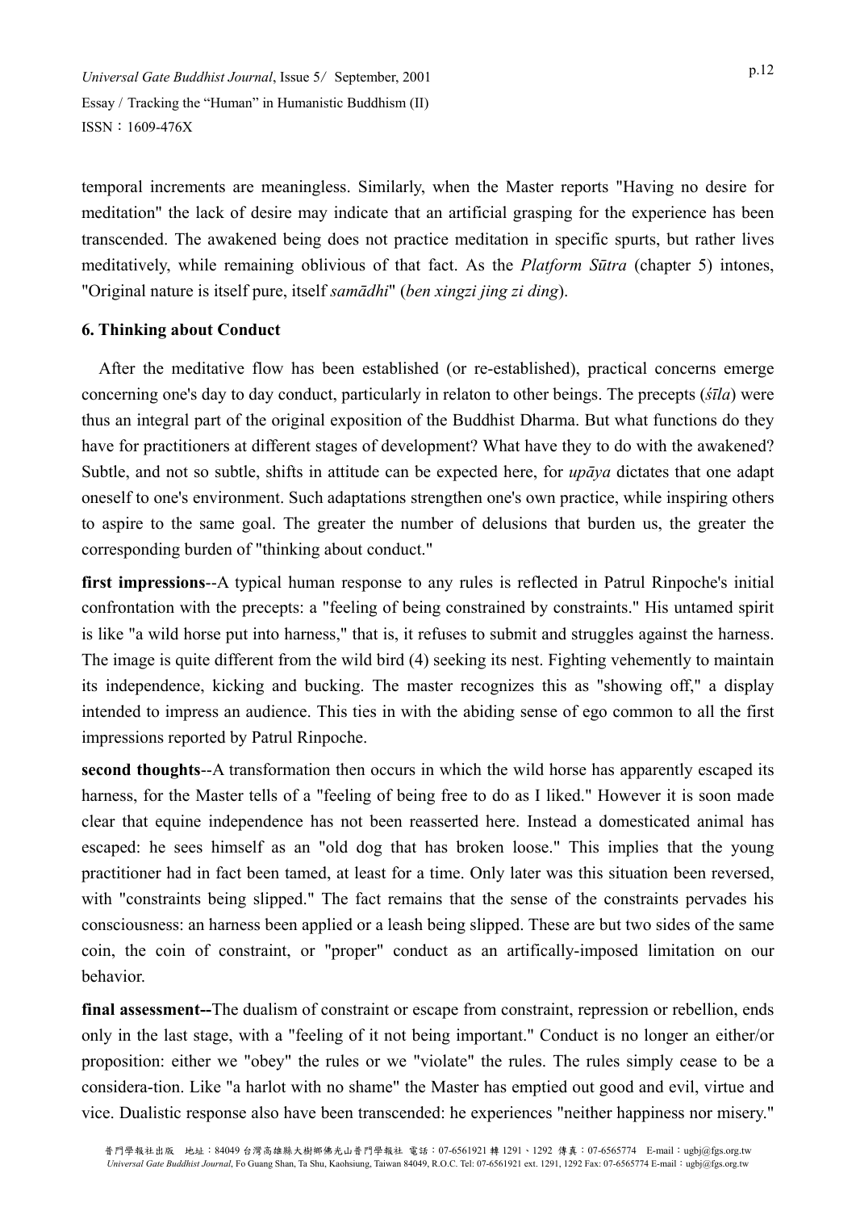temporal increments are meaningless. Similarly, when the Master reports "Having no desire for meditation" the lack of desire may indicate that an artificial grasping for the experience has been transcended. The awakened being does not practice meditation in specific spurts, but rather lives meditatively, while remaining oblivious of that fact. As the *Platform Sūtra* (chapter 5) intones, "Original nature is itself pure, itself *samādhi*" (*ben xingzi jing zi ding*).

### 6. Thinking about Conduct

After the meditative flow has been established (or re-established), practical concerns emerge concerning one's day to day conduct, particularly in relaton to other beings. The precepts (*śīla*) were thus an integral part of the original exposition of the Buddhist Dharma. But what functions do they have for practitioners at different stages of development? What have they to do with the awakened? Subtle, and not so subtle, shifts in attitude can be expected here, for *upāya* dictates that one adapt oneself to one's environment. Such adaptations strengthen one's own practice, while inspiring others to aspire to the same goal. The greater the number of delusions that burden us, the greater the corresponding burden of "thinking about conduct."

**first impressions**--A typical human response to any rules is reflected in Patrul Rinpoche's initial confrontation with the precepts: a "feeling of being constrained by constraints." His untamed spirit is like "a wild horse put into harness," that is, it refuses to submit and struggles against the harness. The image is quite different from the wild bird (4) seeking its nest. Fighting vehemently to maintain its independence, kicking and bucking. The master recognizes this as "showing off," a display intended to impress an audience. This ties in with the abiding sense of ego common to all the first impressions reported by Patrul Rinpoche.

**second thoughts**--A transformation then occurs in which the wild horse has apparently escaped its harness, for the Master tells of a "feeling of being free to do as I liked." However it is soon made clear that equine independence has not been reasserted here. Instead a domesticated animal has escaped: he sees himself as an "old dog that has broken loose." This implies that the young practitioner had in fact been tamed, at least for a time. Only later was this situation been reversed, with "constraints being slipped." The fact remains that the sense of the constraints pervades his consciousness: an harness been applied or a leash being slipped. These are but two sides of the same coin, the coin of constraint, or "proper" conduct as an artifically-imposed limitation on our behavior.

**final assessment--**The dualism of constraint or escape from constraint, repression or rebellion, ends only in the last stage, with a "feeling of it not being important." Conduct is no longer an either/or proposition: either we "obey" the rules or we "violate" the rules. The rules simply cease to be a considera-tion. Like "a harlot with no shame" the Master has emptied out good and evil, virtue and vice. Dualistic response also have been transcended: he experiences "neither happiness nor misery."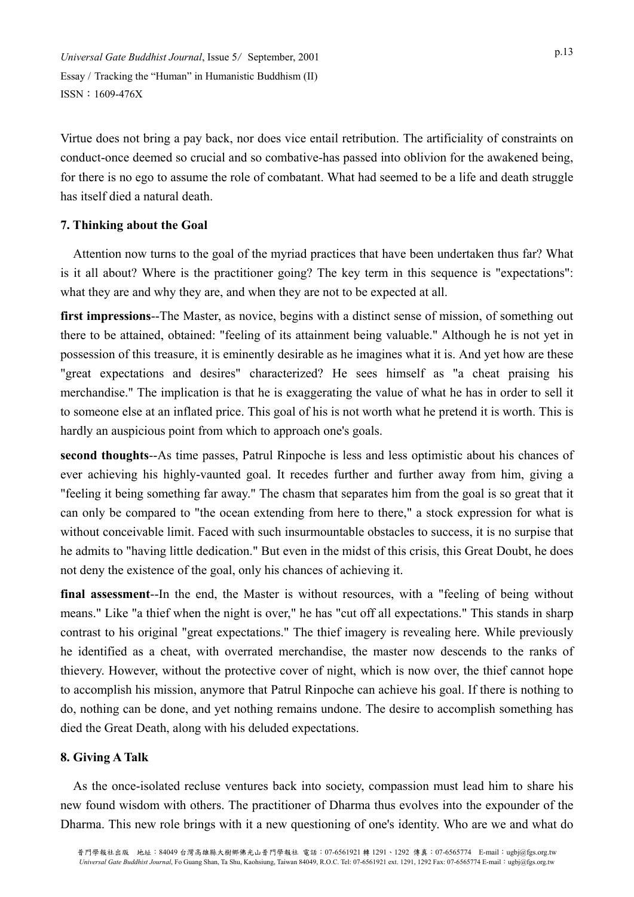Virtue does not bring a pay back, nor does vice entail retribution. The artificiality of constraints on conduct-once deemed so crucial and so combative-has passed into oblivion for the awakened being, for there is no ego to assume the role of combatant. What had seemed to be a life and death struggle has itself died a natural death.

### 7. Thinking about the Goal

Attention now turns to the goal of the myriad practices that have been undertaken thus far? What is it all about? Where is the practitioner going? The key term in this sequence is "expectations": what they are and why they are, and when they are not to be expected at all.

**first impressions**--The Master, as novice, begins with a distinct sense of mission, of something out there to be attained, obtained: "feeling of its attainment being valuable." Although he is not yet in possession of this treasure, it is eminently desirable as he imagines what it is. And yet how are these "great expectations and desires" characterized? He sees himself as "a cheat praising his merchandise." The implication is that he is exaggerating the value of what he has in order to sell it to someone else at an inflated price. This goal of his is not worth what he pretend it is worth. This is hardly an auspicious point from which to approach one's goals.

**second thoughts**--As time passes, Patrul Rinpoche is less and less optimistic about his chances of ever achieving his highly-vaunted goal. It recedes further and further away from him, giving a "feeling it being something far away." The chasm that separates him from the goal is so great that it can only be compared to "the ocean extending from here to there," a stock expression for what is without conceivable limit. Faced with such insurmountable obstacles to success, it is no surpise that he admits to "having little dedication." But even in the midst of this crisis, this Great Doubt, he does not deny the existence of the goal, only his chances of achieving it.

**final assessment**--In the end, the Master is without resources, with a "feeling of being without means." Like "a thief when the night is over," he has "cut off all expectations." This stands in sharp contrast to his original "great expectations." The thief imagery is revealing here. While previously he identified as a cheat, with overrated merchandise, the master now descends to the ranks of thievery. However, without the protective cover of night, which is now over, the thief cannot hope to accomplish his mission, anymore that Patrul Rinpoche can achieve his goal. If there is nothing to do, nothing can be done, and yet nothing remains undone. The desire to accomplish something has died the Great Death, along with his deluded expectations.

### 8. Giving A Talk

As the once-isolated recluse ventures back into society, compassion must lead him to share his new found wisdom with others. The practitioner of Dharma thus evolves into the expounder of the Dharma. This new role brings with it a new questioning of one's identity. Who are we and what do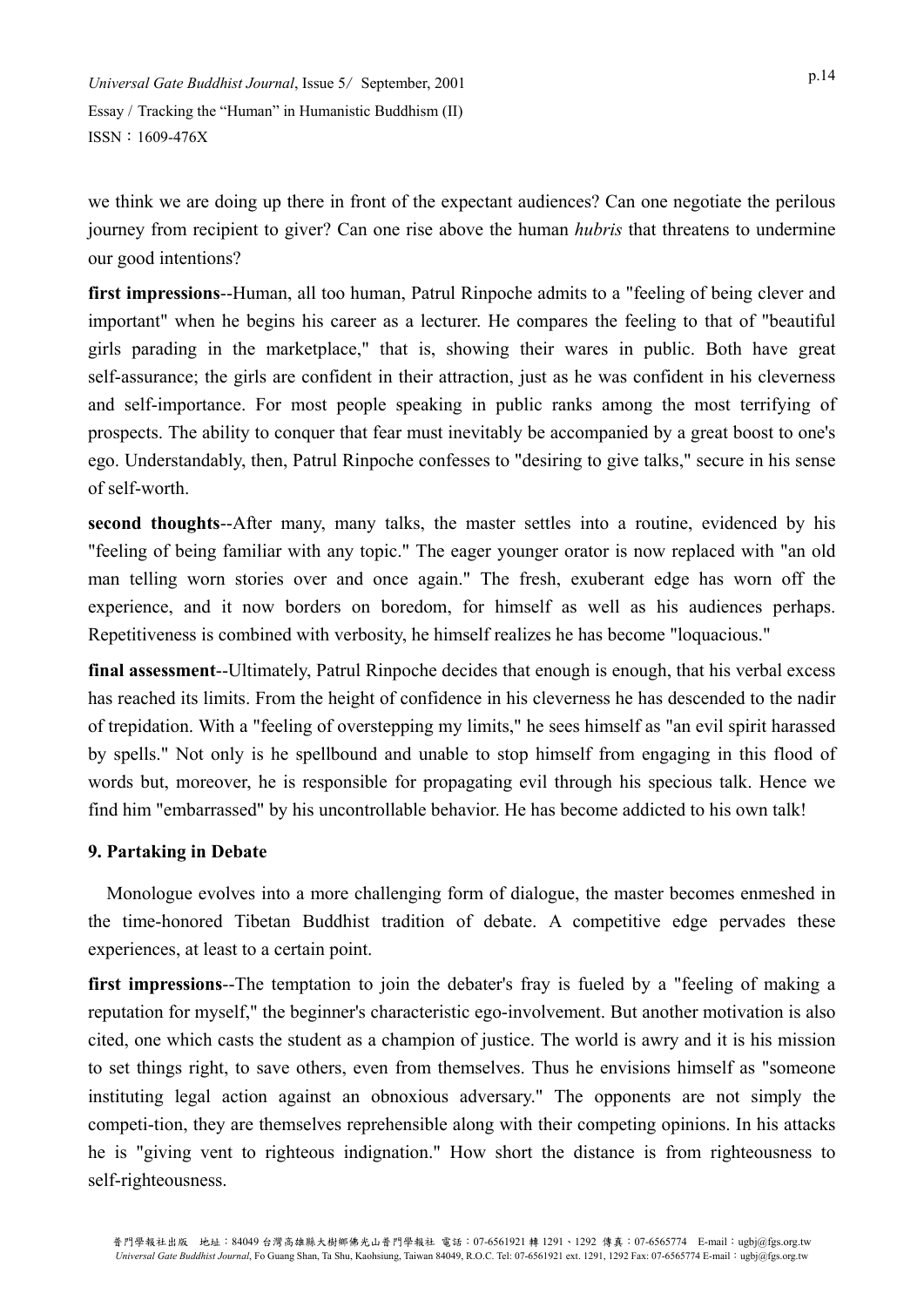we think we are doing up there in front of the expectant audiences? Can one negotiate the perilous journey from recipient to giver? Can one rise above the human *hubris* that threatens to undermine our good intentions?

**first impressions**--Human, all too human, Patrul Rinpoche admits to a "feeling of being clever and important" when he begins his career as a lecturer. He compares the feeling to that of "beautiful girls parading in the marketplace," that is, showing their wares in public. Both have great self-assurance; the girls are confident in their attraction, just as he was confident in his cleverness and self-importance. For most people speaking in public ranks among the most terrifying of prospects. The ability to conquer that fear must inevitably be accompanied by a great boost to one's ego. Understandably, then, Patrul Rinpoche confesses to "desiring to give talks," secure in his sense of self-worth.

**second thoughts**--After many, many talks, the master settles into a routine, evidenced by his "feeling of being familiar with any topic." The eager younger orator is now replaced with "an old man telling worn stories over and once again." The fresh, exuberant edge has worn off the experience, and it now borders on boredom, for himself as well as his audiences perhaps. Repetitiveness is combined with verbosity, he himself realizes he has become "loquacious."

**final assessment**--Ultimately, Patrul Rinpoche decides that enough is enough, that his verbal excess has reached its limits. From the height of confidence in his cleverness he has descended to the nadir of trepidation. With a "feeling of overstepping my limits," he sees himself as "an evil spirit harassed by spells." Not only is he spellbound and unable to stop himself from engaging in this flood of words but, moreover, he is responsible for propagating evil through his specious talk. Hence we find him "embarrassed" by his uncontrollable behavior. He has become addicted to his own talk!

### 9. Partaking in Debate

Monologue evolves into a more challenging form of dialogue, the master becomes enmeshed in the time-honored Tibetan Buddhist tradition of debate. A competitive edge pervades these experiences, at least to a certain point.

**first impressions**--The temptation to join the debater's fray is fueled by a "feeling of making a reputation for myself," the beginner's characteristic ego-involvement. But another motivation is also cited, one which casts the student as a champion of justice. The world is awry and it is his mission to set things right, to save others, even from themselves. Thus he envisions himself as "someone instituting legal action against an obnoxious adversary." The opponents are not simply the competi-tion, they are themselves reprehensible along with their competing opinions. In his attacks he is "giving vent to righteous indignation." How short the distance is from righteousness to self-righteousness.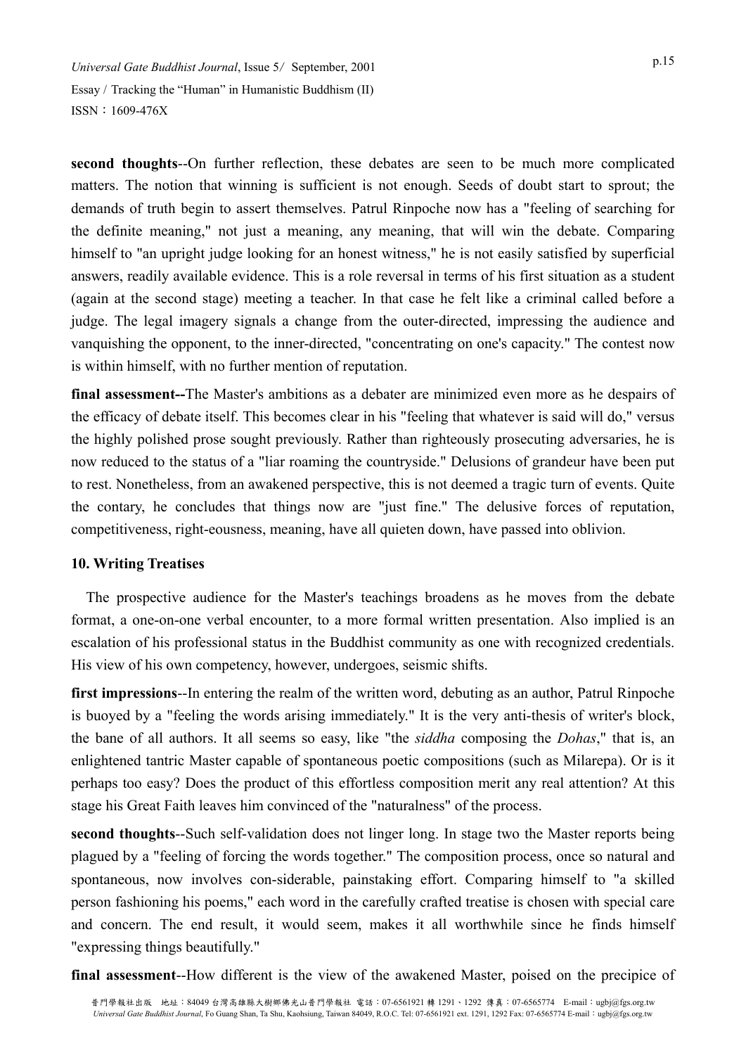**second thoughts**--On further reflection, these debates are seen to be much more complicated matters. The notion that winning is sufficient is not enough. Seeds of doubt start to sprout; the demands of truth begin to assert themselves. Patrul Rinpoche now has a "feeling of searching for the definite meaning," not just a meaning, any meaning, that will win the debate. Comparing himself to "an upright judge looking for an honest witness," he is not easily satisfied by superficial answers, readily available evidence. This is a role reversal in terms of his first situation as a student (again at the second stage) meeting a teacher. In that case he felt like a criminal called before a judge. The legal imagery signals a change from the outer-directed, impressing the audience and vanquishing the opponent, to the inner-directed, "concentrating on one's capacity." The contest now is within himself, with no further mention of reputation.

**final assessment--**The Master's ambitions as a debater are minimized even more as he despairs of the efficacy of debate itself. This becomes clear in his "feeling that whatever is said will do," versus the highly polished prose sought previously. Rather than righteously prosecuting adversaries, he is now reduced to the status of a "liar roaming the countryside." Delusions of grandeur have been put to rest. Nonetheless, from an awakened perspective, this is not deemed a tragic turn of events. Quite the contary, he concludes that things now are "just fine." The delusive forces of reputation, competitiveness, right-eousness, meaning, have all quieten down, have passed into oblivion.

### 10. Writing Treatises

The prospective audience for the Master's teachings broadens as he moves from the debate format, a one-on-one verbal encounter, to a more formal written presentation. Also implied is an escalation of his professional status in the Buddhist community as one with recognized credentials. His view of his own competency, however, undergoes, seismic shifts.

**first impressions**--In entering the realm of the written word, debuting as an author, Patrul Rinpoche is buoyed by a "feeling the words arising immediately." It is the very anti-thesis of writer's block, the bane of all authors. It all seems so easy, like "the *siddha* composing the *Dohas*," that is, an enlightened tantric Master capable of spontaneous poetic compositions (such as Milarepa). Or is it perhaps too easy? Does the product of this effortless composition merit any real attention? At this stage his Great Faith leaves him convinced of the "naturalness" of the process.

**second thoughts**--Such self-validation does not linger long. In stage two the Master reports being plagued by a "feeling of forcing the words together." The composition process, once so natural and spontaneous, now involves con-siderable, painstaking effort. Comparing himself to "a skilled person fashioning his poems," each word in the carefully crafted treatise is chosen with special care and concern. The end result, it would seem, makes it all worthwhile since he finds himself "expressing things beautifully."

**final assessment**--How different is the view of the awakened Master, poised on the precipice of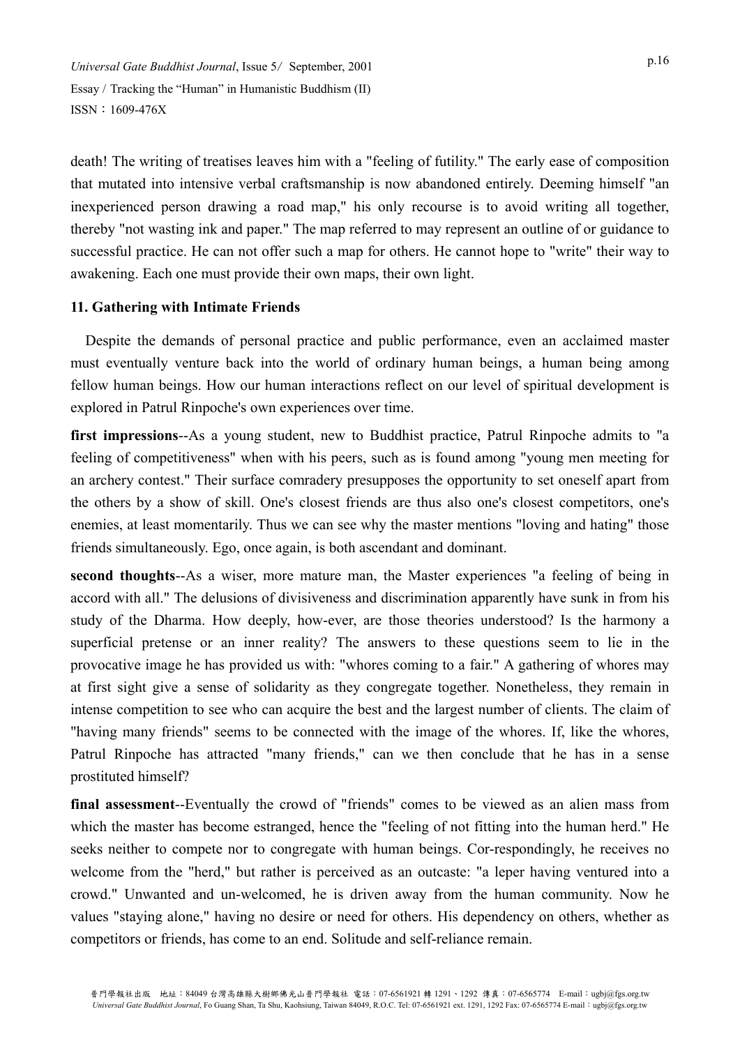death! The writing of treatises leaves him with a "feeling of futility." The early ease of composition that mutated into intensive verbal craftsmanship is now abandoned entirely. Deeming himself "an inexperienced person drawing a road map," his only recourse is to avoid writing all together, thereby "not wasting ink and paper." The map referred to may represent an outline of or guidance to successful practice. He can not offer such a map for others. He cannot hope to "write" their way to awakening. Each one must provide their own maps, their own light.

### 11. Gathering with Intimate Friends

Despite the demands of personal practice and public performance, even an acclaimed master must eventually venture back into the world of ordinary human beings, a human being among fellow human beings. How our human interactions reflect on our level of spiritual development is explored in Patrul Rinpoche's own experiences over time.

**first impressions**--As a young student, new to Buddhist practice, Patrul Rinpoche admits to "a feeling of competitiveness" when with his peers, such as is found among "young men meeting for an archery contest." Their surface comradery presupposes the opportunity to set oneself apart from the others by a show of skill. One's closest friends are thus also one's closest competitors, one's enemies, at least momentarily. Thus we can see why the master mentions "loving and hating" those friends simultaneously. Ego, once again, is both ascendant and dominant.

**second thoughts**--As a wiser, more mature man, the Master experiences "a feeling of being in accord with all." The delusions of divisiveness and discrimination apparently have sunk in from his study of the Dharma. How deeply, how-ever, are those theories understood? Is the harmony a superficial pretense or an inner reality? The answers to these questions seem to lie in the provocative image he has provided us with: "whores coming to a fair." A gathering of whores may at first sight give a sense of solidarity as they congregate together. Nonetheless, they remain in intense competition to see who can acquire the best and the largest number of clients. The claim of "having many friends" seems to be connected with the image of the whores. If, like the whores, Patrul Rinpoche has attracted "many friends," can we then conclude that he has in a sense prostituted himself?

**final assessment**--Eventually the crowd of "friends" comes to be viewed as an alien mass from which the master has become estranged, hence the "feeling of not fitting into the human herd." He seeks neither to compete nor to congregate with human beings. Cor-respondingly, he receives no welcome from the "herd," but rather is perceived as an outcaste: "a leper having ventured into a crowd." Unwanted and un-welcomed, he is driven away from the human community. Now he values "staying alone," having no desire or need for others. His dependency on others, whether as competitors or friends, has come to an end. Solitude and self-reliance remain.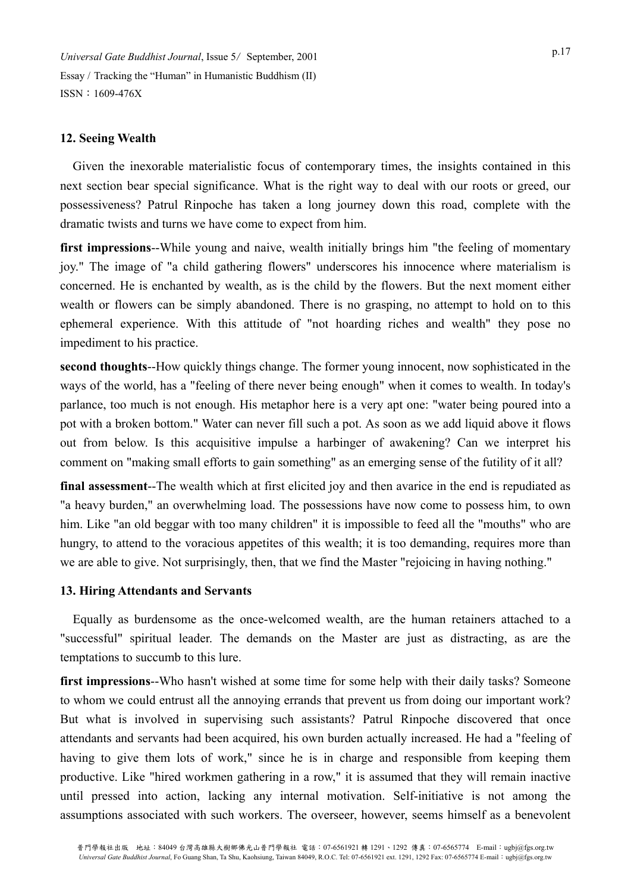### 12. Seeing Wealth

Given the inexorable materialistic focus of contemporary times, the insights contained in this next section bear special significance. What is the right way to deal with our roots or greed, our possessiveness? Patrul Rinpoche has taken a long journey down this road, complete with the dramatic twists and turns we have come to expect from him.

**first impressions**--While young and naive, wealth initially brings him "the feeling of momentary joy." The image of "a child gathering flowers" underscores his innocence where materialism is concerned. He is enchanted by wealth, as is the child by the flowers. But the next moment either wealth or flowers can be simply abandoned. There is no grasping, no attempt to hold on to this ephemeral experience. With this attitude of "not hoarding riches and wealth" they pose no impediment to his practice.

**second thoughts**--How quickly things change. The former young innocent, now sophisticated in the ways of the world, has a "feeling of there never being enough" when it comes to wealth. In today's parlance, too much is not enough. His metaphor here is a very apt one: "water being poured into a pot with a broken bottom." Water can never fill such a pot. As soon as we add liquid above it flows out from below. Is this acquisitive impulse a harbinger of awakening? Can we interpret his comment on "making small efforts to gain something" as an emerging sense of the futility of it all?

**final assessment**--The wealth which at first elicited joy and then avarice in the end is repudiated as "a heavy burden," an overwhelming load. The possessions have now come to possess him, to own him. Like "an old beggar with too many children" it is impossible to feed all the "mouths" who are hungry, to attend to the voracious appetites of this wealth; it is too demanding, requires more than we are able to give. Not surprisingly, then, that we find the Master "rejoicing in having nothing."

### 13. Hiring Attendants and Servants

Equally as burdensome as the once-welcomed wealth, are the human retainers attached to a "successful" spiritual leader. The demands on the Master are just as distracting, as are the temptations to succumb to this lure.

**first impressions**--Who hasn't wished at some time for some help with their daily tasks? Someone to whom we could entrust all the annoying errands that prevent us from doing our important work? But what is involved in supervising such assistants? Patrul Rinpoche discovered that once attendants and servants had been acquired, his own burden actually increased. He had a "feeling of having to give them lots of work," since he is in charge and responsible from keeping them productive. Like "hired workmen gathering in a row," it is assumed that they will remain inactive until pressed into action, lacking any internal motivation. Self-initiative is not among the assumptions associated with such workers. The overseer, however, seems himself as a benevolent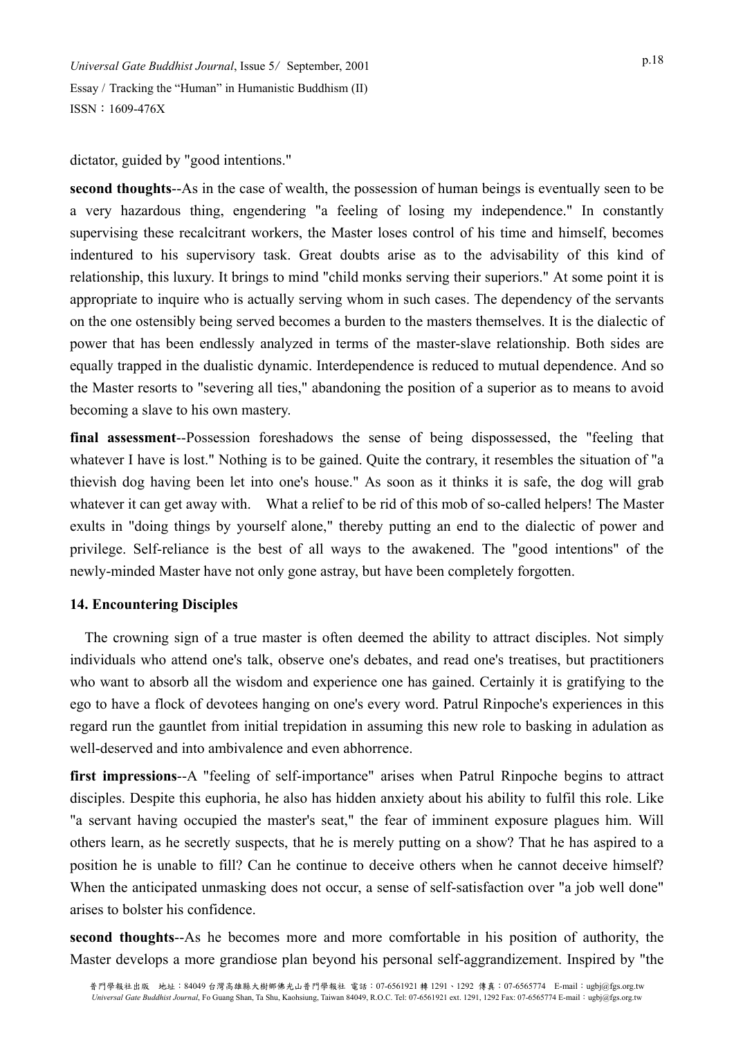dictator, guided by "good intentions."

**second thoughts**--As in the case of wealth, the possession of human beings is eventually seen to be a very hazardous thing, engendering "a feeling of losing my independence." In constantly supervising these recalcitrant workers, the Master loses control of his time and himself, becomes indentured to his supervisory task. Great doubts arise as to the advisability of this kind of relationship, this luxury. It brings to mind "child monks serving their superiors." At some point it is appropriate to inquire who is actually serving whom in such cases. The dependency of the servants on the one ostensibly being served becomes a burden to the masters themselves. It is the dialectic of power that has been endlessly analyzed in terms of the master-slave relationship. Both sides are equally trapped in the dualistic dynamic. Interdependence is reduced to mutual dependence. And so the Master resorts to "severing all ties," abandoning the position of a superior as to means to avoid becoming a slave to his own mastery.

**final assessment**--Possession foreshadows the sense of being dispossessed, the "feeling that whatever I have is lost." Nothing is to be gained. Quite the contrary, it resembles the situation of "a thievish dog having been let into one's house." As soon as it thinks it is safe, the dog will grab whatever it can get away with. What a relief to be rid of this mob of so-called helpers! The Master exults in "doing things by yourself alone," thereby putting an end to the dialectic of power and privilege. Self-reliance is the best of all ways to the awakened. The "good intentions" of the newly-minded Master have not only gone astray, but have been completely forgotten.

### 14. Encountering Disciples

The crowning sign of a true master is often deemed the ability to attract disciples. Not simply individuals who attend one's talk, observe one's debates, and read one's treatises, but practitioners who want to absorb all the wisdom and experience one has gained. Certainly it is gratifying to the ego to have a flock of devotees hanging on one's every word. Patrul Rinpoche's experiences in this regard run the gauntlet from initial trepidation in assuming this new role to basking in adulation as well-deserved and into ambivalence and even abhorrence.

**first impressions**--A "feeling of self-importance" arises when Patrul Rinpoche begins to attract disciples. Despite this euphoria, he also has hidden anxiety about his ability to fulfil this role. Like "a servant having occupied the master's seat," the fear of imminent exposure plagues him. Will others learn, as he secretly suspects, that he is merely putting on a show? That he has aspired to a position he is unable to fill? Can he continue to deceive others when he cannot deceive himself? When the anticipated unmasking does not occur, a sense of self-satisfaction over "a job well done" arises to bolster his confidence.

**second thoughts**--As he becomes more and more comfortable in his position of authority, the Master develops a more grandiose plan beyond his personal self-aggrandizement. Inspired by "the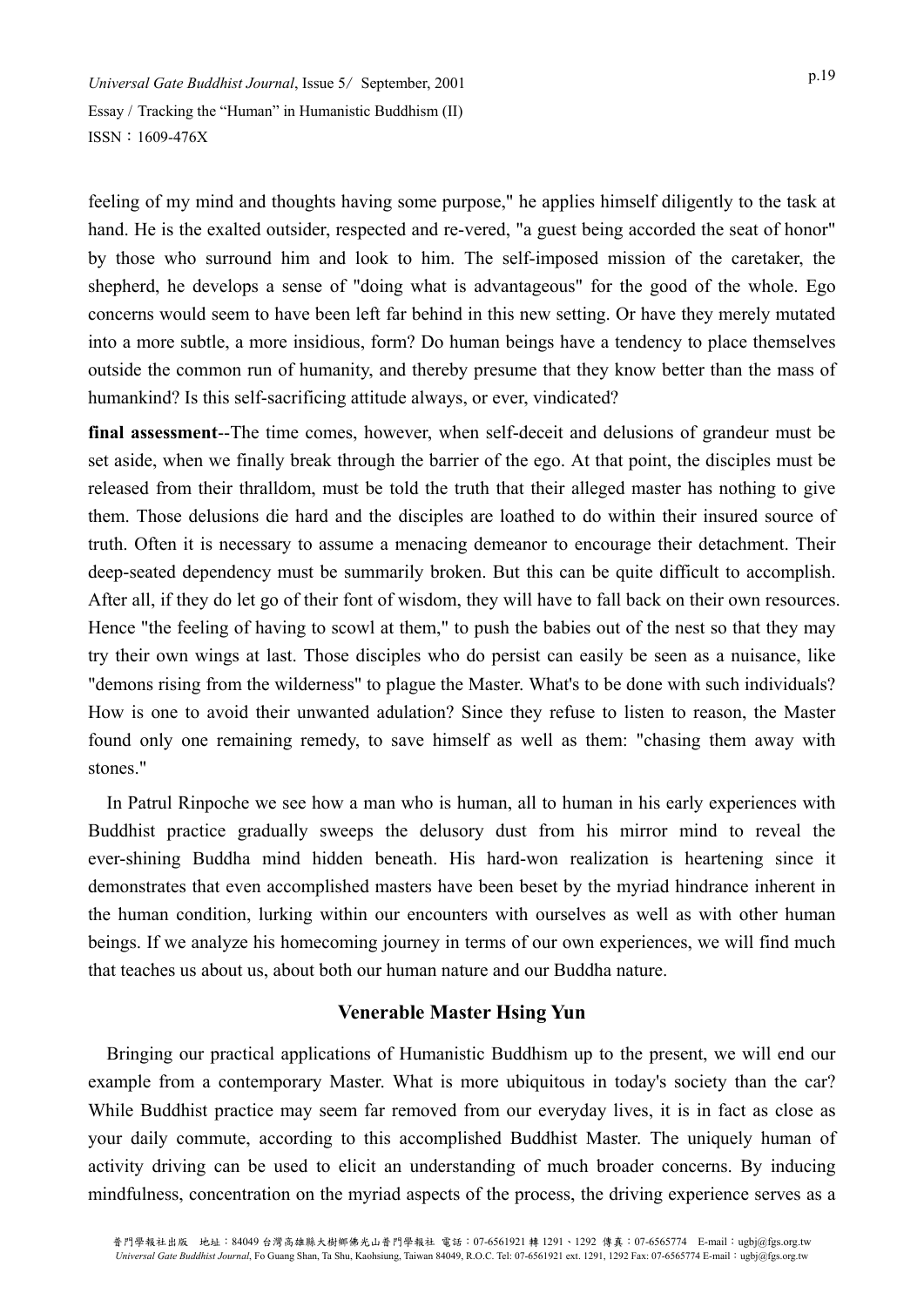feeling of my mind and thoughts having some purpose," he applies himself diligently to the task at hand. He is the exalted outsider, respected and re-vered, "a guest being accorded the seat of honor" by those who surround him and look to him. The self-imposed mission of the caretaker, the shepherd, he develops a sense of "doing what is advantageous" for the good of the whole. Ego concerns would seem to have been left far behind in this new setting. Or have they merely mutated into a more subtle, a more insidious, form? Do human beings have a tendency to place themselves outside the common run of humanity, and thereby presume that they know better than the mass of humankind? Is this self-sacrificing attitude always, or ever, vindicated?

**final assessment**--The time comes, however, when self-deceit and delusions of grandeur must be set aside, when we finally break through the barrier of the ego. At that point, the disciples must be released from their thralldom, must be told the truth that their alleged master has nothing to give them. Those delusions die hard and the disciples are loathed to do within their insured source of truth. Often it is necessary to assume a menacing demeanor to encourage their detachment. Their deep-seated dependency must be summarily broken. But this can be quite difficult to accomplish. After all, if they do let go of their font of wisdom, they will have to fall back on their own resources. Hence "the feeling of having to scowl at them," to push the babies out of the nest so that they may try their own wings at last. Those disciples who do persist can easily be seen as a nuisance, like "demons rising from the wilderness" to plague the Master. What's to be done with such individuals? How is one to avoid their unwanted adulation? Since they refuse to listen to reason, the Master found only one remaining remedy, to save himself as well as them: "chasing them away with stones."

In Patrul Rinpoche we see how a man who is human, all to human in his early experiences with Buddhist practice gradually sweeps the delusory dust from his mirror mind to reveal the ever-shining Buddha mind hidden beneath. His hard-won realization is heartening since it demonstrates that even accomplished masters have been beset by the myriad hindrance inherent in the human condition, lurking within our encounters with ourselves as well as with other human beings. If we analyze his homecoming journey in terms of our own experiences, we will find much that teaches us about us, about both our human nature and our Buddha nature.

## Venerable Master Hsing Yun

Bringing our practical applications of Humanistic Buddhism up to the present, we will end our example from a contemporary Master. What is more ubiquitous in today's society than the car? While Buddhist practice may seem far removed from our everyday lives, it is in fact as close as your daily commute, according to this accomplished Buddhist Master. The uniquely human of activity driving can be used to elicit an understanding of much broader concerns. By inducing mindfulness, concentration on the myriad aspects of the process, the driving experience serves as a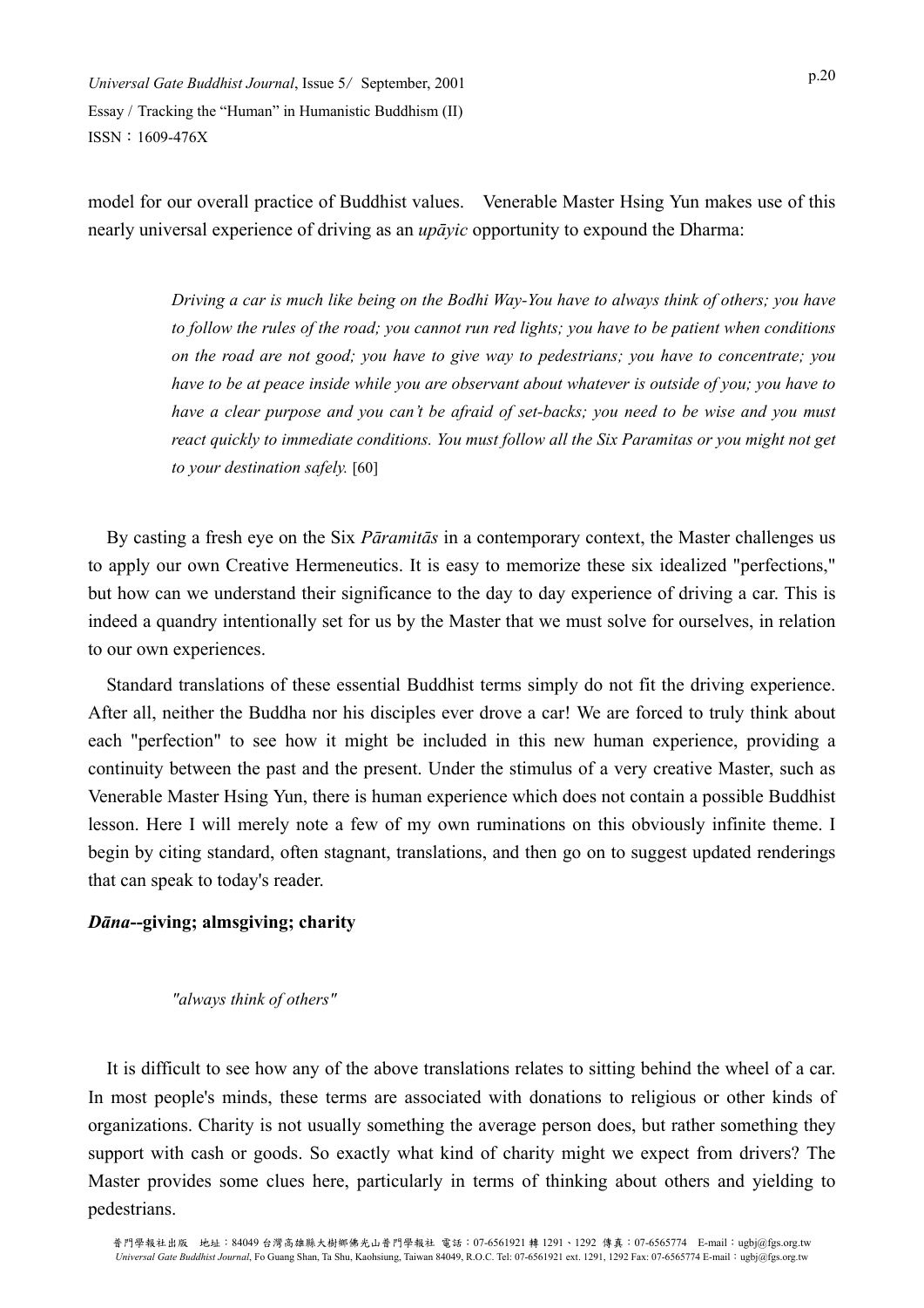model for our overall practice of Buddhist values. Venerable Master Hsing Yun makes use of this nearly universal experience of driving as an *upāyic* opportunity to expound the Dharma:

> *Driving a car is much like being on the Bodhi Way-You have to always think of others; you have to follow the rules of the road; you cannot run red lights; you have to be patient when conditions on the road are not good; you have to give way to pedestrians; you have to concentrate; you have to be at peace inside while you are observant about whatever is outside of you; you have to have a clear purpose and you can't be afraid of set-backs; you need to be wise and you must react quickly to immediate conditions. You must follow all the Six Paramitas or you might not get to your destination safely.* [60]

By casting a fresh eye on the Six *Pāramitās* in a contemporary context, the Master challenges us to apply our own Creative Hermeneutics. It is easy to memorize these six idealized "perfections," but how can we understand their significance to the day to day experience of driving a car. This is indeed a quandry intentionally set for us by the Master that we must solve for ourselves, in relation to our own experiences.

Standard translations of these essential Buddhist terms simply do not fit the driving experience. After all, neither the Buddha nor his disciples ever drove a car! We are forced to truly think about each "perfection" to see how it might be included in this new human experience, providing a continuity between the past and the present. Under the stimulus of a very creative Master, such as Venerable Master Hsing Yun, there is human experience which does not contain a possible Buddhist lesson. Here I will merely note a few of my own ruminations on this obviously infinite theme. I begin by citing standard, often stagnant, translations, and then go on to suggest updated renderings that can speak to today's reader.

**_Dāna_--giving; almsgiving; charity**

> *"always think of others"*

It is difficult to see how any of the above translations relates to sitting behind the wheel of a car. In most people's minds, these terms are associated with donations to religious or other kinds of organizations. Charity is not usually something the average person does, but rather something they support with cash or goods. So exactly what kind of charity might we expect from drivers? The Master provides some clues here, particularly in terms of thinking about others and yielding to pedestrians.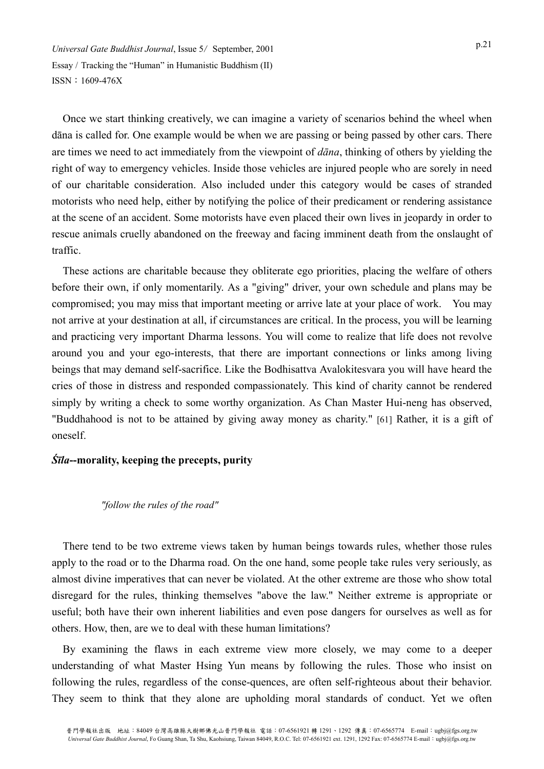Once we start thinking creatively, we can imagine a variety of scenarios behind the wheel when dāna is called for. One example would be when we are passing or being passed by other cars. There are times we need to act immediately from the viewpoint of *dāna*, thinking of others by yielding the right of way to emergency vehicles. Inside those vehicles are injured people who are sorely in need of our charitable consideration. Also included under this category would be cases of stranded motorists who need help, either by notifying the police of their predicament or rendering assistance at the scene of an accident. Some motorists have even placed their own lives in jeopardy in order to rescue animals cruelly abandoned on the freeway and facing imminent death from the onslaught of traffic.

These actions are charitable because they obliterate ego priorities, placing the welfare of others before their own, if only momentarily. As a "giving" driver, your own schedule and plans may be compromised; you may miss that important meeting or arrive late at your place of work. You may not arrive at your destination at all, if circumstances are critical. In the process, you will be learning and practicing very important Dharma lessons. You will come to realize that life does not revolve around you and your ego-interests, that there are important connections or links among living beings that may demand self-sacrifice. Like the Bodhisattva Avalokitesvara you will have heard the cries of those in distress and responded compassionately. This kind of charity cannot be rendered simply by writing a check to some worthy organization. As Chan Master Hui-neng has observed, "Buddhahood is not to be attained by giving away money as charity." [61] Rather, it is a gift of oneself.

### ***Śīla*--morality, keeping the precepts, purity**

*"follow the rules of the road"*

There tend to be two extreme views taken by human beings towards rules, whether those rules apply to the road or to the Dharma road. On the one hand, some people take rules very seriously, as almost divine imperatives that can never be violated. At the other extreme are those who show total disregard for the rules, thinking themselves "above the law." Neither extreme is appropriate or useful; both have their own inherent liabilities and even pose dangers for ourselves as well as for others. How, then, are we to deal with these human limitations?

By examining the flaws in each extreme view more closely, we may come to a deeper understanding of what Master Hsing Yun means by following the rules. Those who insist on following the rules, regardless of the conse-quences, are often self-righteous about their behavior. They seem to think that they alone are upholding moral standards of conduct. Yet we often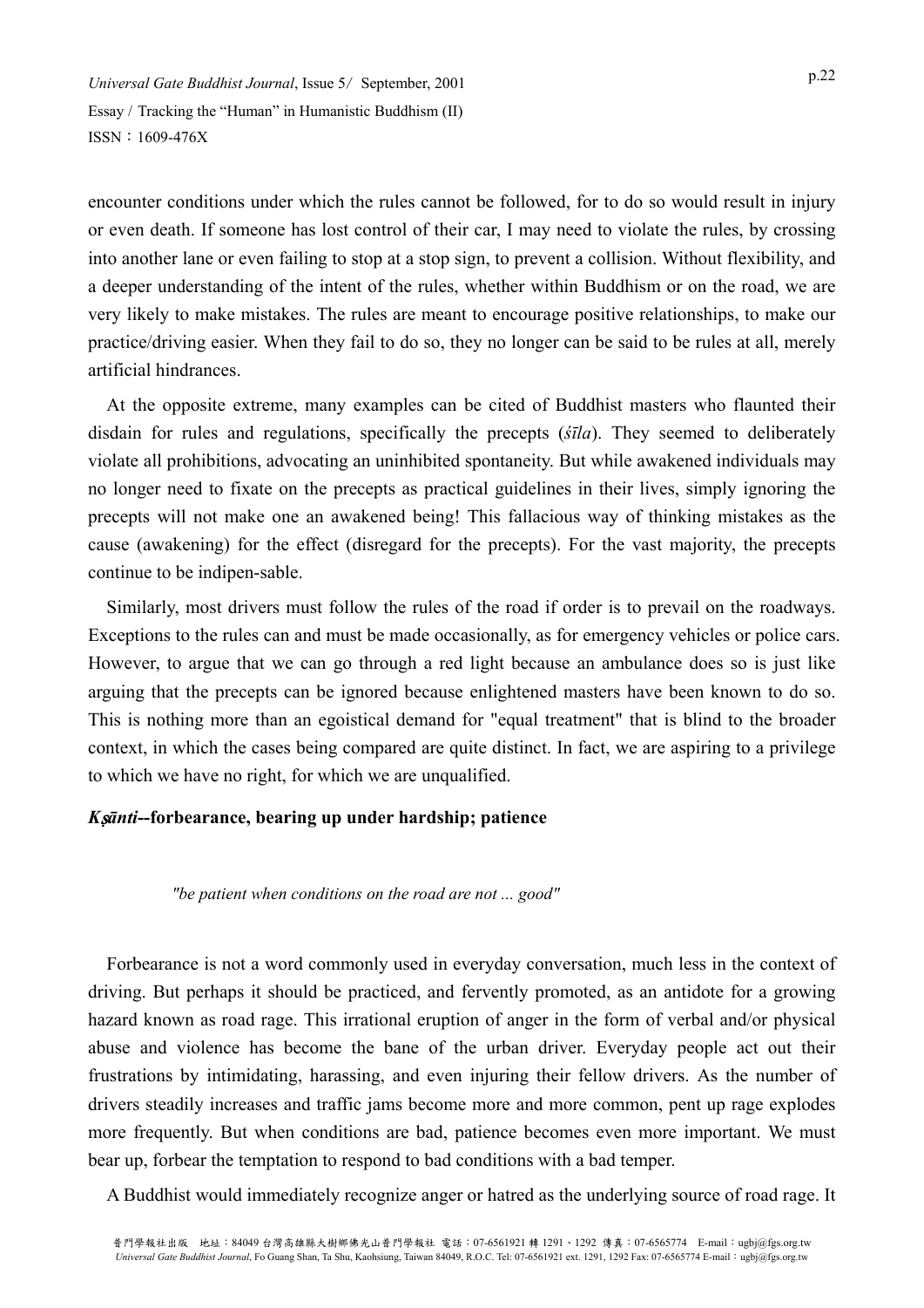encounter conditions under which the rules cannot be followed, for to do so would result in injury or even death. If someone has lost control of their car, I may need to violate the rules, by crossing into another lane or even failing to stop at a stop sign, to prevent a collision. Without flexibility, and a deeper understanding of the intent of the rules, whether within Buddhism or on the road, we are very likely to make mistakes. The rules are meant to encourage positive relationships, to make our practice/driving easier. When they fail to do so, they no longer can be said to be rules at all, merely artificial hindrances.

At the opposite extreme, many examples can be cited of Buddhist masters who flaunted their disdain for rules and regulations, specifically the precepts (*śīla*). They seemed to deliberately violate all prohibitions, advocating an uninhibited spontaneity. But while awakened individuals may no longer need to fixate on the precepts as practical guidelines in their lives, simply ignoring the precepts will not make one an awakened being! This fallacious way of thinking mistakes as the cause (awakening) for the effect (disregard for the precepts). For the vast majority, the precepts continue to be indipen-sable.

Similarly, most drivers must follow the rules of the road if order is to prevail on the roadways. Exceptions to the rules can and must be made occasionally, as for emergency vehicles or police cars. However, to argue that we can go through a red light because an ambulance does so is just like arguing that the precepts can be ignored because enlightened masters have been known to do so. This is nothing more than an egoistical demand for "equal treatment" that is blind to the broader context, in which the cases being compared are quite distinct. In fact, we are aspiring to a privilege to which we have no right, for which we are unqualified.

### *Kṣānti*--forbearance, bearing up under hardship; patience

*"be patient when conditions on the road are not ... good"*

Forbearance is not a word commonly used in everyday conversation, much less in the context of driving. But perhaps it should be practiced, and fervently promoted, as an antidote for a growing hazard known as road rage. This irrational eruption of anger in the form of verbal and/or physical abuse and violence has become the bane of the urban driver. Everyday people act out their frustrations by intimidating, harassing, and even injuring their fellow drivers. As the number of drivers steadily increases and traffic jams become more and more common, pent up rage explodes more frequently. But when conditions are bad, patience becomes even more important. We must bear up, forbear the temptation to respond to bad conditions with a bad temper.

A Buddhist would immediately recognize anger or hatred as the underlying source of road rage. It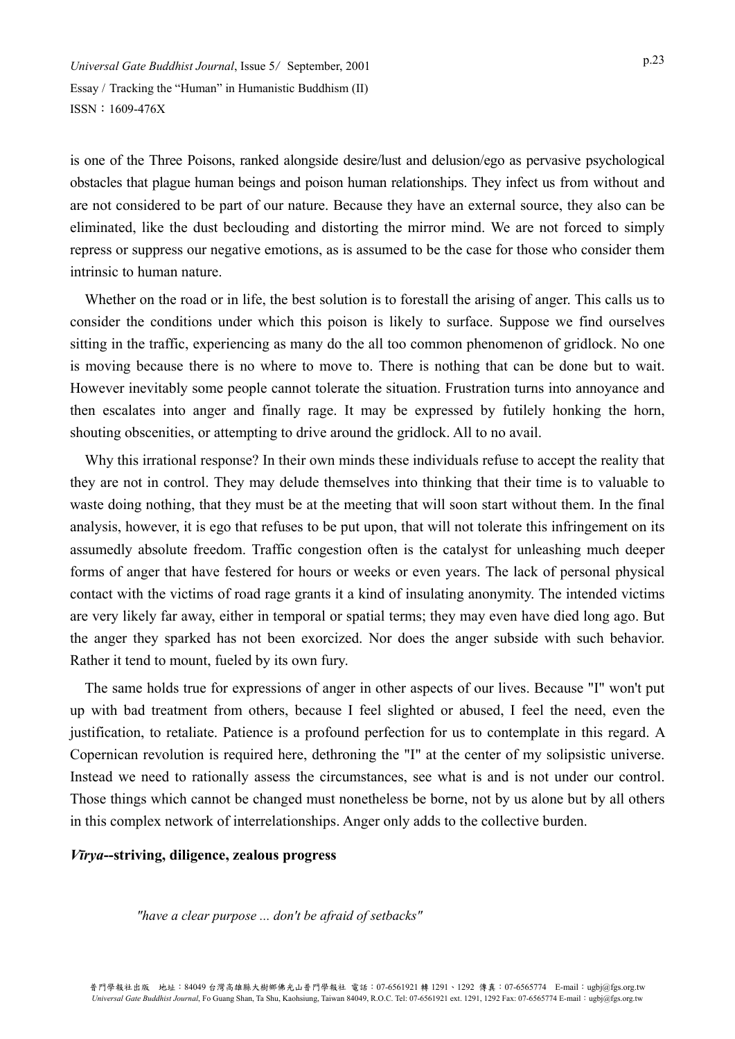is one of the Three Poisons, ranked alongside desire/lust and delusion/ego as pervasive psychological obstacles that plague human beings and poison human relationships. They infect us from without and are not considered to be part of our nature. Because they have an external source, they also can be eliminated, like the dust beclouding and distorting the mirror mind. We are not forced to simply repress or suppress our negative emotions, as is assumed to be the case for those who consider them intrinsic to human nature.

Whether on the road or in life, the best solution is to forestall the arising of anger. This calls us to consider the conditions under which this poison is likely to surface. Suppose we find ourselves sitting in the traffic, experiencing as many do the all too common phenomenon of gridlock. No one is moving because there is no where to move to. There is nothing that can be done but to wait. However inevitably some people cannot tolerate the situation. Frustration turns into annoyance and then escalates into anger and finally rage. It may be expressed by futilely honking the horn, shouting obscenities, or attempting to drive around the gridlock. All to no avail.

Why this irrational response? In their own minds these individuals refuse to accept the reality that they are not in control. They may delude themselves into thinking that their time is to valuable to waste doing nothing, that they must be at the meeting that will soon start without them. In the final analysis, however, it is ego that refuses to be put upon, that will not tolerate this infringement on its assumedly absolute freedom. Traffic congestion often is the catalyst for unleashing much deeper forms of anger that have festered for hours or weeks or even years. The lack of personal physical contact with the victims of road rage grants it a kind of insulating anonymity. The intended victims are very likely far away, either in temporal or spatial terms; they may even have died long ago. But the anger they sparked has not been exorcized. Nor does the anger subside with such behavior. Rather it tend to mount, fueled by its own fury.

The same holds true for expressions of anger in other aspects of our lives. Because "I" won't put up with bad treatment from others, because I feel slighted or abused, I feel the need, even the justification, to retaliate. Patience is a profound perfection for us to contemplate in this regard. A Copernican revolution is required here, dethroning the "I" at the center of my solipsistic universe. Instead we need to rationally assess the circumstances, see what is and is not under our control. Those things which cannot be changed must nonetheless be borne, not by us alone but by all others in this complex network of interrelationships. Anger only adds to the collective burden.

***Vīrya*--striving, diligence, zealous progress**

*"have a clear purpose ... don't be afraid of setbacks"*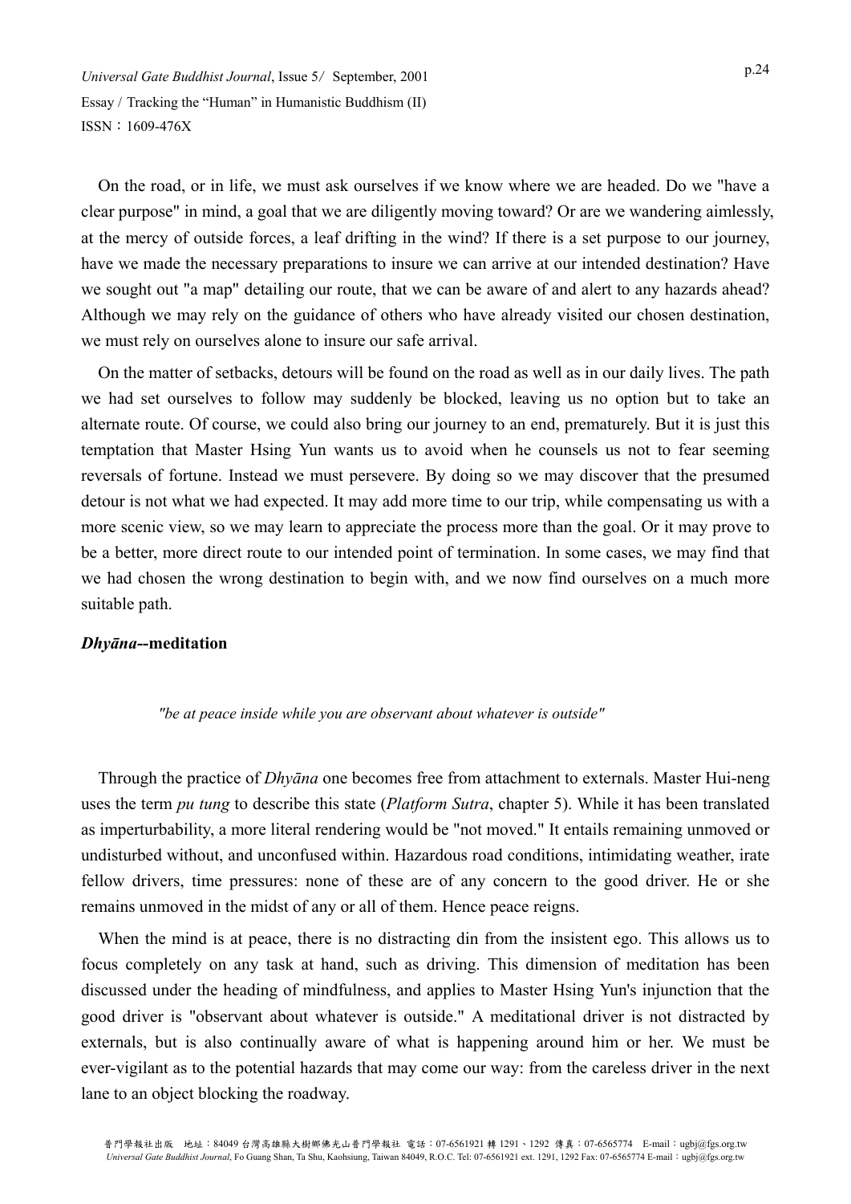On the road, or in life, we must ask ourselves if we know where we are headed. Do we "have a clear purpose" in mind, a goal that we are diligently moving toward? Or are we wandering aimlessly, at the mercy of outside forces, a leaf drifting in the wind? If there is a set purpose to our journey, have we made the necessary preparations to insure we can arrive at our intended destination? Have we sought out "a map" detailing our route, that we can be aware of and alert to any hazards ahead? Although we may rely on the guidance of others who have already visited our chosen destination, we must rely on ourselves alone to insure our safe arrival.

On the matter of setbacks, detours will be found on the road as well as in our daily lives. The path we had set ourselves to follow may suddenly be blocked, leaving us no option but to take an alternate route. Of course, we could also bring our journey to an end, prematurely. But it is just this temptation that Master Hsing Yun wants us to avoid when he counsels us not to fear seeming reversals of fortune. Instead we must persevere. By doing so we may discover that the presumed detour is not what we had expected. It may add more time to our trip, while compensating us with a more scenic view, so we may learn to appreciate the process more than the goal. Or it may prove to be a better, more direct route to our intended point of termination. In some cases, we may find that we had chosen the wrong destination to begin with, and we now find ourselves on a much more suitable path.

***Dhyāna*--meditation**

> *"be at peace inside while you are observant about whatever is outside"*

Through the practice of *Dhyāna* one becomes free from attachment to externals. Master Hui-neng uses the term *pu tung* to describe this state (*Platform Sutra*, chapter 5). While it has been translated as imperturbability, a more literal rendering would be "not moved." It entails remaining unmoved or undisturbed without, and unconfused within. Hazardous road conditions, intimidating weather, irate fellow drivers, time pressures: none of these are of any concern to the good driver. He or she remains unmoved in the midst of any or all of them. Hence peace reigns.

When the mind is at peace, there is no distracting din from the insistent ego. This allows us to focus completely on any task at hand, such as driving. This dimension of meditation has been discussed under the heading of mindfulness, and applies to Master Hsing Yun's injunction that the good driver is "observant about whatever is outside." A meditational driver is not distracted by externals, but is also continually aware of what is happening around him or her. We must be ever-vigilant as to the potential hazards that may come our way: from the careless driver in the next lane to an object blocking the roadway.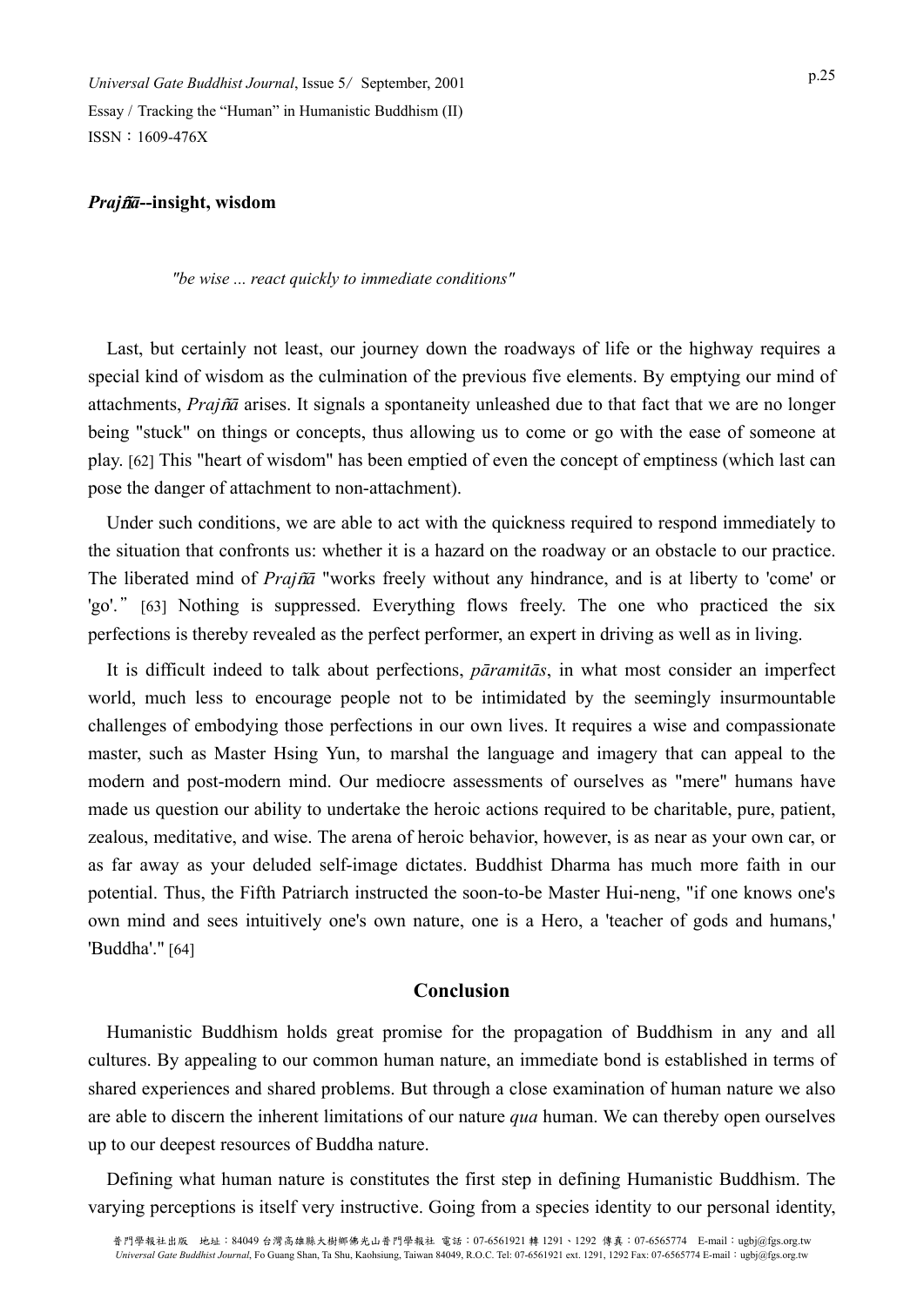***Prajñā*--insight, wisdom**

*"be wise ... react quickly to immediate conditions"*

Last, but certainly not least, our journey down the roadways of life or the highway requires a special kind of wisdom as the culmination of the previous five elements. By emptying our mind of attachments, *Prajñā* arises. It signals a spontaneity unleashed due to that fact that we are no longer being "stuck" on things or concepts, thus allowing us to come or go with the ease of someone at play. [62] This "heart of wisdom" has been emptied of even the concept of emptiness (which last can pose the danger of attachment to non-attachment).

Under such conditions, we are able to act with the quickness required to respond immediately to the situation that confronts us: whether it is a hazard on the roadway or an obstacle to our practice. The liberated mind of *Prajñā* "works freely without any hindrance, and is at liberty to 'come' or 'go'." [63] Nothing is suppressed. Everything flows freely. The one who practiced the six perfections is thereby revealed as the perfect performer, an expert in driving as well as in living.

It is difficult indeed to talk about perfections, *pāramitās*, in what most consider an imperfect world, much less to encourage people not to be intimidated by the seemingly insurmountable challenges of embodying those perfections in our own lives. It requires a wise and compassionate master, such as Master Hsing Yun, to marshal the language and imagery that can appeal to the modern and post-modern mind. Our mediocre assessments of ourselves as "mere" humans have made us question our ability to undertake the heroic actions required to be charitable, pure, patient, zealous, meditative, and wise. The arena of heroic behavior, however, is as near as your own car, or as far away as your deluded self-image dictates. Buddhist Dharma has much more faith in our potential. Thus, the Fifth Patriarch instructed the soon-to-be Master Hui-neng, "if one knows one's own mind and sees intuitively one's own nature, one is a Hero, a 'teacher of gods and humans,' 'Buddha'." [64]

## Conclusion

Humanistic Buddhism holds great promise for the propagation of Buddhism in any and all cultures. By appealing to our common human nature, an immediate bond is established in terms of shared experiences and shared problems. But through a close examination of human nature we also are able to discern the inherent limitations of our nature *qua* human. We can thereby open ourselves up to our deepest resources of Buddha nature.

Defining what human nature is constitutes the first step in defining Humanistic Buddhism. The varying perceptions is itself very instructive. Going from a species identity to our personal identity,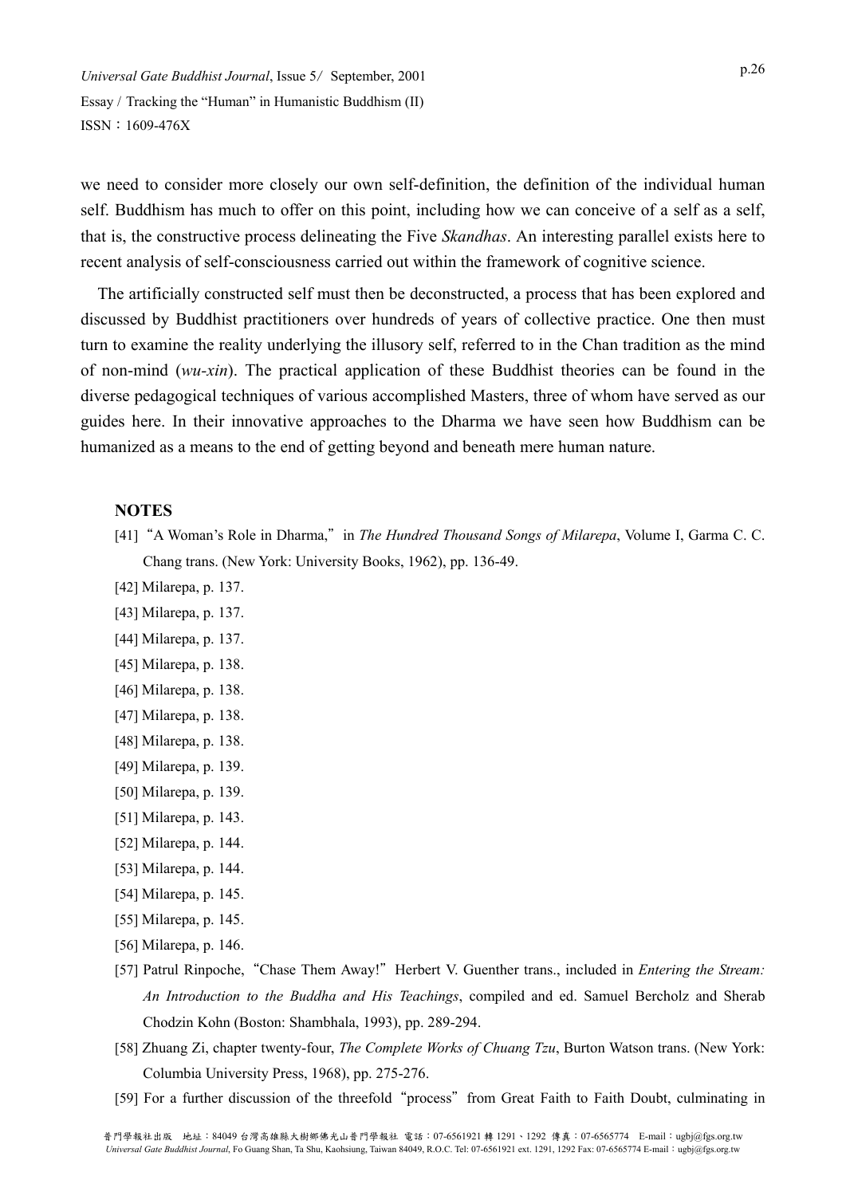we need to consider more closely our own self-definition, the definition of the individual human self. Buddhism has much to offer on this point, including how we can conceive of a self as a self, that is, the constructive process delineating the Five *Skandhas*. An interesting parallel exists here to recent analysis of self-consciousness carried out within the framework of cognitive science.

The artificially constructed self must then be deconstructed, a process that has been explored and discussed by Buddhist practitioners over hundreds of years of collective practice. One then must turn to examine the reality underlying the illusory self, referred to in the Chan tradition as the mind of non-mind (*wu-xin*). The practical application of these Buddhist theories can be found in the diverse pedagogical techniques of various accomplished Masters, three of whom have served as our guides here. In their innovative approaches to the Dharma we have seen how Buddhism can be humanized as a means to the end of getting beyond and beneath mere human nature.

**NOTES**

[41]“A Woman's Role in Dharma,”in *The Hundred Thousand Songs of Milarepa*, Volume I, Garma C. C. Chang trans. (New York: University Books, 1962), pp. 136-49.

[42] Milarepa, p. 137.

[43] Milarepa, p. 137.

[44] Milarepa, p. 137.

[45] Milarepa, p. 138.

[46] Milarepa, p. 138.

[47] Milarepa, p. 138.

[48] Milarepa, p. 138.

[49] Milarepa, p. 139.

[50] Milarepa, p. 139.

[51] Milarepa, p. 143.

[52] Milarepa, p. 144.

[53] Milarepa, p. 144.

[54] Milarepa, p. 145.

[55] Milarepa, p. 145.

[56] Milarepa, p. 146.

[57] Patrul Rinpoche,“Chase Them Away!”Herbert V. Guenther trans., included in *Entering the Stream: An Introduction to the Buddha and His Teachings*, compiled and ed. Samuel Bercholz and Sherab Chodzin Kohn (Boston: Shambhala, 1993), pp. 289-294.

[58] Zhuang Zi, chapter twenty-four, *The Complete Works of Chuang Tzu*, Burton Watson trans. (New York: Columbia University Press, 1968), pp. 275-276.

[59] For a further discussion of the threefold“process”from Great Faith to Faith Doubt, culminating in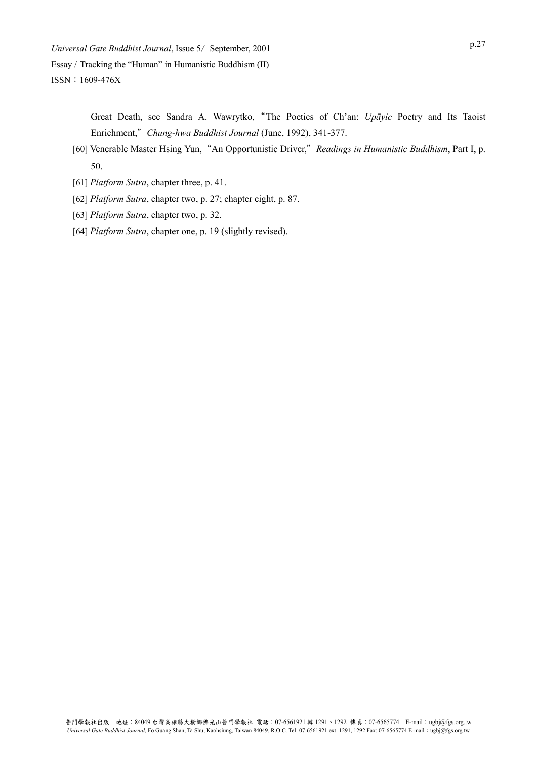Great Death, see Sandra A. Wawrytko, "The Poetics of Ch'an: *Upāyic* Poetry and Its Taoist Enrichment," *Chung-hwa Buddhist Journal* (June, 1992), 341-377.

[60] Venerable Master Hsing Yun, "An Opportunistic Driver," *Readings in Humanistic Buddhism*, Part I, p. 50.

[61] *Platform Sutra*, chapter three, p. 41.

[62] *Platform Sutra*, chapter two, p. 27; chapter eight, p. 87.

[63] *Platform Sutra*, chapter two, p. 32.

[64] *Platform Sutra*, chapter one, p. 19 (slightly revised).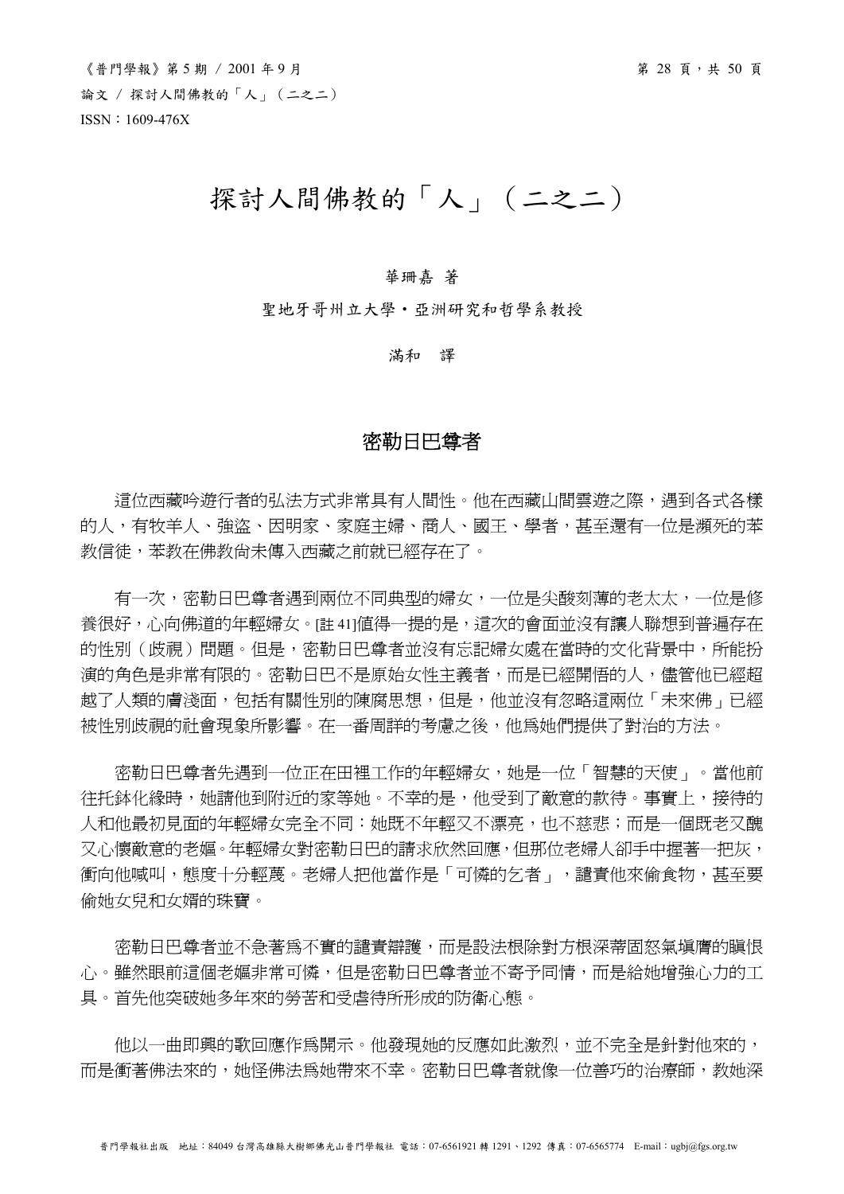# 探討人間佛教的「人」（二之二）

華珊嘉 著

聖地牙哥州立大學·亞洲研究和哲學系教授

滿和　譯

## 密勒日巴尊者

這位西藏吟遊行者的弘法方式非常具有人間性。他在西藏山間雲遊之際，遇到各式各樣的人，有牧羊人、強盜、因明家、家庭主婦、商人、國王、學者，甚至還有一位是瀕死的苯教信徒，苯教在佛教尚未傳入西藏之前就已經存在了。

有一次，密勒日巴尊者遇到兩位不同典型的婦女，一位是尖酸刻薄的老太太，一位是修養很好，心向佛道的年輕婦女。[註 41]值得一提的是，這次的會面並沒有讓人聯想到普遍存在的性別（歧視）問題。但是，密勒日巴尊者並沒有忘記婦女處在當時的文化背景中，所能扮演的角色是非常有限的。密勒日巴不是原始女性主義者，而是已經開悟的人，儘管他已經超越了人類的膚淺面，包括有關性別的陳腐思想，但是，他並沒有忽略這兩位「未來佛」已經被性別歧視的社會現象所影響。在一番周詳的考慮之後，他為她們提供了對治的方法。

密勒日巴尊者先遇到一位正在田裡工作的年輕婦女，她是一位「智慧的天使」。當他前往托鉢化緣時，她請他到附近的家等她。不幸的是，他受到了敵意的款待。事實上，接待的人和他最初見面的年輕婦女完全不同：她既不年輕又不漂亮，也不慈悲；而是一個既老又醜又心懷敵意的老嫗。年輕婦女對密勒日巴的請求欣然回應，但那位老婦人卻手中握著一把灰，衝向他喊叫，態度十分輕蔑。老婦人把他當作是「可憐的乞者」，譴責他來偷食物，甚至要偷她女兒和女婿的珠寶。

密勒日巴尊者並不急著為不實的譴責辯護，而是設法根除對方根深蒂固怒氣填膺的瞋恨心。雖然眼前這個老嫗非常可憐，但是密勒日巴尊者並不寄予同情，而是給她增強心力的工具。首先他突破她多年來的勞苦和受虐待所形成的防衛心態。

他以一曲即興的歌回應作為開示。他發現她的反應如此激烈，並不完全是針對他來的，而是衝著佛法來的，她怪佛法為她帶來不幸。密勒日巴尊者就像一位善巧的治療師，教她深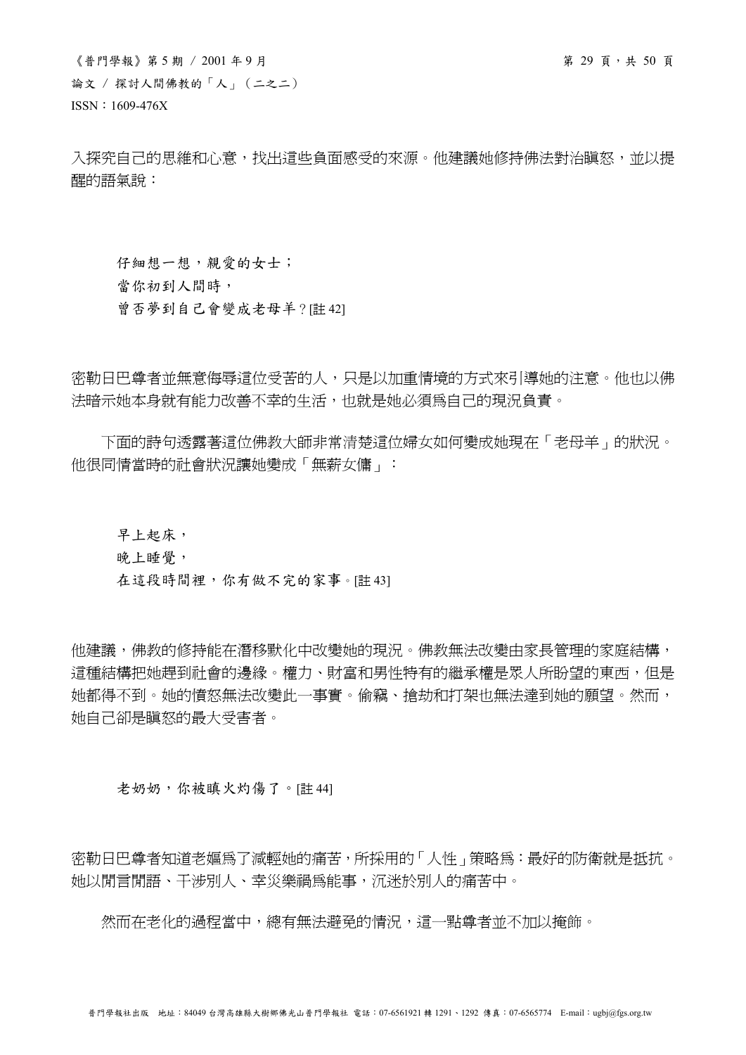入探究自己的思維和心意，找出這些負面感受的來源。他建議她修持佛法對治瞋怒，並以提醒的語氣說：

> 仔細想一想，親愛的女士；
> 當你初到人間時，
> 曾否夢到自己會變成老母羊？[註 42]

密勒日巴尊者並無意侮辱這位受苦的人，只是以加重情境的方式來引導她的注意。他也以佛法暗示她本身就有能力改善不幸的生活，也就是她必須爲自己的現況負責。

下面的詩句透露著這位佛教大師非常清楚這位婦女如何變成她現在「老母羊」的狀況。他很同情當時的社會狀況讓她變成「無薪女傭」：

> 早上起床，
> 晚上睡覺，
> 在這段時間裡，你有做不完的家事。[註 43]

他建議，佛教的修持能在潛移默化中改變她的現況。佛教無法改變由家長管理的家庭結構，這種結構把她趕到社會的邊緣。權力、財富和男性特有的繼承權是眾人所盼望的東西，但是她都得不到。她的憤怒無法改變此一事實。偷竊、搶劫和打架也無法達到她的願望。然而，她自己卻是瞋怒的最大受害者。

> 老奶奶，你被瞋火灼傷了。[註 44]

密勒日巴尊者知道老嫗爲了減輕她的痛苦，所採用的「人性」策略爲：最好的防衛就是抵抗。她以閒言閒語、干涉別人、幸災樂禍爲能事，沉迷於別人的痛苦中。

然而在老化的過程當中，總有無法避免的情況，這一點尊者並不加以掩飾。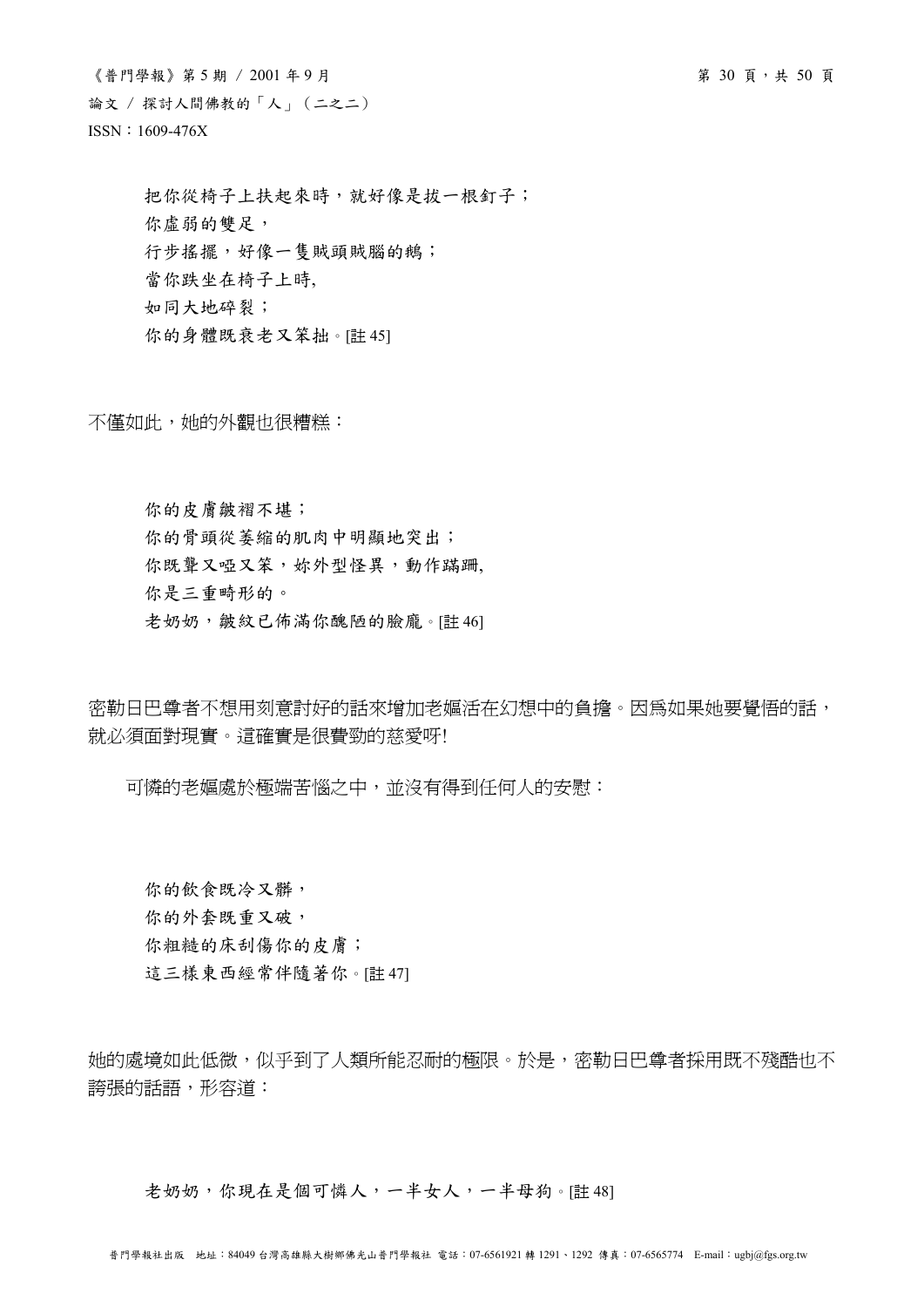把你從椅子上扶起來時，就好像是拔一根釘子；
你虛弱的雙足，
行步搖擺，好像一隻賊頭賊腦的鵝；
當你跌坐在椅子上時,
如同大地碎裂；
你的身體既衰老又笨拙。[註 45]

不僅如此，她的外觀也很糟糕：

你的皮膚皺褶不堪；
你的骨頭從萎縮的肌肉中明顯地突出；
你既聾又啞又笨，妳外型怪異，動作蹣跚,
你是三重畸形的。
老奶奶，皺紋已佈滿你醜陋的臉龐。[註 46]

密勒日巴尊者不想用刻意討好的話來增加老嫗活在幻想中的負擔。因爲如果她要覺悟的話，就必須面對現實。這確實是很費勁的慈愛呀!

可憐的老嫗處於極端苦惱之中，並沒有得到任何人的安慰：

你的飲食既冷又髒，
你的外套既重又破，
你粗糙的床刮傷你的皮膚；
這三樣東西經常伴隨著你。[註 47]

她的處境如此低微，似乎到了人類所能忍耐的極限。於是，密勒日巴尊者採用既不殘酷也不誇張的話語，形容道：

老奶奶，你現在是個可憐人，一半女人，一半母狗。[註 48]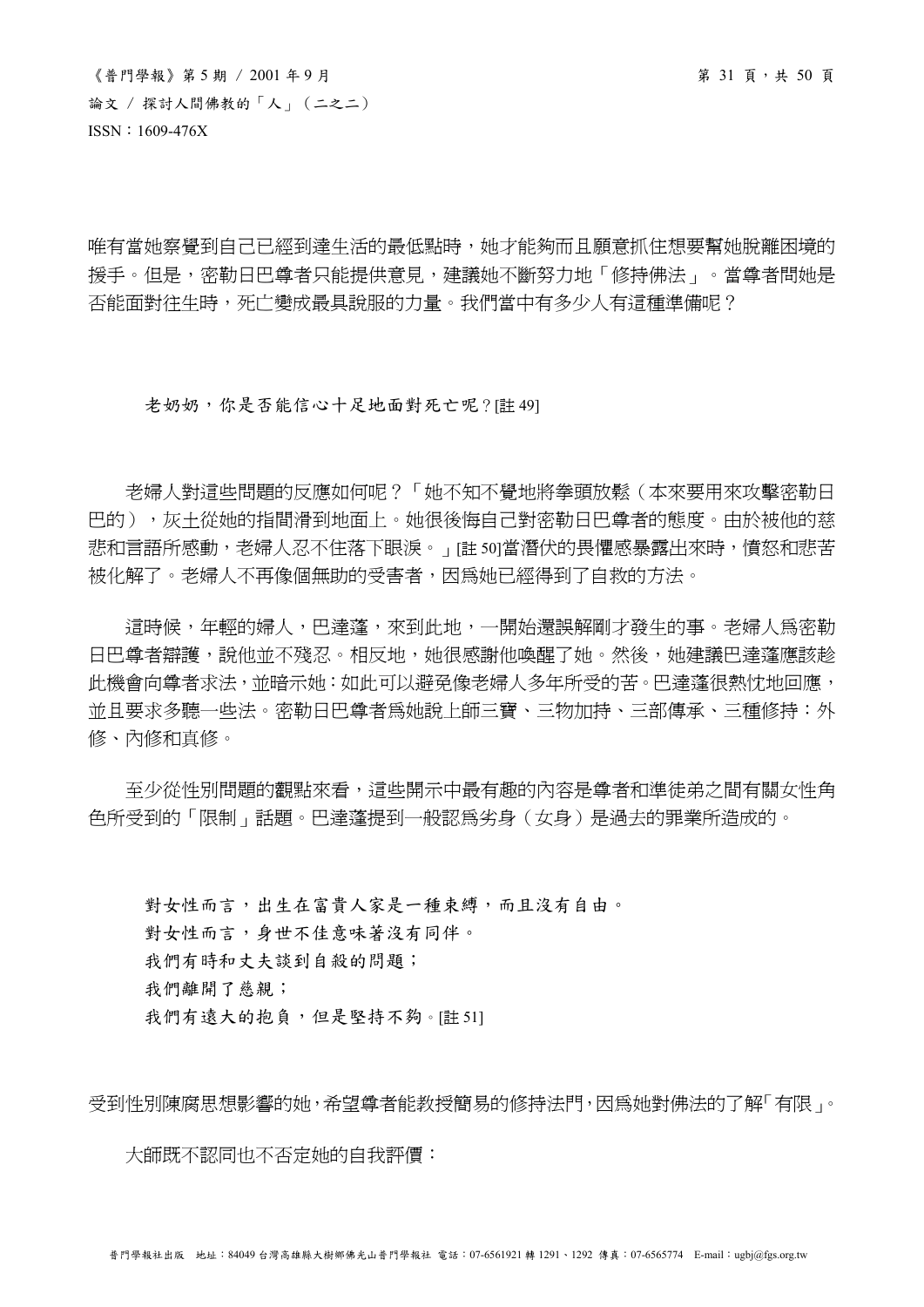唯有當她察覺到自己已經到達生活的最低點時，她才能夠而且願意抓住想要幫她脫離困境的援手。但是，密勒日巴尊者只能提供意見，建議她不斷努力地「修持佛法」。當尊者問她是否能面對往生時，死亡變成最具說服的力量。我們當中有多少人有這種準備呢？

> 老奶奶，你是否能信心十足地面對死亡呢？[註 49]

老婦人對這些問題的反應如何呢？「她不知不覺地將拳頭放鬆（本來要用來攻擊密勒日巴的），灰土從她的指間滑到地面上。她很後悔自己對密勒日巴尊者的態度。由於被他的慈悲和言語所感動，老婦人忍不住落下眼淚。」[註 50]當潛伏的畏懼感暴露出來時，憤怒和悲苦被化解了。老婦人不再像個無助的受害者，因爲她已經得到了自救的方法。

這時候，年輕的婦人，巴達蓬，來到此地，一開始還誤解剛才發生的事。老婦人爲密勒日巴尊者辯護，說他並不殘忍。相反地，她很感謝他喚醒了她。然後，她建議巴達蓬應該趁此機會向尊者求法，並暗示她：如此可以避免像老婦人多年所受的苦。巴達蓬很熱忱地回應，並且要求多聽一些法。密勒日巴尊者爲她說上師三寶、三物加持、三部傳承、三種修持：外修、內修和真修。

至少從性別問題的觀點來看，這些開示中最有趣的內容是尊者和準徒弟之間有關女性角色所受到的「限制」話題。巴達蓬提到一般認爲劣身（女身）是過去的罪業所造成的。

> 對女性而言，出生在富貴人家是一種束縛，而且沒有自由。
> 對女性而言，身世不佳意味著沒有同伴。
> 我們有時和丈夫談到自殺的問題；
> 我們離開了慈親；
> 我們有遠大的抱負，但是堅持不夠。[註 51]

受到性別陳腐思想影響的她，希望尊者能教授簡易的修持法門，因爲她對佛法的了解「有限」。

大師既不認同也不否定她的自我評價：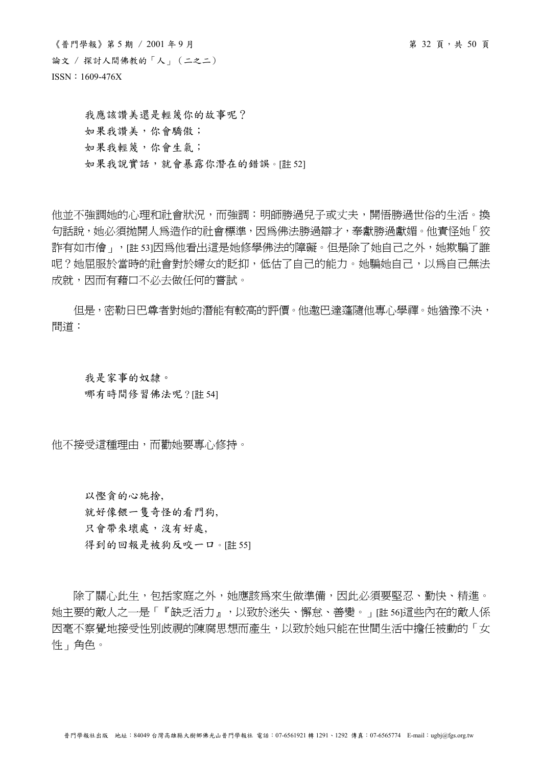我應該讚美還是輕蔑你的故事呢？
如果我讚美，你會驕傲；
如果我輕蔑，你會生氣；
如果我說實話，就會暴露你潛在的錯誤。[註 52]

他並不強調她的心理和社會狀況，而強調：明師勝過兒子或丈夫，開悟勝過世俗的生活。換句話說，她必須拋開人爲造作的社會標準，因爲佛法勝過辯才，奉獻勝過獻媚。他責怪她「狡詐有如市儈」，[註 53]因爲他看出這是她修學佛法的障礙。但是除了她自己之外，她欺騙了誰呢？她屈服於當時的社會對於婦女的貶抑，低估了自己的能力。她騙她自己，以爲自己無法成就，因而有藉口不必去做任何的嘗試。

但是，密勒日巴尊者對她的潛能有較高的評價。他邀巴達蓬隨他專心學禪。她猶豫不決，問道：

我是家事的奴隸。
哪有時間修習佛法呢？[註 54]

他不接受這種理由，而勸她要專心修持。

以慳貪的心施捨,
就好像餵一隻奇怪的看門狗,
只會帶來壞處，沒有好處,
得到的回報是被狗反咬一口。[註 55]

除了關心此生，包括家庭之外，她應該爲來生做準備，因此必須要堅忍、勤快、精進。她主要的敵人之一是「『缺乏活力』，以致於迷失、懈怠、善變。」[註 56]這些內在的敵人係因毫不察覺地接受性別歧視的陳腐思想而產生，以致於她只能在世間生活中擔任被動的「女性」角色。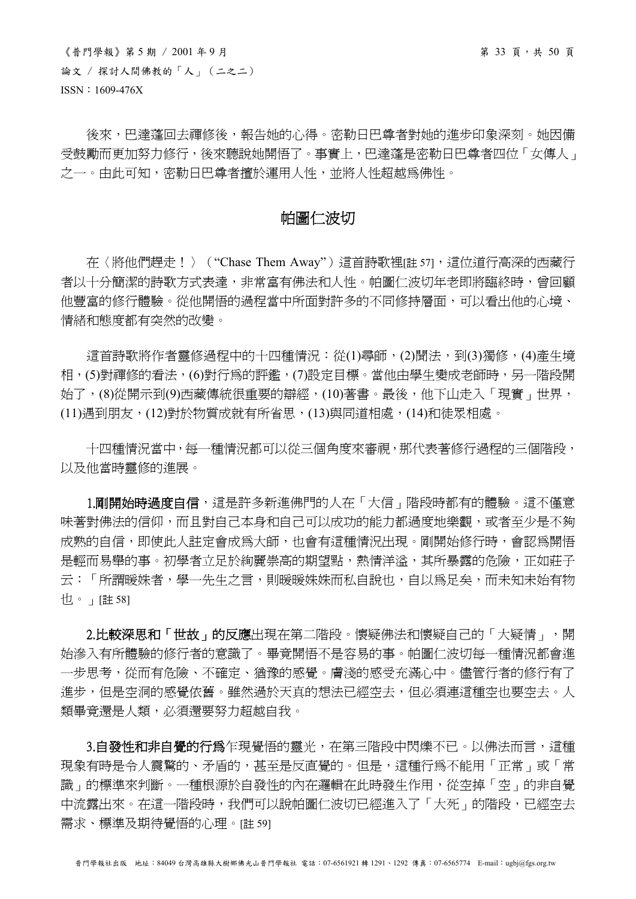後來，巴達蓬回去禪修後，報告她的心得。密勒日巴尊者對她的進步印象深刻。她因備受鼓勵而更加努力修行，後來聽說她開悟了。事實上，巴達蓬是密勒日巴尊者四位「女傳人」之一。由此可知，密勒日巴尊者擅於運用人性，並將人性超越為佛性。

## 帕圖仁波切

在〈將他們趕走！〉（“Chase Them Away”）這首詩歌裡[註 57]，這位道行高深的西藏行者以十分簡潔的詩歌方式表達，非常富有佛法和人性。帕圖仁波切年老即將臨終時，曾回顧他豐富的修行體驗。從他開悟的過程當中所面對許多的不同修持層面，可以看出他的心境、情緒和態度都有突然的改變。

這首詩歌將作者靈修過程中的十四種情況：從(1)尋師，(2)聞法，到(3)獨修，(4)產生境相，(5)對禪修的看法，(6)對行為的評鑑，(7)設定目標。當他由學生變成老師時，另一階段開始了，(8)從開示到(9)西藏傳統很重要的辯經，(10)著書。最後，他下山走入「現實」世界，(11)遇到朋友，(12)對於物質成就有所省思，(13)與同道相處，(14)和徒眾相處。

十四種情況當中，每一種情況都可以從三個角度來審視，那代表著修行過程的三個階段，以及他當時靈修的進展。

**1.剛開始時過度自信**，這是許多新進佛門的人在「大信」階段時都有的體驗。這不僅意味著對佛法的信仰，而且對自己本身和自己可以成功的能力都過度地樂觀，或者至少是不夠成熟的自信，即使此人註定會成為大師，也會有這種情況出現。剛開始修行時，會認為開悟是輕而易舉的事。初學者立足於絢麗崇高的期望點，熱情洋溢，其所暴露的危險，正如莊子云：「所謂暖姝者，學一先生之言，則暖暖姝姝而私自說也，自以為足矣，而未知未始有物也。」[註 58]

**2.比較深思和「世故」的反應**出現在第二階段。懷疑佛法和懷疑自己的「大疑情」，開始滲入有所體驗的修行者的意識了。畢竟開悟不是容易的事。帕圖仁波切每一種情況都會進一步思考，從而有危險、不確定、猶豫的感覺。膚淺的感受充滿心中。儘管行者的修行有了進步，但是空洞的感覺依舊。雖然過於天真的想法已經空去，但必須連這種空也要空去。人類畢竟還是人類，必須還要努力超越自我。

**3.自發性和非自覺的行為**乍現覺悟的靈光，在第三階段中閃爍不已。以佛法而言，這種現象有時是令人震驚的、矛盾的，甚至是反直覺的。但是，這種行為不能用「正常」或「常識」的標準來判斷。一種根源於自發性的內在邏輯在此時發生作用，從空掉「空」的非自覺中流露出來。在這一階段時，我們可以說帕圖仁波切已經進入了「大死」的階段，已經空去需求、標準及期待覺悟的心理。[註 59]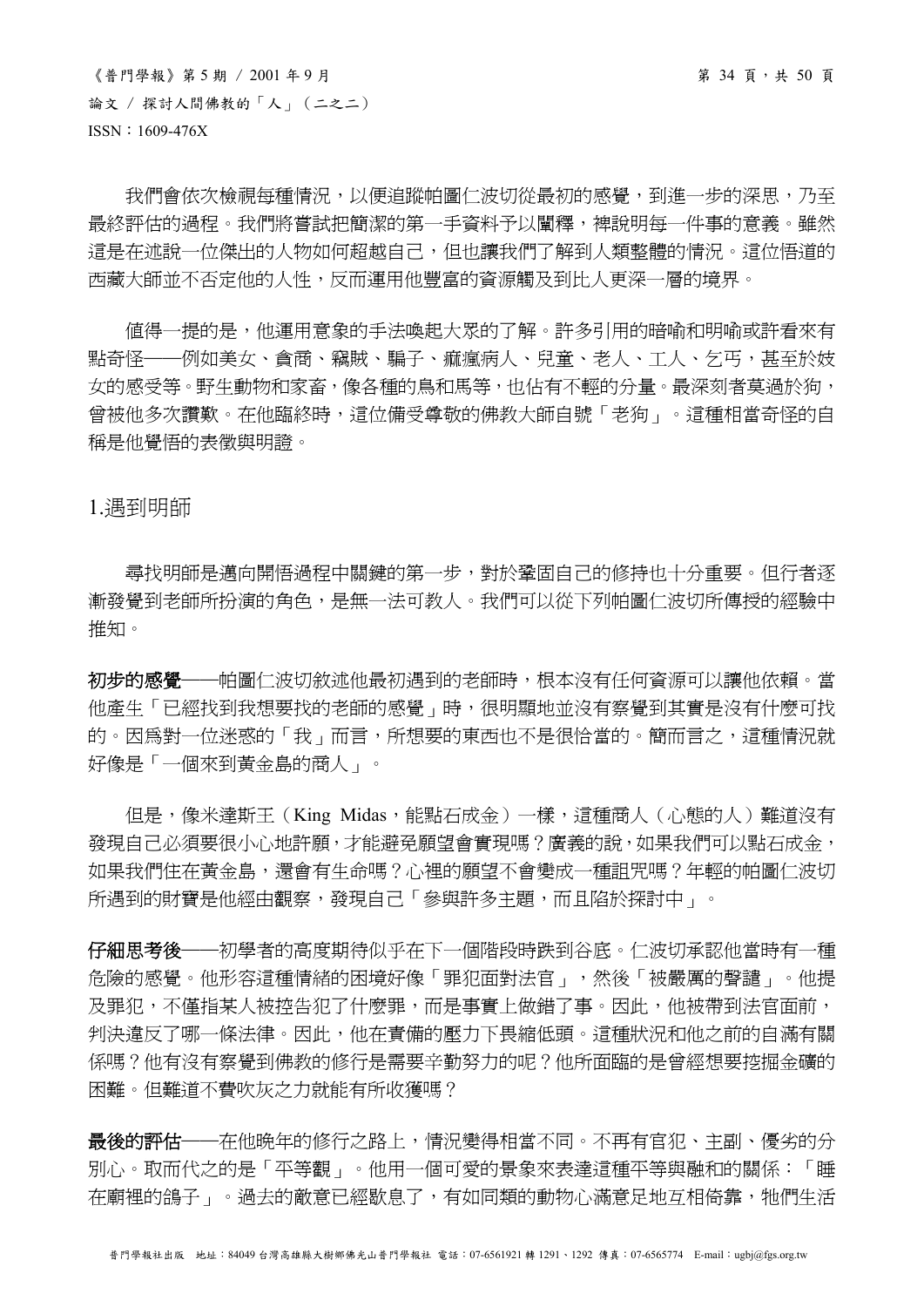我們會依次檢視每種情況，以便追蹤帕圖仁波切從最初的感覺，到進一步的深思，乃至最終評估的過程。我們將嘗試把簡潔的第一手資料予以闡釋，裨說明每一件事的意義。雖然這是在述說一位傑出的人物如何超越自己，但也讓我們了解到人類整體的情況。這位悟道的西藏大師並不否定他的人性，反而運用他豐富的資源觸及到比人更深一層的境界。

值得一提的是，他運用意象的手法喚起大眾的了解。許多引用的暗喻和明喻或許看來有點奇怪──例如美女、貪商、竊賊、騙子、瘋癲病人、兒童、老人、工人、乞丐，甚至於妓女的感受等。野生動物和家畜，像各種的鳥和馬等，也佔有不輕的分量。最深刻者莫過於狗，曾被他多次讚歎。在他臨終時，這位備受尊敬的佛教大師自號「老狗」。這種相當奇怪的自稱是他覺悟的表徵與明證。

## 1.遇到明師

尋找明師是邁向開悟過程中關鍵的第一步，對於鞏固自己的修持也十分重要。但行者逐漸發覺到老師所扮演的角色，是無一法可教人。我們可以從下列帕圖仁波切所傳授的經驗中推知。

**初步的感覺**──帕圖仁波切敘述他最初遇到的老師時，根本沒有任何資源可以讓他依賴。當他產生「已經找到我想要找的老師的感覺」時，很明顯地並沒有察覺到其實是沒有什麼可找的。因為對一位迷惑的「我」而言，所想要的東西也不是很恰當的。簡而言之，這種情況就好像是「一個來到黃金島的商人」。

但是，像米達斯王（King Midas，能點石成金）一樣，這種商人（心態的人）難道沒有發現自己必須要很小心地許願，才能避免願望會實現嗎？廣義的說，如果我們可以點石成金，如果我們住在黃金島，還會有生命嗎？心裡的願望不會變成一種詛咒嗎？年輕的帕圖仁波切所遇到的財寶是他經由觀察，發現自己「參與許多主題，而且陷於探討中」。

**仔細思考後**──初學者的高度期待似乎在下一個階段時跌到谷底。仁波切承認他當時有一種危險的感覺。他形容這種情緒的困境好像「罪犯面對法官」，然後「被嚴厲的聲譴」。他提及罪犯，不僅指某人被控告犯了什麼罪，而是事實上做錯了事。因此，他被帶到法官面前，判決違反了哪一條法律。因此，他在責備的壓力下畏縮低頭。這種狀況和他之前的自滿有關係嗎？他有沒有察覺到佛教的修行是需要辛勤努力的呢？他所面臨的是曾經想要挖掘金礦的困難。但難道不費吹灰之力就能有所收獲嗎？

**最後的評估**──在他晚年的修行之路上，情況變得相當不同。不再有官犯、主副、優劣的分別心。取而代之的是「平等觀」。他用一個可愛的景象來表達這種平等與融和的關係：「睡在廟裡的鴿子」。過去的敵意已經歇息了，有如同類的動物心滿意足地互相倚靠，牠們生活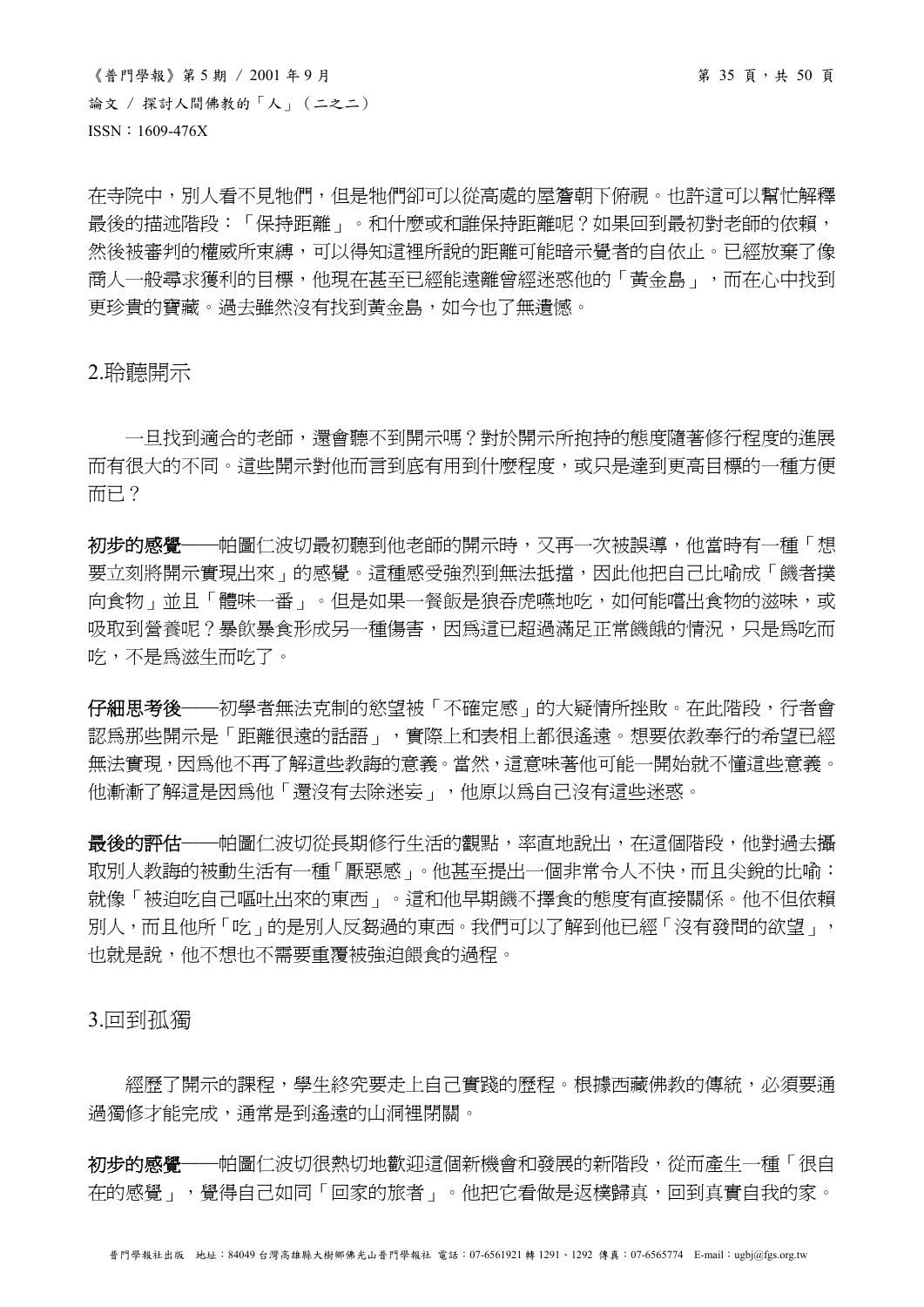在寺院中，別人看不見牠們，但是牠們卻可以從高處的屋簷朝下俯視。也許這可以幫忙解釋最後的描述階段：「保持距離」。和什麼或和誰保持距離呢？如果回到最初對老師的依賴，然後被審判的權威所束縛，可以得知這裡所說的距離可能暗示覺者的自依止。已經放棄了像商人一般尋求獲利的目標，他現在甚至已經能遠離曾經迷惑他的「黃金島」，而在心中找到更珍貴的寶藏。過去雖然沒有找到黃金島，如今也了無遺憾。

## 2.聆聽開示

一旦找到適合的老師，還會聽不到開示嗎？對於開示所抱持的態度隨著修行程度的進展而有很大的不同。這些開示對他而言到底有用到什麼程度，或只是達到更高目標的一種方便而已？

**初步的感覺**——帕圖仁波切最初聽到他老師的開示時，又再一次被誤導，他當時有一種「想要立刻將開示實現出來」的感覺。這種感受強烈到無法抵擋，因此他把自己比喻成「餓者撲向食物」並且「體味一番」。但是如果一餐飯是狼吞虎嚥地吃，如何能嚐出食物的滋味，或吸取到營養呢？暴飲暴食形成另一種傷害，因為這已超過滿足正常饑餓的情況，只是為吃而吃，不是為滋生而吃了。

**仔細思考後**——初學者無法克制的慾望被「不確定感」的大疑情所挫敗。在此階段，行者會認為那些開示是「距離很遠的話語」，實際上和表相上都很遙遠。想要依教奉行的希望已經無法實現，因為他不再了解這些教誨的意義。當然，這意味著他可能一開始就不懂這些意義。他漸漸了解這是因為他「還沒有去除迷妄」，他原以為自己沒有這些迷惑。

**最後的評估**——帕圖仁波切從長期修行生活的觀點，率直地說出，在這個階段，他對過去攝取別人教誨的被動生活有一種「厭惡感」。他甚至提出一個非常令人不快，而且尖銳的比喻：就像「被迫吃自己嘔吐出來的東西」。這和他早期饑不擇食的態度有直接關係。他不但依賴別人，而且他所「吃」的是別人反芻過的東西。我們可以了解到他已經「沒有發問的欲望」，也就是說，他不想也不需要重覆被強迫餵食的過程。

## 3.回到孤獨

經歷了開示的課程，學生終究要走上自己實踐的歷程。根據西藏佛教的傳統，必須要通過獨修才能完成，通常是到遙遠的山洞裡閉關。

**初步的感覺**——帕圖仁波切很熱切地歡迎這個新機會和發展的新階段，從而產生一種「很自在的感覺」，覺得自己如同「回家的旅者」。他把它看做是返樸歸真，回到真實自我的家。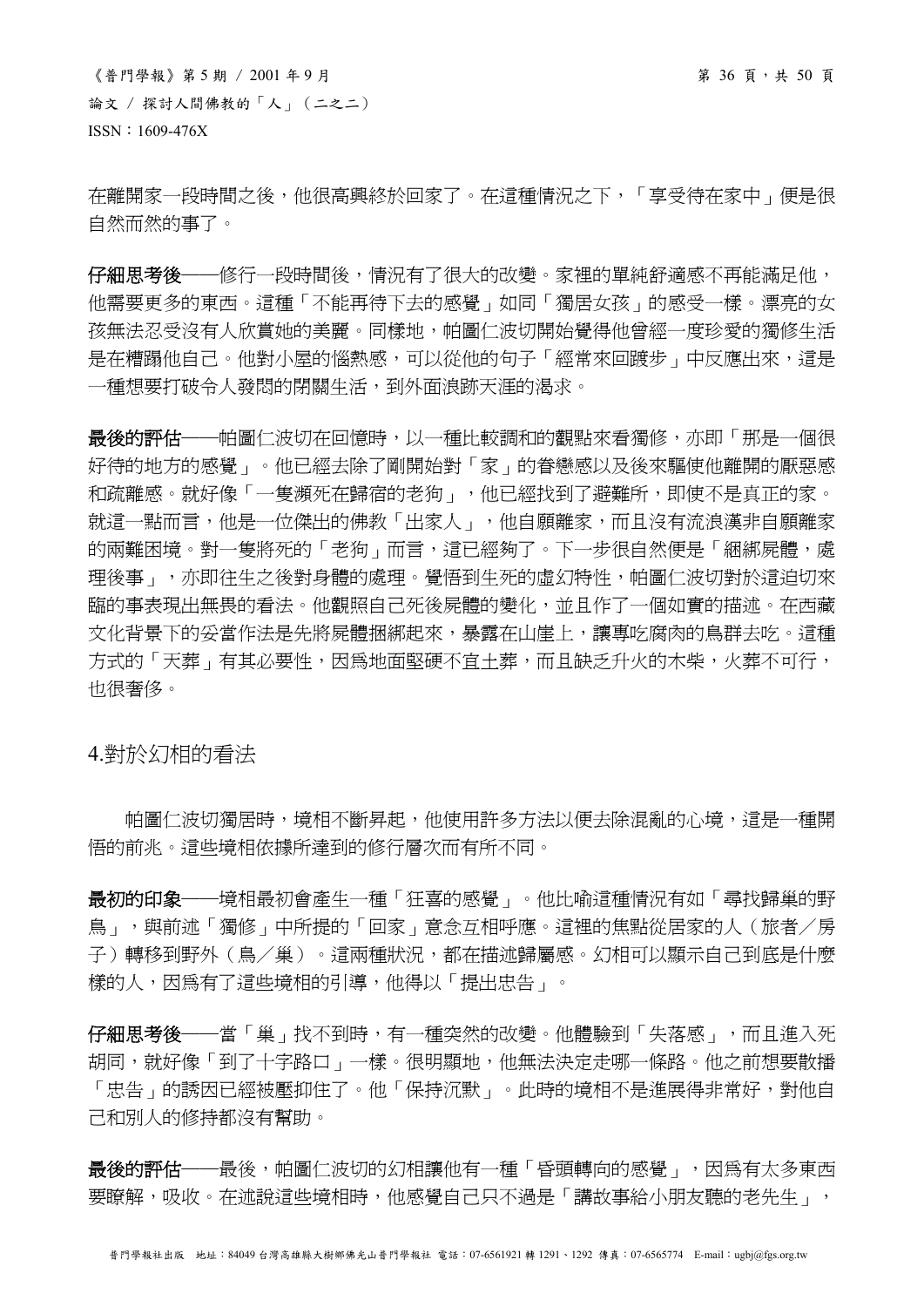在離開家一段時間之後，他很高興終於回家了。在這種情況之下，「享受待在家中」便是很自然而然的事了。

**仔細思考後**——修行一段時間後，情況有了很大的改變。家裡的單純舒適感不再能滿足他，他需要更多的東西。這種「不能再待下去的感覺」如同「獨居女孩」的感受一樣。漂亮的女孩無法忍受沒有人欣賞她的美麗。同樣地，帕圖仁波切開始覺得他曾經一度珍愛的獨修生活是在糟蹋他自己。他對小屋的惱熱感，可以從他的句子「經常來回踱步」中反應出來，這是一種想要打破令人發悶的閉關生活，到外面浪跡天涯的渴求。

**最後的評估**——帕圖仁波切在回憶時，以一種比較調和的觀點來看獨修，亦即「那是一個很好待的地方的感覺」。他已經去除了剛開始對「家」的眷戀感以及後來驅使他離開的厭惡感和疏離感。就好像「一隻瀕死在歸宿的老狗」，他已經找到了避難所，即使不是真正的家。就這一點而言，他是一位傑出的佛教「出家人」，他自願離家，而且沒有流浪漢非自願離家的兩難困境。對一隻將死的「老狗」而言，這已經夠了。下一步很自然便是「綑綁屍體，處理後事」，亦即往生之後對身體的處理。覺悟到生死的虛幻特性，帕圖仁波切對於這迫切來臨的事表現出無畏的看法。他觀照自己死後屍體的變化，並且作了一個如實的描述。在西藏文化背景下的妥當作法是先將屍體捆綁起來，暴露在山崖上，讓專吃腐肉的鳥群去吃。這種方式的「天葬」有其必要性，因為地面堅硬不宜土葬，而且缺乏升火的木柴，火葬不可行，也很奢侈。

## 4.對於幻相的看法

帕圖仁波切獨居時，境相不斷昇起，他使用許多方法以便去除混亂的心境，這是一種開悟的前兆。這些境相依據所達到的修行層次而有所不同。

**最初的印象**——境相最初會產生一種「狂喜的感覺」。他比喻這種情況有如「尋找歸巢的野鳥」，與前述「獨修」中所提的「回家」意念互相呼應。這裡的焦點從居家的人（旅者／房子）轉移到野外（鳥／巢）。這兩種狀況，都在描述歸屬感。幻相可以顯示自己到底是什麼樣的人，因為有了這些境相的引導，他得以「提出忠告」。

**仔細思考後**——當「巢」找不到時，有一種突然的改變。他體驗到「失落感」，而且進入死胡同，就好像「到了十字路口」一樣。很明顯地，他無法決定走哪一條路。他之前想要散播「忠告」的誘因已經被壓抑住了。他「保持沉默」。此時的境相不是進展得非常好，對他自己和別人的修持都沒有幫助。

**最後的評估**——最後，帕圖仁波切的幻相讓他有一種「昏頭轉向的感覺」，因為有太多東西要瞭解，吸收。在述說這些境相時，他感覺自己只不過是「講故事給小朋友聽的老先生」，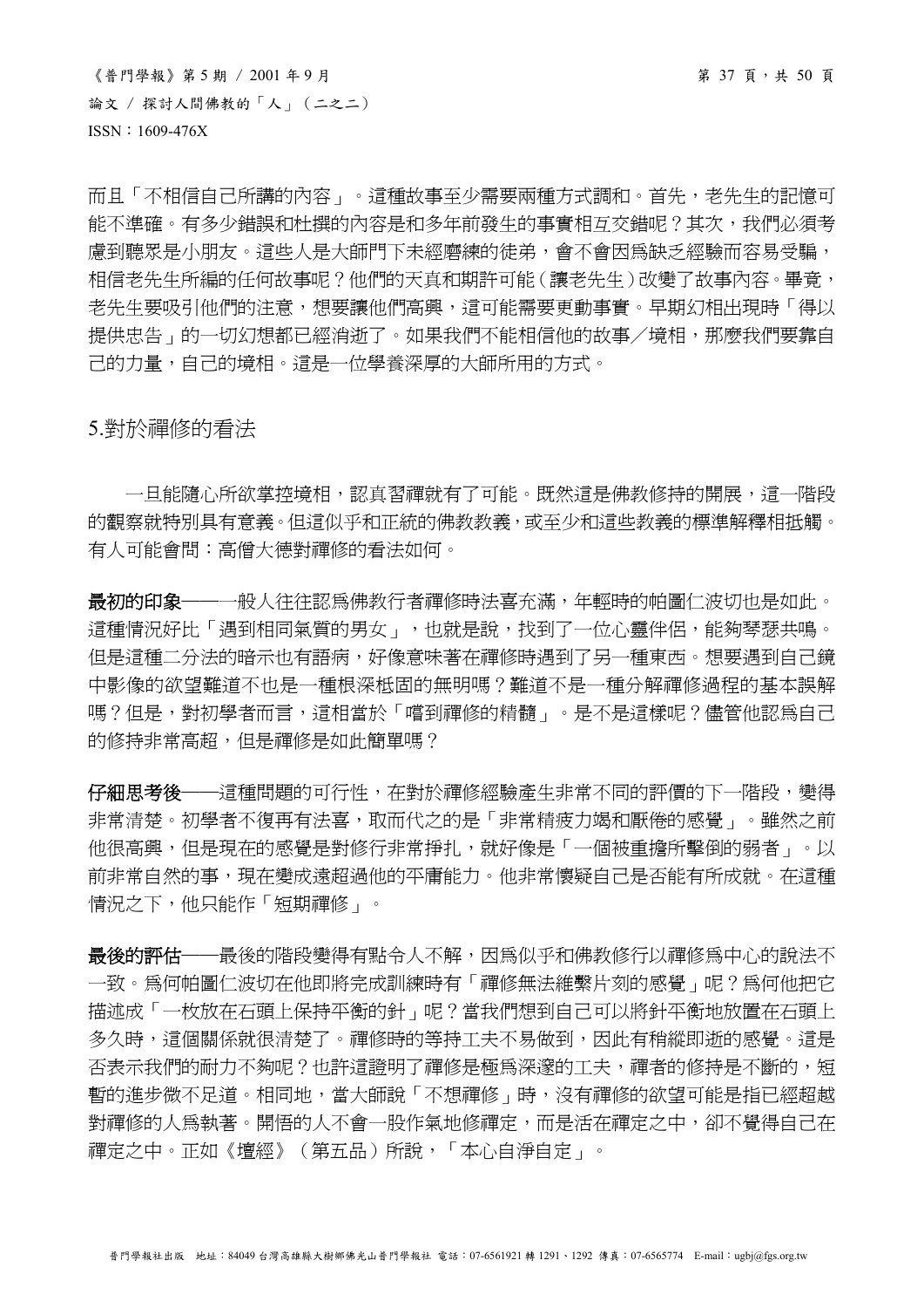而且「不相信自己所講的內容」。這種故事至少需要兩種方式調和。首先，老先生的記憶可能不準確。有多少錯誤和杜撰的內容是和多年前發生的事實相互交錯呢？其次，我們必須考慮到聽眾是小朋友。這些人是大師門下未經磨練的徒弟，會不會因爲缺乏經驗而容易受騙，相信老先生所編的任何故事呢？他們的天真和期許可能（讓老先生）改變了故事內容。畢竟，老先生要吸引他們的注意，想要讓他們高興，這可能需要更動事實。早期幻相出現時「得以提供忠告」的一切幻想都已經消逝了。如果我們不能相信他的故事／境相，那麼我們要靠自己的力量，自己的境相。這是一位學養深厚的大師所用的方式。

## 5.對於禪修的看法

一旦能隨心所欲掌控境相，認真習禪就有了可能。既然這是佛教修持的開展，這一階段的觀察就特別具有意義。但這似乎和正統的佛教教義，或至少和這些教義的標準解釋相抵觸。有人可能會問：高僧大德對禪修的看法如何。

**最初的印象**——一般人往往認爲佛教行者禪修時法喜充滿，年輕時的帕圖仁波切也是如此。這種情況好比「遇到相同氣質的男女」，也就是說，找到了一位心靈伴侶，能夠琴瑟共鳴。但是這種二分法的暗示也有語病，好像意味著在禪修時遇到了另一種東西。想要遇到自己鏡中影像的欲望難道不也是一種根深柢固的無明嗎？難道不是一種分解禪修過程的基本誤解嗎？但是，對初學者而言，這相當於「嚐到禪修的精髓」。是不是這樣呢？儘管他認爲自己的修持非常高超，但是禪修是如此簡單嗎？

**仔細思考後**——這種問題的可行性，在對於禪修經驗產生非常不同的評價的下一階段，變得非常清楚。初學者不復再有法喜，取而代之的是「非常精疲力竭和厭倦的感覺」。雖然之前他很高興，但是現在的感覺是對修行非常掙扎，就好像是「一個被重擔所擊倒的弱者」。以前非常自然的事，現在變成遠超過他的平庸能力。他非常懷疑自己是否能有所成就。在這種情況之下，他只能作「短期禪修」。

**最後的評估**——最後的階段變得有點令人不解，因爲似乎和佛教修行以禪修爲中心的說法不一致。爲何帕圖仁波切在他即將完成訓練時有「禪修無法維繫片刻的感覺」呢？爲何他把它描述成「一枚放在石頭上保持平衡的針」呢？當我們想到自己可以將針平衡地放置在石頭上多久時，這個關係就很清楚了。禪修時的等持工夫不易做到，因此有稍縱即逝的感覺。這是否表示我們的耐力不夠呢？也許這證明了禪修是極爲深邃的工夫，禪者的修持是不斷的，短暫的進步微不足道。相同地，當大師說「不想禪修」時，沒有禪修的欲望可能是指已經超越對禪修的人爲執著。開悟的人不會一股作氣地修禪定，而是活在禪定之中，卻不覺得自己在禪定之中。正如《壇經》（第五品）所說，「本心自淨自定」。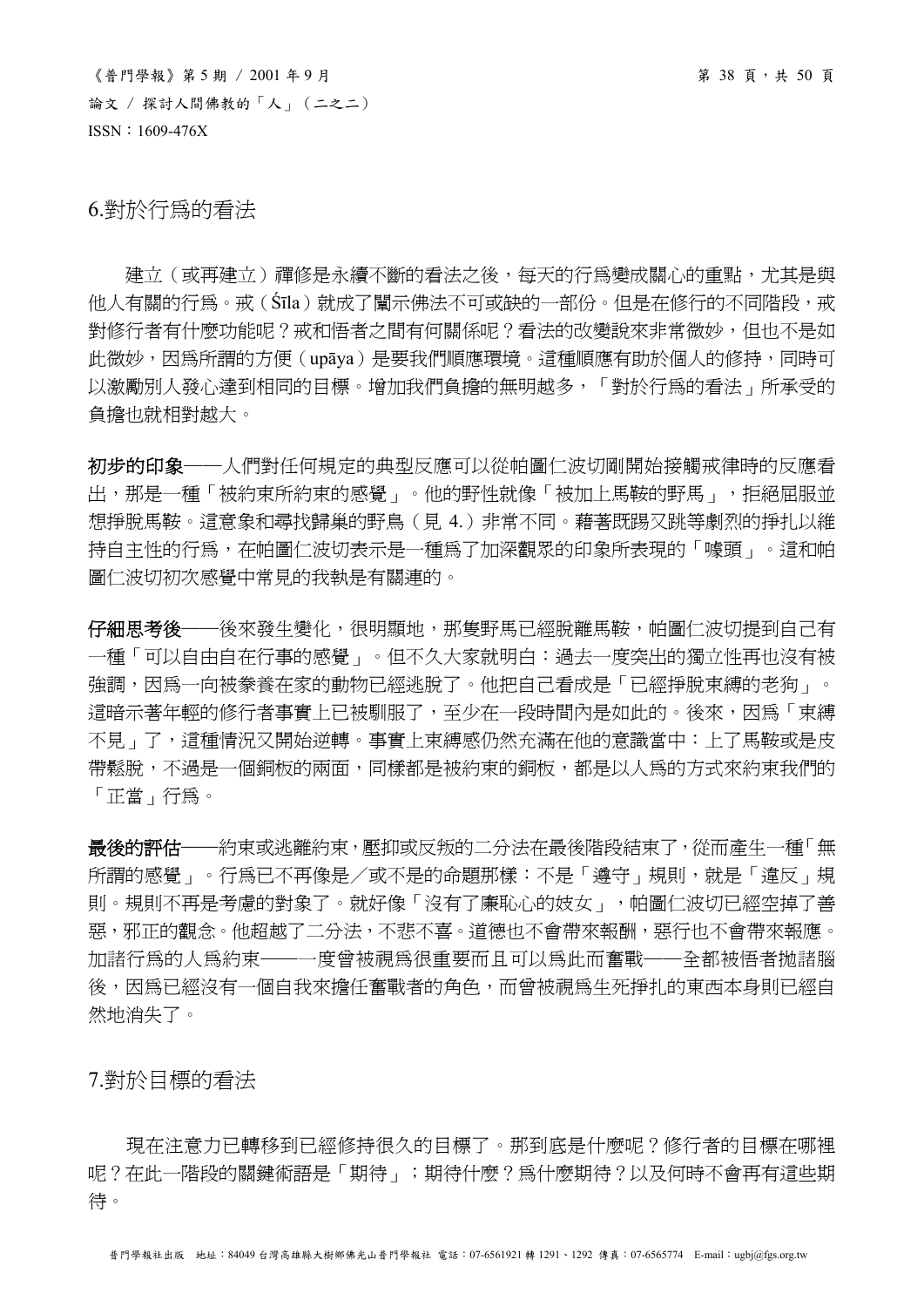## 6.對於行爲的看法

建立（或再建立）禪修是永續不斷的看法之後，每天的行爲變成關心的重點，尤其是與他人有關的行爲。戒（Śīla）就成了闡示佛法不可或缺的一部份。但是在修行的不同階段，戒對修行者有什麼功能呢？戒和悟者之間有何關係呢？看法的改變說來非常微妙，但也不是如此微妙，因爲所謂的方便（upāya）是要我們順應環境。這種順應有助於個人的修持，同時可以激勵別人發心達到相同的目標。增加我們負擔的無明越多，「對於行爲的看法」所承受的負擔也就相對越大。

**初步的印象**——人們對任何規定的典型反應可以從帕圖仁波切剛開始接觸戒律時的反應看出，那是一種「被約束所約束的感覺」。他的野性就像「被加上馬鞍的野馬」，拒絕屈服並想掙脫馬鞍。這意象和尋找歸巢的野鳥（見 4.）非常不同。藉著既踢又跳等劇烈的掙扎以維持自主性的行爲，在帕圖仁波切表示是一種爲了加深觀眾的印象所表現的「噱頭」。這和帕圖仁波切初次感覺中常見的我執是有關連的。

**仔細思考後**——後來發生變化，很明顯地，那隻野馬已經脫離馬鞍，帕圖仁波切提到自己有一種「可以自由自在行事的感覺」。但不久大家就明白：過去一度突出的獨立性再也沒有被強調，因爲一向被豢養在家的動物已經逃脫了。他把自己看成是「已經掙脫束縛的老狗」。這暗示著年輕的修行者事實上已被馴服了，至少在一段時間內是如此的。後來，因爲「束縛不見」了，這種情況又開始逆轉。事實上束縛感仍然充滿在他的意識當中：上了馬鞍或是皮帶鬆脫，不過是一個銅板的兩面，同樣都是被約束的銅板，都是以人爲的方式來約束我們的「正當」行爲。

**最後的評估**——約束或逃離約束，壓抑或反叛的二分法在最後階段結束了，從而產生一種「無所謂的感覺」。行爲已不再像是／或不是的命題那樣：不是「遵守」規則，就是「違反」規則。規則不再是考慮的對象了。就好像「沒有了廉恥心的妓女」，帕圖仁波切已經空掉了善惡，邪正的觀念。他超越了二分法，不悲不喜。道德也不會帶來報酬，惡行也不會帶來報應。加諸行爲的人爲約束——一度曾被視爲很重要而且可以爲此而奮戰——全都被悟者拋諸腦後，因爲已經沒有一個自我來擔任奮戰者的角色，而曾被視爲生死掙扎的東西本身則已經自然地消失了。

## 7.對於目標的看法

現在注意力已轉移到已經修持很久的目標了。那到底是什麼呢？修行者的目標在哪裡呢？在此一階段的關鍵術語是「期待」；期待什麼？爲什麼期待？以及何時不會再有這些期待。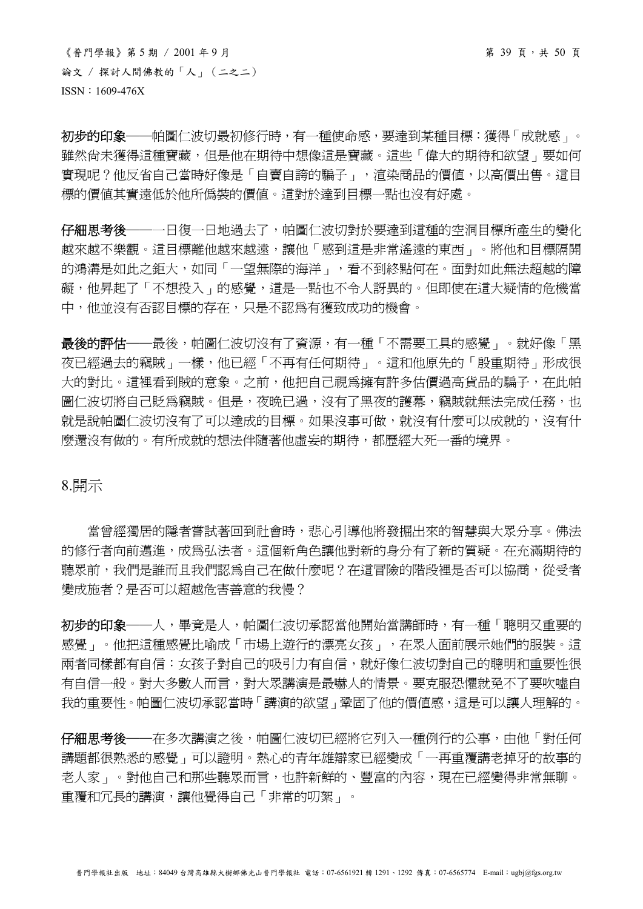**初步的印象**——帕圖仁波切最初修行時，有一種使命感，要達到某種目標：獲得「成就感」。雖然尚未獲得這種寶藏，但是他在期待中想像這是寶藏。這些「偉大的期待和欲望」要如何實現呢？他反省自己當時好像是「自賣自誇的騙子」，渲染商品的價值，以高價出售。這目標的價值其實遠低於他所偽裝的價值。這對於達到目標一點也沒有好處。

**仔細思考後**——一日復一日地過去了，帕圖仁波切對於要達到這種的空洞目標所產生的變化越來越不樂觀。這目標離他越來越遠，讓他「感到這是非常遙遠的東西」。將他和目標隔開的鴻溝是如此之鉅大，如同「一望無際的海洋」，看不到終點何在。面對如此無法超越的障礙，他昇起了「不想投入」的感覺，這是一點也不令人訝異的。但即使在這大疑情的危機當中，他並沒有否認目標的存在，只是不認為有獲致成功的機會。

**最後的評估**——最後，帕圖仁波切沒有了資源，有一種「不需要工具的感覺」。就好像「黑夜已經過去的竊賊」一樣，他已經「不再有任何期待」。這和他原先的「殷重期待」形成很大的對比。這裡看到賊的意象。之前，他把自己視為擁有許多估價過高貨品的騙子，在此帕圖仁波切將自己貶為竊賊。但是，夜晚已過，沒有了黑夜的護幕，竊賊就無法完成任務，也就是說帕圖仁波切沒有了可以達成的目標。如果沒事可做，就沒有什麼可以成就的，沒有什麼還沒有做的。有所成就的想法伴隨著他虛妄的期待，都歷經大死一番的境界。

## 8.開示

當曾經獨居的隱者嘗試著回到社會時，悲心引導他將發掘出來的智慧與大眾分享。佛法的修行者向前邁進，成為弘法者。這個新角色讓他對新的身分有了新的質疑。在充滿期待的聽眾前，我們是誰而且我們認為自己在做什麼呢？在這冒險的階段裡是否可以協商，從受者變成施者？是否可以超越危害善意的我慢？

**初步的印象**——人，畢竟是人，帕圖仁波切承認當他開始當講師時，有一種「聰明又重要的感覺」。他把這種感覺比喻成「市場上遊行的漂亮女孩」，在眾人面前展示她們的服裝。這兩者同樣都有自信：女孩子對自己的吸引力有自信，就好像仁波切對自己的聰明和重要性很有自信一般。對大多數人而言，對大眾講演是最嚇人的情景。要克服恐懼就免不了要吹噓自我的重要性。帕圖仁波切承認當時「講演的欲望」鞏固了他的價值感，這是可以讓人理解的。

**仔細思考後**——在多次講演之後，帕圖仁波切已經將它列入一種例行的公事，由他「對任何講題都很熟悉的感覺」可以證明。熱心的青年雄辯家已經變成「一再重覆講老掉牙的故事的老人家」。對他自己和那些聽眾而言，也許新鮮的、豐富的內容，現在已經變得非常無聊。重覆和冗長的講演，讓他覺得自己「非常的叨絮」。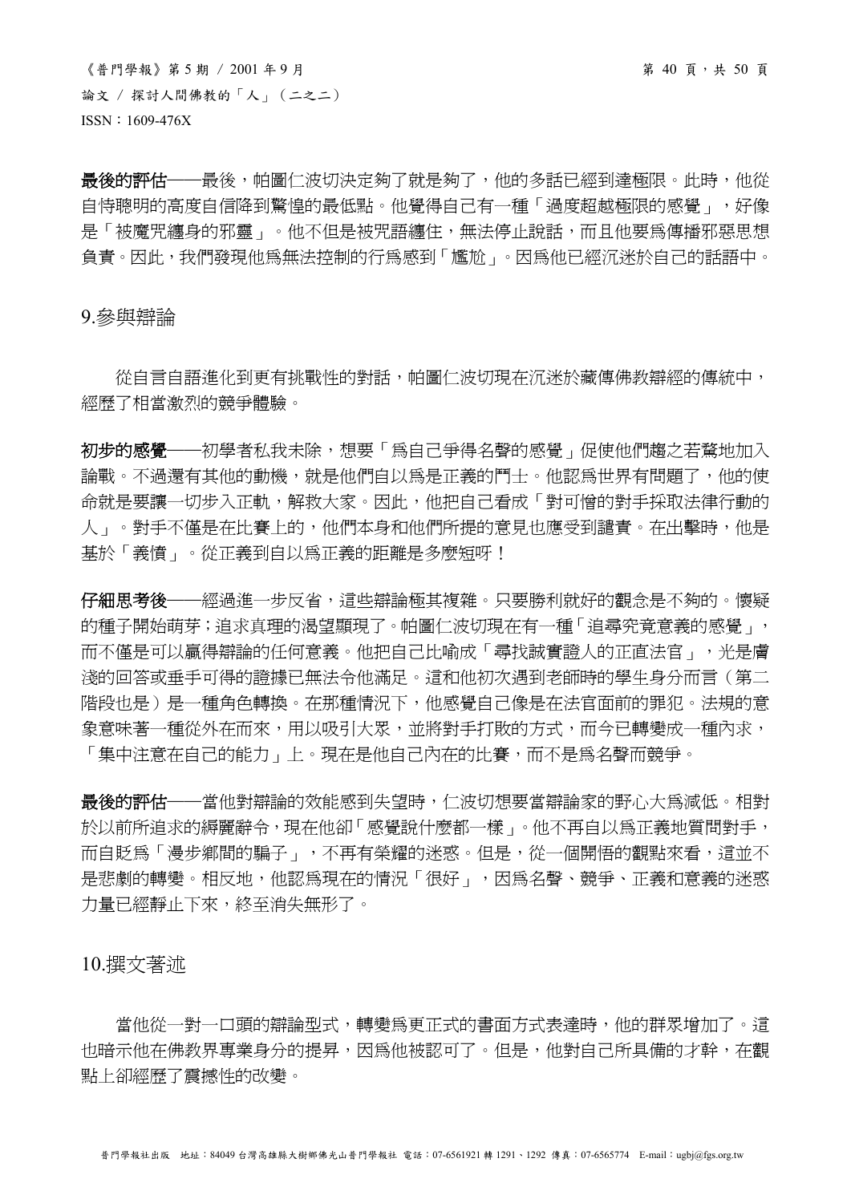**最後的評估**——最後，帕圖仁波切決定夠了就是夠了，他的多話已經到達極限。此時，他從自恃聰明的高度自信降到驚惶的最低點。他覺得自己有一種「過度超越極限的感覺」，好像是「被魔咒纏身的邪靈」。他不但是被咒語纏住，無法停止說話，而且他要爲傳播邪惡思想負責。因此，我們發現他爲無法控制的行爲感到「尷尬」。因爲他已經沉迷於自己的話語中。

## 9.參與辯論

從自言自語進化到更有挑戰性的對話，帕圖仁波切現在沉迷於藏傳佛教辯經的傳統中，經歷了相當激烈的競爭體驗。

**初步的感覺**——初學者私我未除，想要「爲自己爭得名聲的感覺」促使他們趨之若鶩地加入論戰。不過還有其他的動機，就是他們自以爲是正義的鬥士。他認爲世界有問題了，他的使命就是要讓一切步入正軌，解救大家。因此，他把自己看成「對可憎的對手採取法律行動的人」。對手不僅是在比賽上的，他們本身和他們所提的意見也應受到譴責。在出擊時，他是基於「義憤」。從正義到自以爲正義的距離是多麼短呀！

**仔細思考後**——經過進一步反省，這些辯論極其複雜。只要勝利就好的觀念是不夠的。懷疑的種子開始萌芽；追求真理的渴望顯現了。帕圖仁波切現在有一種「追尋究竟意義的感覺」，而不僅是可以贏得辯論的任何意義。他把自己比喻成「尋找誠實證人的正直法官」，光是膚淺的回答或垂手可得的證據已無法令他滿足。這和他初次遇到老師時的學生身分而言（第二階段也是）是一種角色轉換。在那種情況下，他感覺自己像是在法官面前的罪犯。法規的意象意味著一種從外在而來，用以吸引大眾，並將對手打敗的方式，而今已轉變成一種內求，「集中注意在自己的能力」上。現在是他自己內在的比賽，而不是爲名聲而競爭。

**最後的評估**——當他對辯論的效能感到失望時，仁波切想要當辯論家的野心大爲減低。相對於以前所追求的綺麗辭令，現在他卻「感覺說什麼都一樣」。他不再自以爲正義地質問對手，而自貶爲「漫步鄉間的騙子」，不再有榮耀的迷惑。但是，從一個開悟的觀點來看，這並不是悲劇的轉變。相反地，他認爲現在的情況「很好」，因爲名聲、競爭、正義和意義的迷惑力量已經靜止下來，終至消失無形了。

## 10.撰文著述

當他從一對一口頭的辯論型式，轉變爲更正式的書面方式表達時，他的群眾增加了。這也暗示他在佛教界專業身分的提昇，因爲他被認可了。但是，他對自己所具備的才幹，在觀點上卻經歷了震撼性的改變。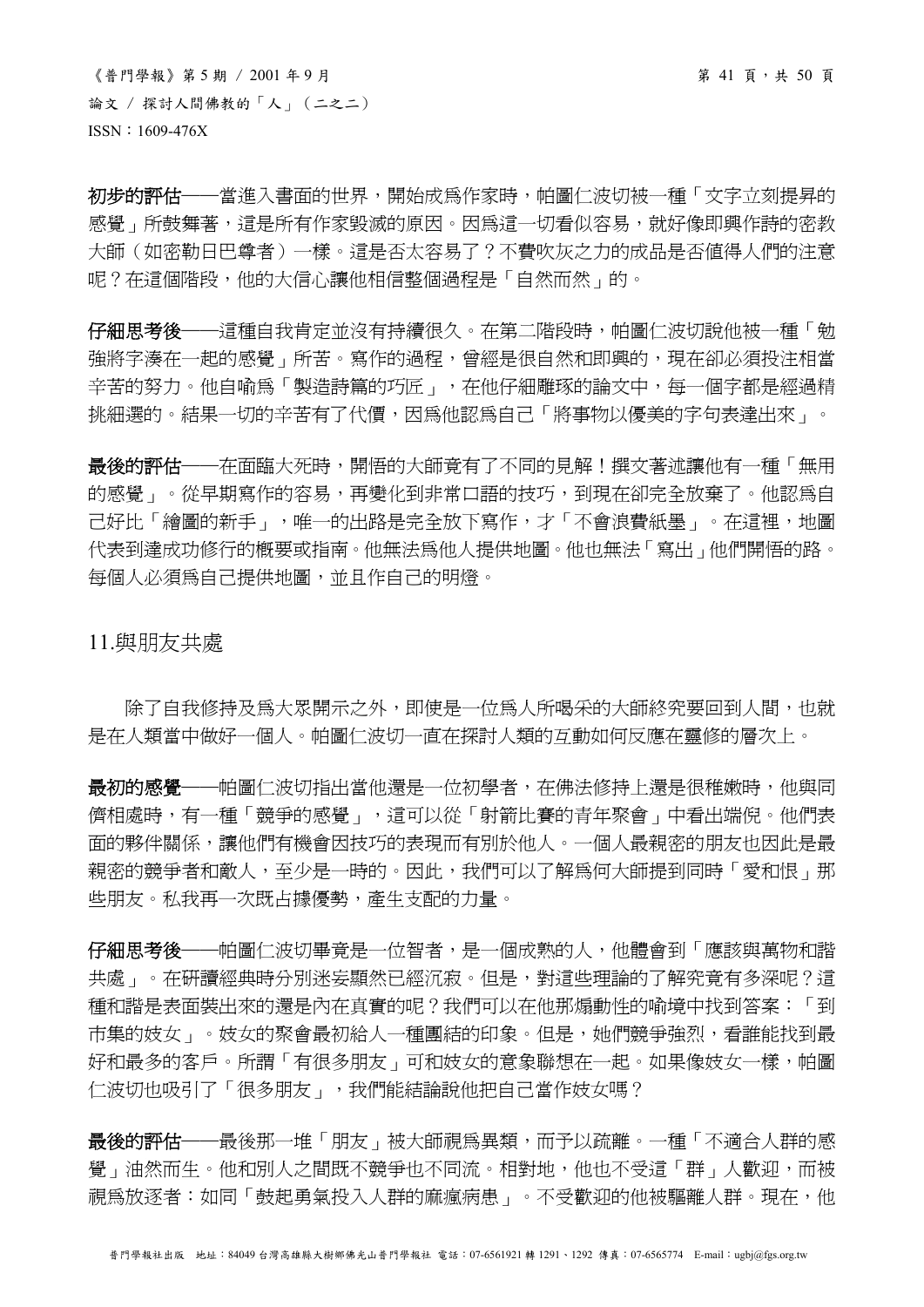**初步的評估**——當進入書面的世界，開始成為作家時，帕圖仁波切被一種「文字立刻提昇的感覺」所鼓舞著，這是所有作家毀滅的原因。因為這一切看似容易，就好像即興作詩的密教大師（如密勒日巴尊者）一樣。這是否太容易了？不費吹灰之力的成品是否值得人們的注意呢？在這個階段，他的大信心讓他相信整個過程是「自然而然」的。

**仔細思考後**——這種自我肯定並沒有持續很久。在第二階段時，帕圖仁波切說他被一種「勉強將字湊在一起的感覺」所苦。寫作的過程，曾經是很自然和即興的，現在卻必須投注相當辛苦的努力。他自喻為「製造詩篇的巧匠」，在他仔細雕琢的論文中，每一個字都是經過精挑細選的。結果一切的辛苦有了代價，因為他認為自己「將事物以優美的字句表達出來」。

**最後的評估**——在面臨大死時，開悟的大師竟有了不同的見解！撰文著述讓他有一種「無用的感覺」。從早期寫作的容易，再變化到非常口語的技巧，到現在卻完全放棄了。他認為自己好比「繪圖的新手」，唯一的出路是完全放下寫作，才「不會浪費紙墨」。在這裡，地圖代表到達成功修行的概要或指南。他無法為他人提供地圖。他也無法「寫出」他們開悟的路。每個人必須為自己提供地圖，並且作自己的明燈。

## 11.與朋友共處

除了自我修持及為大眾開示之外，即使是一位為人所喝采的大師終究要回到人間，也就是在人類當中做好一個人。帕圖仁波切一直在探討人類的互動如何反應在靈修的層次上。

**最初的感覺**——帕圖仁波切指出當他還是一位初學者，在佛法修持上還是很稚嫩時，他與同儕相處時，有一種「競爭的感覺」，這可以從「射箭比賽的青年聚會」中看出端倪。他們表面的夥伴關係，讓他們有機會因技巧的表現而有別於他人。一個人最親密的朋友也因此是最親密的競爭者和敵人，至少是一時的。因此，我們可以了解為何大師提到同時「愛和恨」那些朋友。私我再一次既占據優勢，產生支配的力量。

**仔細思考後**——帕圖仁波切畢竟是一位智者，是一個成熟的人，他體會到「應該與萬物和諧共處」。在研讀經典時分別迷妄顯然已經沉寂。但是，對這些理論的了解究竟有多深呢？這種和諧是表面裝出來的還是內在真實的呢？我們可以在他那煽動性的喻境中找到答案：「到市集的妓女」。妓女的聚會最初給人一種團結的印象。但是，她們競爭強烈，看誰能找到最好和最多的客戶。所謂「有很多朋友」可和妓女的意象聯想在一起。如果像妓女一樣，帕圖仁波切也吸引了「很多朋友」，我們能結論說他把自己當作妓女嗎？

**最後的評估**——最後那一堆「朋友」被大師視為異類，而予以疏離。一種「不適合人群的感覺」油然而生。他和別人之間既不競爭也不同流。相對地，他也不受這「群」人歡迎，而被視為放逐者：如同「鼓起勇氣投入人群的痲瘋病患」。不受歡迎的他被驅離人群。現在，他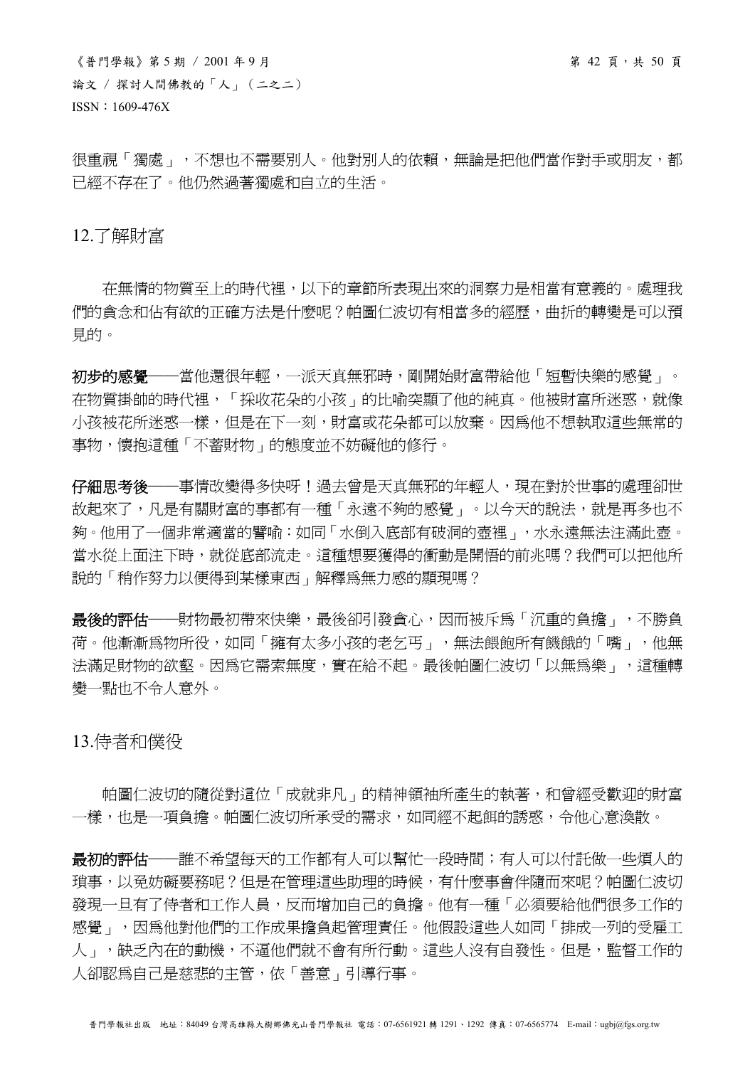很重視「獨處」，不想也不需要別人。他對別人的依賴，無論是把他們當作對手或朋友，都已經不存在了。他仍然過著獨處和自立的生活。

## 12.了解財富

在無情的物質至上的時代裡，以下的章節所表現出來的洞察力是相當有意義的。處理我們的貪念和佔有欲的正確方法是什麼呢？帕圖仁波切有相當多的經歷，曲折的轉變是可以預見的。

**初步的感覺**——當他還很年輕，一派天真無邪時，剛開始財富帶給他「短暫快樂的感覺」。在物質掛帥的時代裡，「採收花朵的小孩」的比喻突顯了他的純真。他被財富所迷惑，就像小孩被花所迷惑一樣，但是在下一刻，財富或花朵都可以放棄。因為他不想執取這些無常的事物，懷抱這種「不蓄財物」的態度並不妨礙他的修行。

**仔細思考後**——事情改變得多快呀！過去曾是天真無邪的年輕人，現在對於世事的處理卻世故起來了，凡是有關財富的事都有一種「永遠不夠的感覺」。以今天的說法，就是再多也不夠。他用了一個非常適當的譬喻：如同「水倒入底部有破洞的壺裡」，水永遠無法注滿此壺。當水從上面注下時，就從底部流走。這種想要獲得的衝動是開悟的前兆嗎？我們可以把他所說的「稍作努力以便得到某樣東西」解釋為無力感的顯現嗎？

**最後的評估**——財物最初帶來快樂，最後卻引發貪心，因而被斥為「沉重的負擔」，不勝負荷。他漸漸為物所役，如同「擁有太多小孩的老乞丐」，無法餵飽所有饑餓的「嘴」，他無法滿足財物的欲壑。因為它需索無度，實在給不起。最後帕圖仁波切「以無為樂」，這種轉變一點也不令人意外。

## 13.侍者和僕役

帕圖仁波切的隨從對這位「成就非凡」的精神領袖所產生的執著，和曾經受歡迎的財富一樣，也是一項負擔。帕圖仁波切所承受的需求，如同經不起餌的誘惑，令他心意渙散。

**最初的評估**——誰不希望每天的工作都有人可以幫忙一段時間；有人可以付託做一些煩人的瑣事，以免妨礙要務呢？但是在管理這些助理的時候，有什麼事會伴隨而來呢？帕圖仁波切發現一旦有了侍者和工作人員，反而增加自己的負擔。他有一種「必須要給他們很多工作的感覺」，因為他對他們的工作成果擔負起管理責任。他假設這些人如同「排成一列的受雇工人」，缺乏內在的動機，不逼他們就不會有所行動。這些人沒有自發性。但是，監督工作的人卻認為自己是慈悲的主管，依「善意」引導行事。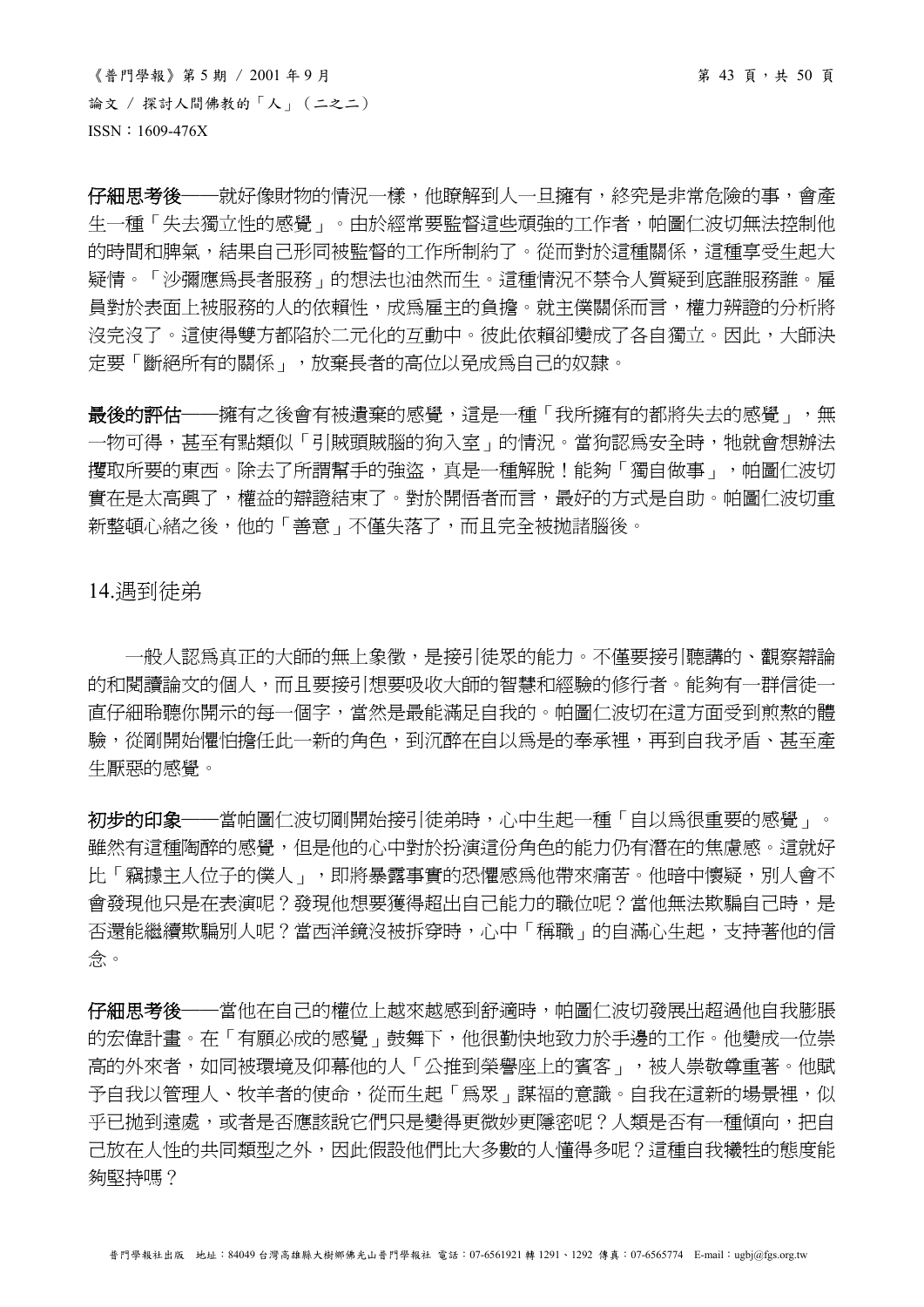**仔細思考後**——就好像財物的情況一樣，他瞭解到人一旦擁有，終究是非常危險的事，會產生一種「失去獨立性的感覺」。由於經常要監督這些頑強的工作者，帕圖仁波切無法控制他的時間和脾氣，結果自己形同被監督的工作所制約了。從而對於這種關係，這種享受生起大疑情。「沙彌應爲長者服務」的想法也油然而生。這種情況不禁令人質疑到底誰服務誰。雇員對於表面上被服務的人的依賴性，成爲雇主的負擔。就主僕關係而言，權力辨證的分析將沒完沒了。這使得雙方都陷於二元化的互動中。彼此依賴卻變成了各自獨立。因此，大師決定要「斷絕所有的關係」，放棄長者的高位以免成爲自己的奴隸。

**最後的評估**——擁有之後會有被遺棄的感覺，這是一種「我所擁有的都將失去的感覺」，無一物可得，甚至有點類似「引賊頭賊腦的狗入室」的情況。當狗認爲安全時，牠就會想辦法攫取所要的東西。除去了所謂幫手的強盜，真是一種解脫！能夠「獨自做事」，帕圖仁波切實在是太高興了，權益的辯證結束了。對於開悟者而言，最好的方式是自助。帕圖仁波切重新整頓心緒之後，他的「善意」不僅失落了，而且完全被拋諸腦後。

## 14.遇到徒弟

一般人認爲真正的大師的無上象徵，是接引徒眾的能力。不僅要接引聽講的、觀察辯論的和閱讀論文的個人，而且要接引想要吸收大師的智慧和經驗的修行者。能夠有一群信徒一直仔細聆聽你開示的每一個字，當然是最能滿足自我的。帕圖仁波切在這方面受到煎熬的體驗，從剛開始懼怕擔任此一新的角色，到沉醉在自以爲是的奉承裡，再到自我矛盾、甚至產生厭惡的感覺。

**初步的印象**——當帕圖仁波切剛開始接引徒弟時，心中生起一種「自以爲很重要的感覺」。雖然有這種陶醉的感覺，但是他的心中對於扮演這份角色的能力仍有潛在的焦慮感。這就好比「竊據主人位子的僕人」，即將暴露事實的恐懼感爲他帶來痛苦。他暗中懷疑，別人會不會發現他只是在表演呢？發現他想要獲得超出自己能力的職位呢？當他無法欺騙自己時，是否還能繼續欺騙別人呢？當西洋鏡沒被拆穿時，心中「稱職」的自滿心生起，支持著他的信念。

**仔細思考後**——當他在自己的權位上越來越感到舒適時，帕圖仁波切發展出超過他自我膨脹的宏偉計畫。在「有願必成的感覺」鼓舞下，他很勤快地致力於手邊的工作。他變成一位崇高的外來者，如同被環境及仰慕他的人「公推到榮譽座上的賓客」，被人崇敬尊重著。他賦予自我以管理人、牧羊者的使命，從而生起「爲眾」謀福的意識。自我在這新的場景裡，似乎已拋到遠處，或者是否應該說它們只是變得更微妙更隱密呢？人類是否有一種傾向，把自己放在人性的共同類型之外，因此假設他們比大多數的人懂得多呢？這種自我犧牲的態度能夠堅持嗎？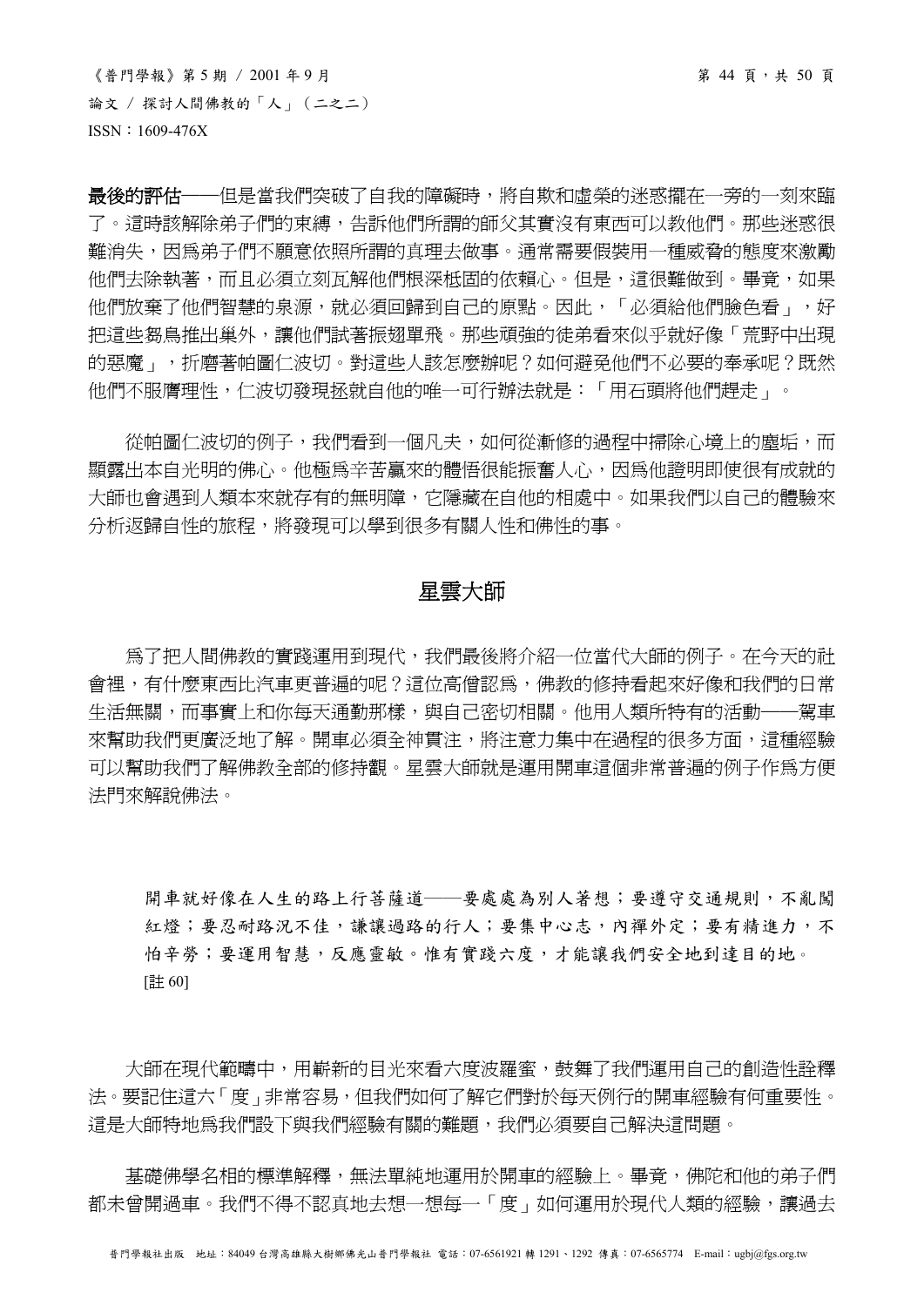**最後的評估**——但是當我們突破了自我的障礙時，將自欺和虛榮的迷惑擺在一旁的一刻來臨了。這時該解除弟子們的束縛，告訴他們所謂的師父其實沒有東西可以教他們。那些迷惑很難消失，因爲弟子們不願意依照所謂的真理去做事。通常需要假裝用一種威脅的態度來激勵他們去除執著，而且必須立刻瓦解他們根深柢固的依賴心。但是，這很難做到。畢竟，如果他們放棄了他們智慧的泉源，就必須回歸到自己的原點。因此，「必須給他們臉色看」，好把這些芻鳥推出巢外，讓他們試著振翅單飛。那些頑強的徒弟看來似乎就好像「荒野中出現的惡魔」，折磨著帕圖仁波切。對這些人該怎麼辦呢？如何避免他們不必要的奉承呢？既然他們不服膺理性，仁波切發現拯救自他的唯一可行辦法就是：「用石頭將他們趕走」。

從帕圖仁波切的例子，我們看到一個凡夫，如何從漸修的過程中掃除心境上的塵垢，而顯露出本自光明的佛心。他極爲辛苦贏來的體悟很能振奮人心，因爲他證明即使很有成就的大師也會遇到人類本來就存有的無明障，它隱藏在自他的相處中。如果我們以自己的體驗來分析返歸自性的旅程，將發現可以學到很多有關人性和佛性的事。

## 星雲大師

爲了把人間佛教的實踐運用到現代，我們最後將介紹一位當代大師的例子。在今天的社會裡，有什麼東西比汽車更普遍的呢？這位高僧認爲，佛教的修持看起來好像和我們的日常生活無關，而事實上和你每天通勤那樣，與自己密切相關。他用人類所特有的活動——駕車來幫助我們更廣泛地了解。開車必須全神貫注，將注意力集中在過程的很多方面，這種經驗可以幫助我們了解佛教全部的修持觀。星雲大師就是運用開車這個非常普遍的例子作爲方便法門來解說佛法。

> 開車就好像在人生的路上行菩薩道——要處處為別人著想；要遵守交通規則，不亂闖紅燈；要忍耐路況不佳，謙讓過路的行人；要集中心志，內禪外定；要有精進力，不怕辛勞；要運用智慧，反應靈敏。惟有實踐六度，才能讓我們安全地到達目的地。[註 60]

大師在現代範疇中，用嶄新的目光來看六度波羅蜜，鼓舞了我們運用自己的創造性詮釋法。要記住這六「度」非常容易，但我們如何了解它們對於每天例行的開車經驗有何重要性。這是大師特地爲我們設下與我們經驗有關的難題，我們必須要自己解決這問題。

基礎佛學名相的標準解釋，無法單純地運用於開車的經驗上。畢竟，佛陀和他的弟子們都未曾開過車。我們不得不認真地去想一想每一「度」如何運用於現代人類的經驗，讓過去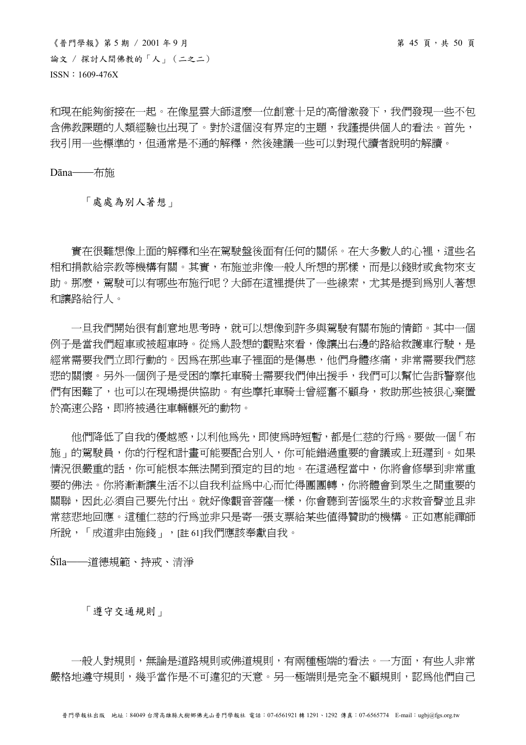和現在能夠銜接在一起。在像星雲大師這麼一位創意十足的高僧激發下，我們發現一些不包含佛教課題的人類經驗也出現了。對於這個沒有界定的主題，我謹提供個人的看法。首先，我引用一些標準的，但通常是不通的解釋，然後建議一些可以對現代讀者說明的解讀。

Dāna——布施

「處處為別人著想」

實在很難想像上面的解釋和坐在駕駛盤後面有任何的關係。在大多數人的心裡，這些名相和捐款給宗教等機構有關。其實，布施並非像一般人所想的那樣，而是以錢財或食物來支助。那麼，駕駛可以有哪些布施行呢？大師在這裡提供了一些線索，尤其是提到為別人著想和讓路給行人。

一旦我們開始很有創意地思考時，就可以想像到許多與駕駛有關布施的情節。其中一個例子是當我們超車或被超車時。從為人設想的觀點來看，像讓出右邊的路給救護車行駛，是經常需要我們立即行動的。因為在那些車子裡面的是傷患，他們身體疼痛，非常需要我們慈悲的關懷。另外一個例子是受困的摩托車騎士需要我們伸出援手，我們可以幫忙告訴警察他們有困難了，也可以在現場提供協助。有些摩托車騎士曾經奮不顧身，救助那些被狠心棄置於高速公路，即將被過往車輛輾死的動物。

他們降低了自我的優越感，以利他為先，即使為時短暫，都是仁慈的行為。要做一個「布施」的駕駛員，你的行程和計畫可能要配合別人，你可能錯過重要的會議或上班遲到。如果情況很嚴重的話，你可能根本無法開到預定的目的地。在這過程當中，你將會修學到非常重要的佛法。你將漸漸讓生活不以自我利益為中心而忙得團團轉，你將體會到眾生之間重要的關聯，因此必須自己要先付出。就好像觀音菩薩一樣，你會聽到苦惱眾生的求救音聲並且非常慈悲地回應。這種仁慈的行為並非只是寄一張支票給某些值得贊助的機構。正如惠能禪師所說，「成道非由施錢」，[註 61]我們應該奉獻自我。

Śīla——道德規範、持戒、清淨

「遵守交通規則」

一般人對規則，無論是道路規則或佛道規則，有兩種極端的看法。一方面，有些人非常嚴格地遵守規則，幾乎當作是不可違犯的天意。另一極端則是完全不顧規則，認為他們自己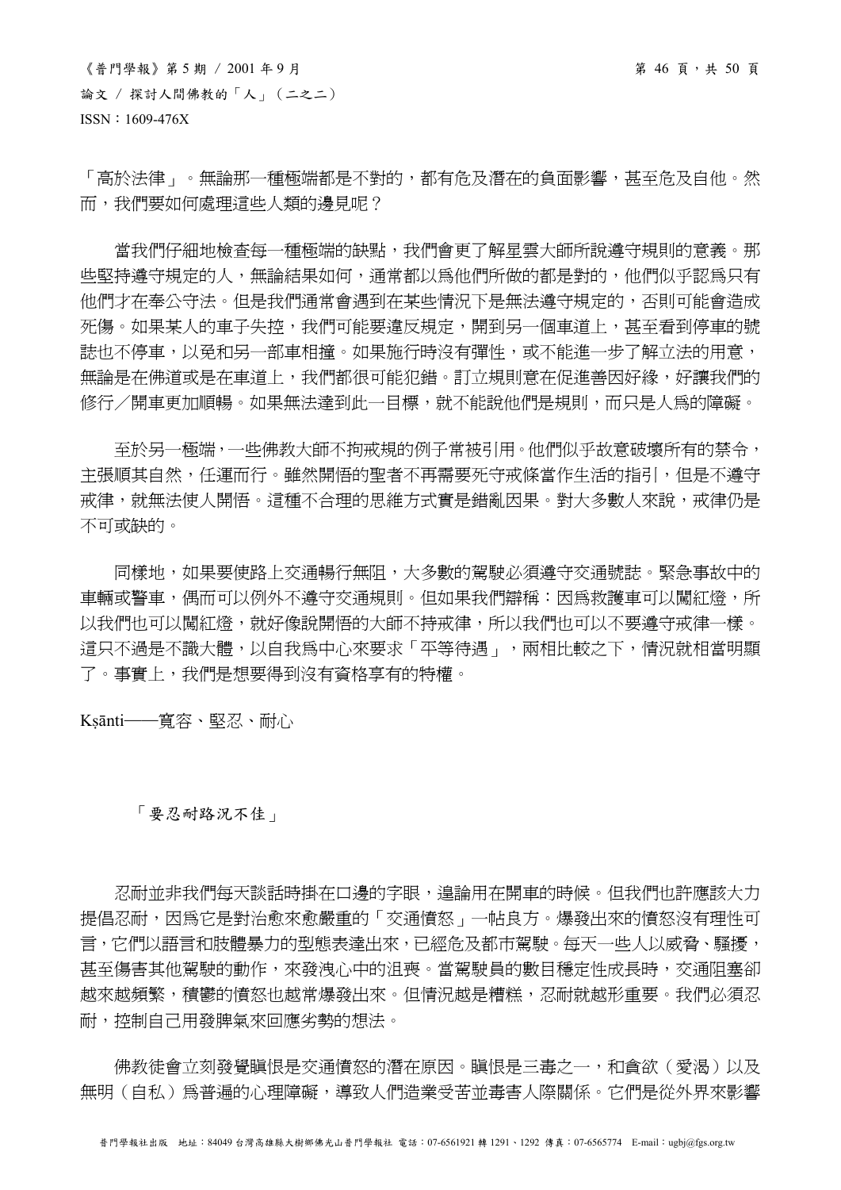「高於法律」。無論那一種極端都是不對的，都有危及潛在的負面影響，甚至危及自他。然而，我們要如何處理這些人類的邊見呢？

當我們仔細地檢查每一種極端的缺點，我們會更了解星雲大師所說遵守規則的意義。那些堅持遵守規定的人，無論結果如何，通常都以為他們所做的都是對的，他們似乎認為只有他們才在奉公守法。但是我們通常會遇到在某些情況下是無法遵守規定的，否則可能會造成死傷。如果某人的車子失控，我們可能要違反規定，開到另一個車道上，甚至看到停車的號誌也不停車，以免和另一部車相撞。如果施行時沒有彈性，或不能進一步了解立法的用意，無論是在佛道或是在車道上，我們都很可能犯錯。訂立規則意在促進善因好緣，好讓我們的修行／開車更加順暢。如果無法達到此一目標，就不能說他們是規則，而只是人為的障礙。

至於另一極端，一些佛教大師不拘戒規的例子常被引用。他們似乎故意破壞所有的禁令，主張順其自然，任運而行。雖然開悟的聖者不再需要死守戒條當作生活的指引，但是不遵守戒律，就無法使人開悟。這種不合理的思維方式實是錯亂因果。對大多數人來說，戒律仍是不可或缺的。

同樣地，如果要使路上交通暢行無阻，大多數的駕駛必須遵守交通號誌。緊急事故中的車輛或警車，偶而可以例外不遵守交通規則。但如果我們辯稱：因為救護車可以闖紅燈，所以我們也可以闖紅燈，就好像說開悟的大師不持戒律，所以我們也可以不要遵守戒律一樣。這只不過是不識大體，以自我為中心來要求「平等待遇」，兩相比較之下，情況就相當明顯了。事實上，我們是想要得到沒有資格享有的特權。

## Kṣānti——寬容、堅忍、耐心

「要忍耐路況不佳」

忍耐並非我們每天談話時掛在口邊的字眼，遑論用在開車的時候。但我們也許應該大力提倡忍耐，因為它是對治愈來愈嚴重的「交通憤怒」一帖良方。爆發出來的憤怒沒有理性可言，它們以語言和肢體暴力的型態表達出來，已經危及都市駕駛。每天一些人以威脅、騷擾，甚至傷害其他駕駛的動作，來發洩心中的沮喪。當駕駛員的數目穩定性成長時，交通阻塞卻越來越頻繁，積鬱的憤怒也越常爆發出來。但情況越是糟糕，忍耐就越形重要。我們必須忍耐，控制自己用發脾氣來回應劣勢的想法。

佛教徒會立刻發覺瞋恨是交通憤怒的潛在原因。瞋恨是三毒之一，和貪欲（愛渴）以及無明（自私）為普遍的心理障礙，導致人們造業受苦並毒害人際關係。它們是從外界來影響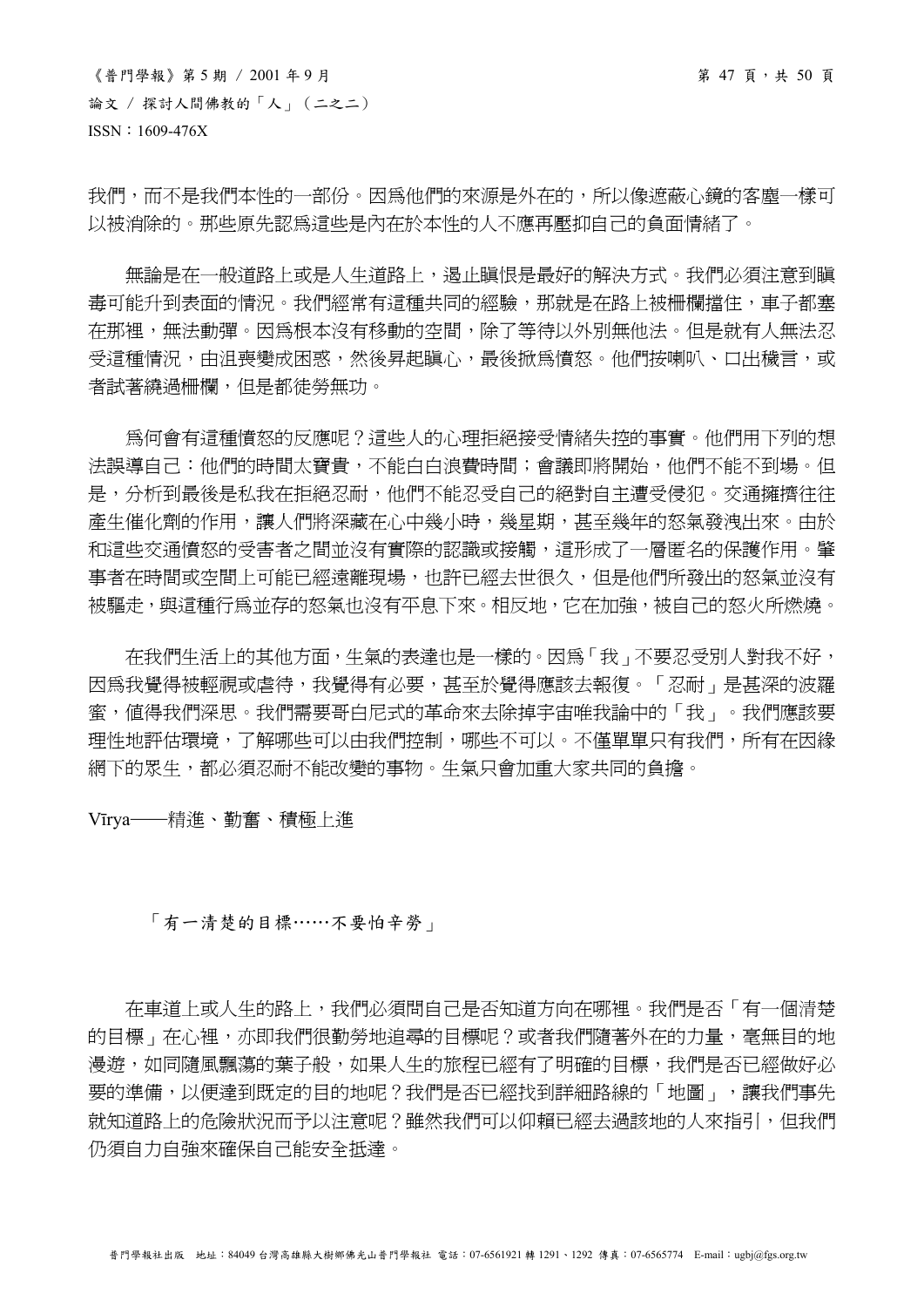我們，而不是我們本性的一部份。因為他們的來源是外在的，所以像遮蔽心鏡的客塵一樣可以被消除的。那些原先認為這些是內在於本性的人不應再壓抑自己的負面情緒了。

無論是在一般道路上或是人生道路上，遏止瞋恨是最好的解決方式。我們必須注意到瞋毒可能升到表面的情況。我們經常有這種共同的經驗，那就是在路上被柵欄擋住，車子都塞在那裡，無法動彈。因為根本沒有移動的空間，除了等待以外別無他法。但是就有人無法忍受這種情況，由沮喪變成困惑，然後昇起瞋心，最後掀為憤怒。他們按喇叭、口出穢言，或者試著繞過柵欄，但是都徒勞無功。

為何會有這種憤怒的反應呢？這些人的心理拒絕接受情緒失控的事實。他們用下列的想法誤導自己：他們的時間太寶貴，不能白白浪費時間；會議即將開始，他們不能不到場。但是，分析到最後是私我在拒絕忍耐，他們不能忍受自己的絕對自主遭受侵犯。交通擁擠往往產生催化劑的作用，讓人們將深藏在心中幾小時，幾星期，甚至幾年的怒氣發洩出來。由於和這些交通憤怒的受害者之間並沒有實際的認識或接觸，這形成了一層匿名的保護作用。肇事者在時間或空間上可能已經遠離現場，也許已經去世很久，但是他們所發出的怒氣並沒有被驅走，與這種行為並存的怒氣也沒有平息下來。相反地，它在加強，被自己的怒火所燃燒。

在我們生活上的其他方面，生氣的表達也是一樣的。因為「我」不要忍受別人對我不好，因為我覺得被輕視或虐待，我覺得有必要，甚至於覺得應該去報復。「忍耐」是甚深的波羅蜜，值得我們深思。我們需要哥白尼式的革命來去除掉宇宙唯我論中的「我」。我們應該要理性地評估環境，了解哪些可以由我們控制，哪些不可以。不僅單單只有我們，所有在因緣網下的眾生，都必須忍耐不能改變的事物。生氣只會加重大家共同的負擔。

Vīrya——精進、勤奮、積極上進

「有一清楚的目標……不要怕辛勞」

在車道上或人生的路上，我們必須問自己是否知道方向在哪裡。我們是否「有一個清楚的目標」在心裡，亦即我們很勤勞地追尋的目標呢？或者我們隨著外在的力量，毫無目的地漫遊，如同隨風飄蕩的葉子般，如果人生的旅程已經有了明確的目標，我們是否已經做好必要的準備，以便達到既定的目的地呢？我們是否已經找到詳細路線的「地圖」，讓我們事先就知道路上的危險狀況而予以注意呢？雖然我們可以仰賴已經去過該地的人來指引，但我們仍須自力自強來確保自己能安全抵達。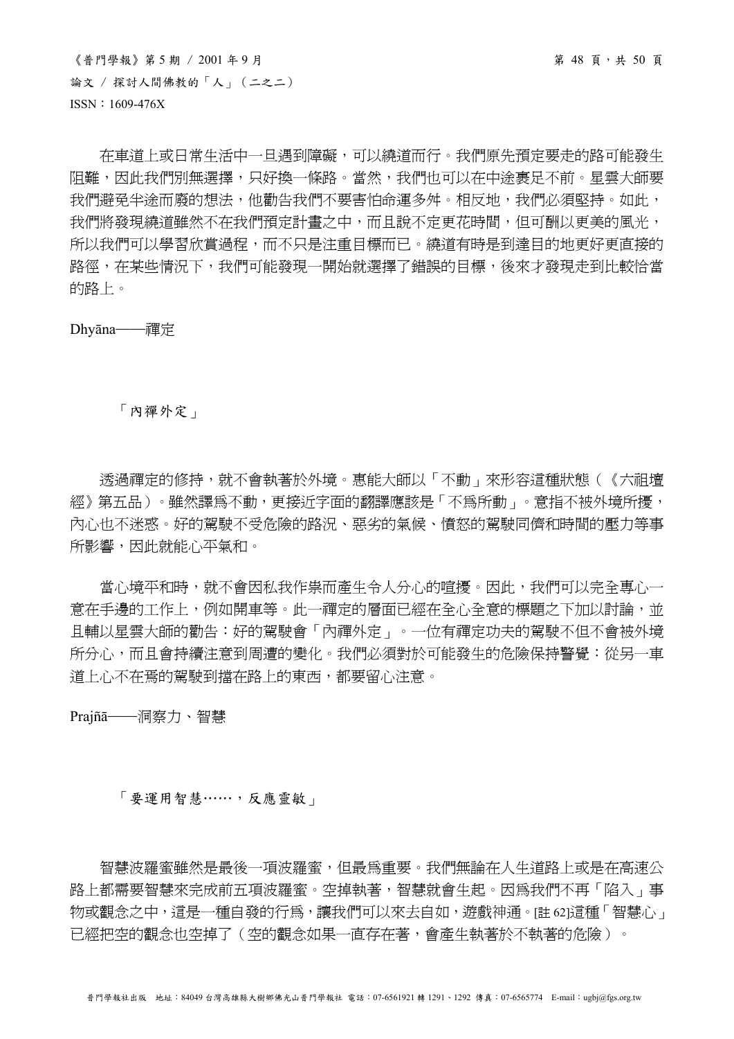在車道上或日常生活中一旦遇到障礙，可以繞道而行。我們原先預定要走的路可能發生阻難，因此我們別無選擇，只好換一條路。當然，我們也可以在中途裹足不前。星雲大師要我們避免半途而廢的想法，他勸告我們不要害怕命運多舛。相反地，我們必須堅持。如此，我們將發現繞道雖然不在我們預定計畫之中，而且說不定更花時間，但可酬以更美的風光，所以我們可以學習欣賞過程，而不只是注重目標而已。繞道有時是到達目的地更好更直接的路徑，在某些情況下，我們可能發現一開始就選擇了錯誤的目標，後來才發現走到比較恰當的路上。

## Dhyāna——禪定

「內禪外定」

透過禪定的修持，就不會執著於外境。惠能大師以「不動」來形容這種狀態（《六祖壇經》第五品）。雖然譯為不動，更接近字面的翻譯應該是「不為所動」。意指不被外境所擾，內心也不迷惑。好的駕駛不受危險的路況、惡劣的氣候、憤怒的駕駛同儕和時間的壓力等事所影響，因此就能心平氣和。

當心境平和時，就不會因私我作祟而產生令人分心的喧擾。因此，我們可以完全專心一意在手邊的工作上，例如開車等。此一禪定的層面已經在全心全意的標題之下加以討論，並且輔以星雲大師的勸告：好的駕駛會「內禪外定」。一位有禪定功夫的駕駛不但不會被外境所分心，而且會持續注意到周遭的變化。我們必須對於可能發生的危險保持警覺：從另一車道上心不在焉的駕駛到擋在路上的東西，都要留心注意。

## Prajñā——洞察力、智慧

「要運用智慧……，反應靈敏」

智慧波羅蜜雖然是最後一項波羅蜜，但最為重要。我們無論在人生道路上或是在高速公路上都需要智慧來完成前五項波羅蜜。空掉執著，智慧就會生起。因為我們不再「陷入」事物或觀念之中，這是一種自發的行為，讓我們可以來去自如，遊戲神通。[註 62]這種「智慧心」已經把空的觀念也空掉了（空的觀念如果一直存在著，會產生執著於不執著的危險）。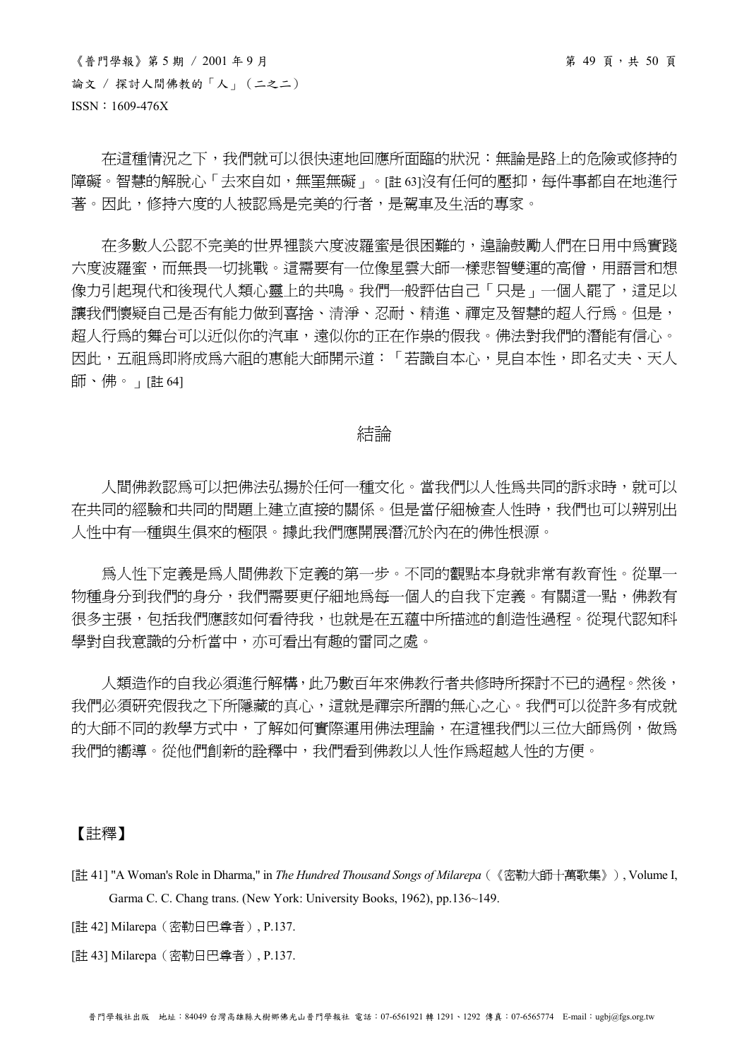在這種情況之下，我們就可以很快速地回應所面臨的狀況：無論是路上的危險或修持的障礙。智慧的解脫心「去來自如，無罣無礙」。[註 63]沒有任何的壓抑，每件事都自在地進行著。因此，修持六度的人被認爲是完美的行者，是駕車及生活的專家。

在多數人公認不完美的世界裡談六度波羅蜜是很困難的，遑論鼓勵人們在日用中爲實踐六度波羅蜜，而無畏一切挑戰。這需要有一位像星雲大師一樣悲智雙運的高僧，用語言和想像力引起現代和後現代人類心靈上的共鳴。我們一般評估自己「只是」一個人罷了，這足以讓我們懷疑自己是否有能力做到喜捨、清淨、忍耐、精進、禪定及智慧的超人行爲。但是，超人行爲的舞台可以近似你的汽車，遠似你的正在作祟的假我。佛法對我們的潛能有信心。因此，五祖爲即將成爲六祖的惠能大師開示道：「若識自本心，見自本性，即名丈夫、天人師、佛。」[註 64]

## 結論

人間佛教認爲可以把佛法弘揚於任何一種文化。當我們以人性爲共同的訴求時，就可以在共同的經驗和共同的問題上建立直接的關係。但是當仔細檢查人性時，我們也可以辨別出人性中有一種與生俱來的極限。據此我們應開展潛沉於內在的佛性根源。

爲人性下定義是爲人間佛教下定義的第一步。不同的觀點本身就非常有教育性。從單一物種身分到我們的身分，我們需要更仔細地爲每一個人的自我下定義。有關這一點，佛教有很多主張，包括我們應該如何看待我，也就是在五蘊中所描述的創造性過程。從現代認知科學對自我意識的分析當中，亦可看出有趣的雷同之處。

人類造作的自我必須進行解構，此乃數百年來佛教行者共修時所探討不已的過程。然後，我們必須研究假我之下所隱藏的真心，這就是禪宗所謂的無心之心。我們可以從許多有成就的大師不同的教學方式中，了解如何實際運用佛法理論，在這裡我們以三位大師爲例，做爲我們的嚮導。從他們創新的詮釋中，我們看到佛教以人性作爲超越人性的方便。

## 【註釋】

[註 41] "A Woman's Role in Dharma," in *The Hundred Thousand Songs of Milarepa*（《密勒大師十萬歌集》）, Volume I, Garma C. C. Chang trans. (New York: University Books, 1962), pp.136~149.

[註 42] Milarepa（密勒日巴尊者）, P.137.

[註 43] Milarepa（密勒日巴尊者）, P.137.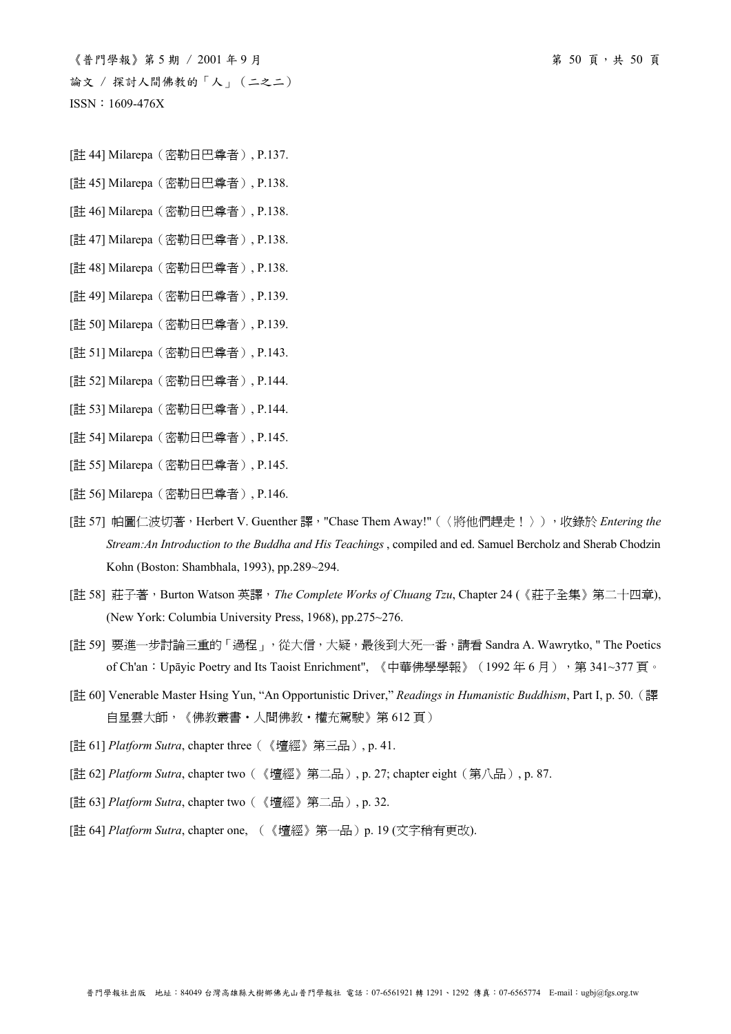[註 44] Milarepa（密勒日巴尊者）, P.137.

[註 45] Milarepa（密勒日巴尊者）, P.138.

[註 46] Milarepa（密勒日巴尊者）, P.138.

[註 47] Milarepa（密勒日巴尊者）, P.138.

[註 48] Milarepa（密勒日巴尊者）, P.138.

[註 49] Milarepa（密勒日巴尊者）, P.139.

[註 50] Milarepa（密勒日巴尊者）, P.139.

[註 51] Milarepa（密勒日巴尊者）, P.143.

[註 52] Milarepa（密勒日巴尊者）, P.144.

[註 53] Milarepa（密勒日巴尊者）, P.144.

[註 54] Milarepa（密勒日巴尊者）, P.145.

[註 55] Milarepa（密勒日巴尊者）, P.145.

[註 56] Milarepa（密勒日巴尊者）, P.146.

[註 57] 帕圖仁波切著，Herbert V. Guenther 譯，"Chase Them Away!"（〈將他們趕走！〉），收錄於 *Entering the Stream:An Introduction to the Buddha and His Teachings* , compiled and ed. Samuel Bercholz and Sherab Chodzin Kohn (Boston: Shambhala, 1993), pp.289~294.

[註 58] 莊子著，Burton Watson 英譯，*The Complete Works of Chuang Tzu*, Chapter 24 (《莊子全集》第二十四章), (New York: Columbia University Press, 1968), pp.275~276.

[註 59] 要進一步討論三重的「過程」，從大信，大疑，最後到大死一番，請看 Sandra A. Wawrytko, " The Poetics of Ch'an：Upāyic Poetry and Its Taoist Enrichment", 《中華佛學學報》（1992 年 6 月），第 341~377 頁。

[註 60] Venerable Master Hsing Yun, “An Opportunistic Driver,” *Readings in Humanistic Buddhism*, Part I, p. 50.（譯自星雲大師，《佛教叢書・人間佛教・權充駕駛》第 612 頁）

[註 61] *Platform Sutra*, chapter three（《壇經》第三品）, p. 41.

[註 62] *Platform Sutra*, chapter two（《壇經》第二品）, p. 27; chapter eight（第八品）, p. 87.

[註 63] *Platform Sutra*, chapter two（《壇經》第二品）, p. 32.

[註 64] *Platform Sutra*, chapter one, （《壇經》第一品）p. 19 (文字稍有更改).